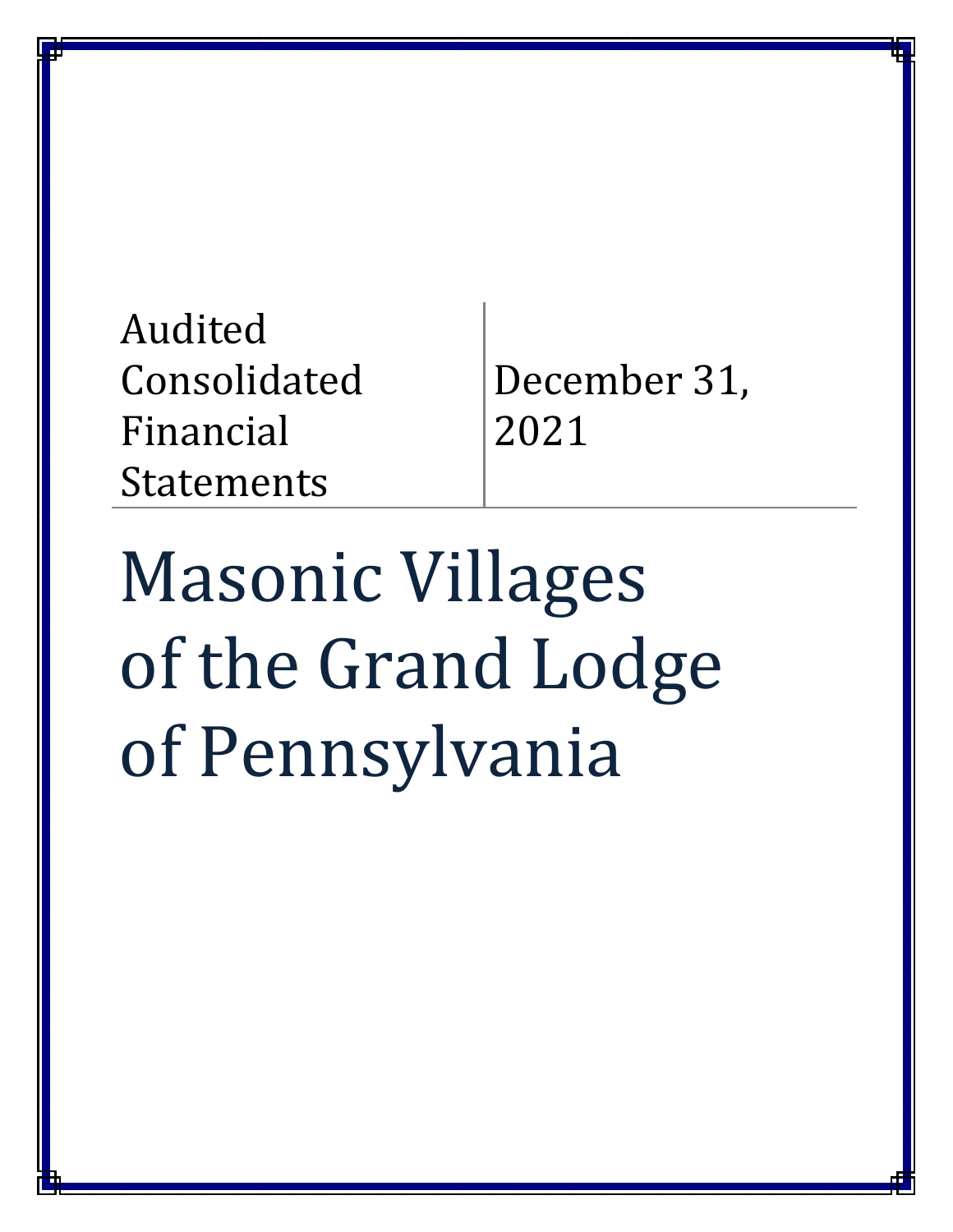Audited Consolidated Financial Statements

December 31, 2021

# Masonic Villages of the Grand Lodge of Pennsylvania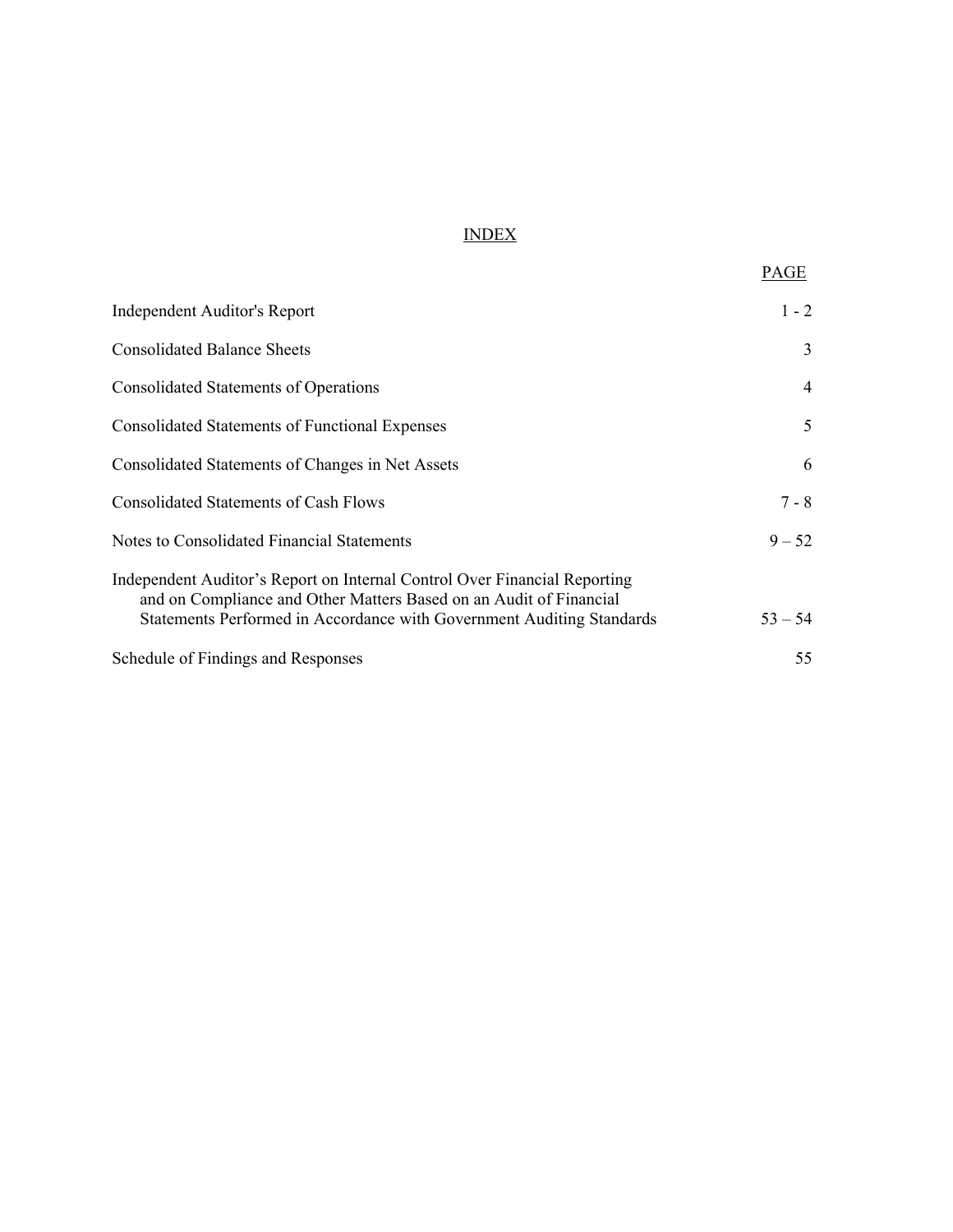# INDEX

| | PAGE |
|---|---|
| Independent Auditor's Report | 1 - 2 |
| Consolidated Balance Sheets | 3 |
| Consolidated Statements of Operations | 4 |
| Consolidated Statements of Functional Expenses | 5 |
| Consolidated Statements of Changes in Net Assets | 6 |
| Consolidated Statements of Cash Flows | 7 - 8 |
| Notes to Consolidated Financial Statements | 9 – 52 |
| Independent Auditor's Report on Internal Control Over Financial Reporting and on Compliance and Other Matters Based on an Audit of Financial Statements Performed in Accordance with Government Auditing Standards | 53 – 54 |
| Schedule of Findings and Responses | 55 |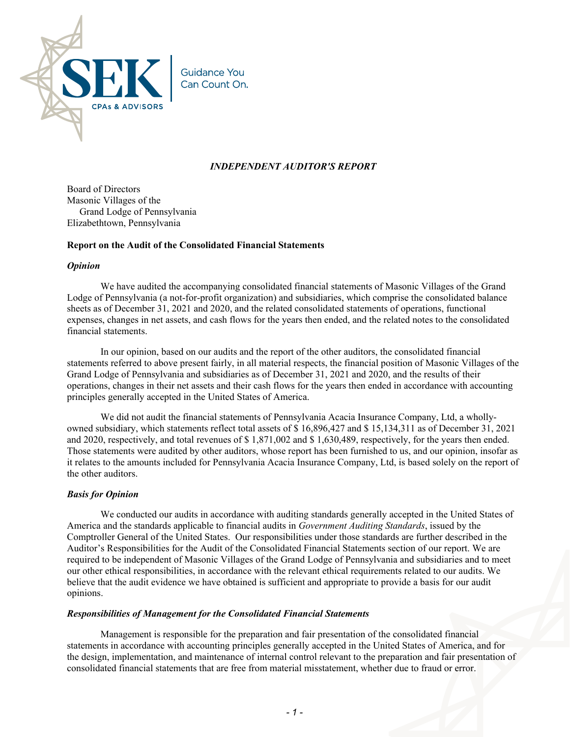# INDEPENDENT AUDITOR'S REPORT

Board of Directors
Masonic Villages of the
Grand Lodge of Pennsylvania
Elizabethtown, Pennsylvania

**Report on the Audit of the Consolidated Financial Statements**

***Opinion***

We have audited the accompanying consolidated financial statements of Masonic Villages of the Grand Lodge of Pennsylvania (a not-for-profit organization) and subsidiaries, which comprise the consolidated balance sheets as of December 31, 2021 and 2020, and the related consolidated statements of operations, functional expenses, changes in net assets, and cash flows for the years then ended, and the related notes to the consolidated financial statements.

In our opinion, based on our audits and the report of the other auditors, the consolidated financial statements referred to above present fairly, in all material respects, the financial position of Masonic Villages of the Grand Lodge of Pennsylvania and subsidiaries as of December 31, 2021 and 2020, and the results of their operations, changes in their net assets and their cash flows for the years then ended in accordance with accounting principles generally accepted in the United States of America.

We did not audit the financial statements of Pennsylvania Acacia Insurance Company, Ltd, a wholly-owned subsidiary, which statements reflect total assets of $ 16,896,427 and $ 15,134,311 as of December 31, 2021 and 2020, respectively, and total revenues of $ 1,871,002 and $ 1,630,489, respectively, for the years then ended. Those statements were audited by other auditors, whose report has been furnished to us, and our opinion, insofar as it relates to the amounts included for Pennsylvania Acacia Insurance Company, Ltd, is based solely on the report of the other auditors.

***Basis for Opinion***

We conducted our audits in accordance with auditing standards generally accepted in the United States of America and the standards applicable to financial audits in *Government Auditing Standards*, issued by the Comptroller General of the United States. Our responsibilities under those standards are further described in the Auditor's Responsibilities for the Audit of the Consolidated Financial Statements section of our report. We are required to be independent of Masonic Villages of the Grand Lodge of Pennsylvania and subsidiaries and to meet our other ethical responsibilities, in accordance with the relevant ethical requirements related to our audits. We believe that the audit evidence we have obtained is sufficient and appropriate to provide a basis for our audit opinions.

***Responsibilities of Management for the Consolidated Financial Statements***

Management is responsible for the preparation and fair presentation of the consolidated financial statements in accordance with accounting principles generally accepted in the United States of America, and for the design, implementation, and maintenance of internal control relevant to the preparation and fair presentation of consolidated financial statements that are free from material misstatement, whether due to fraud or error.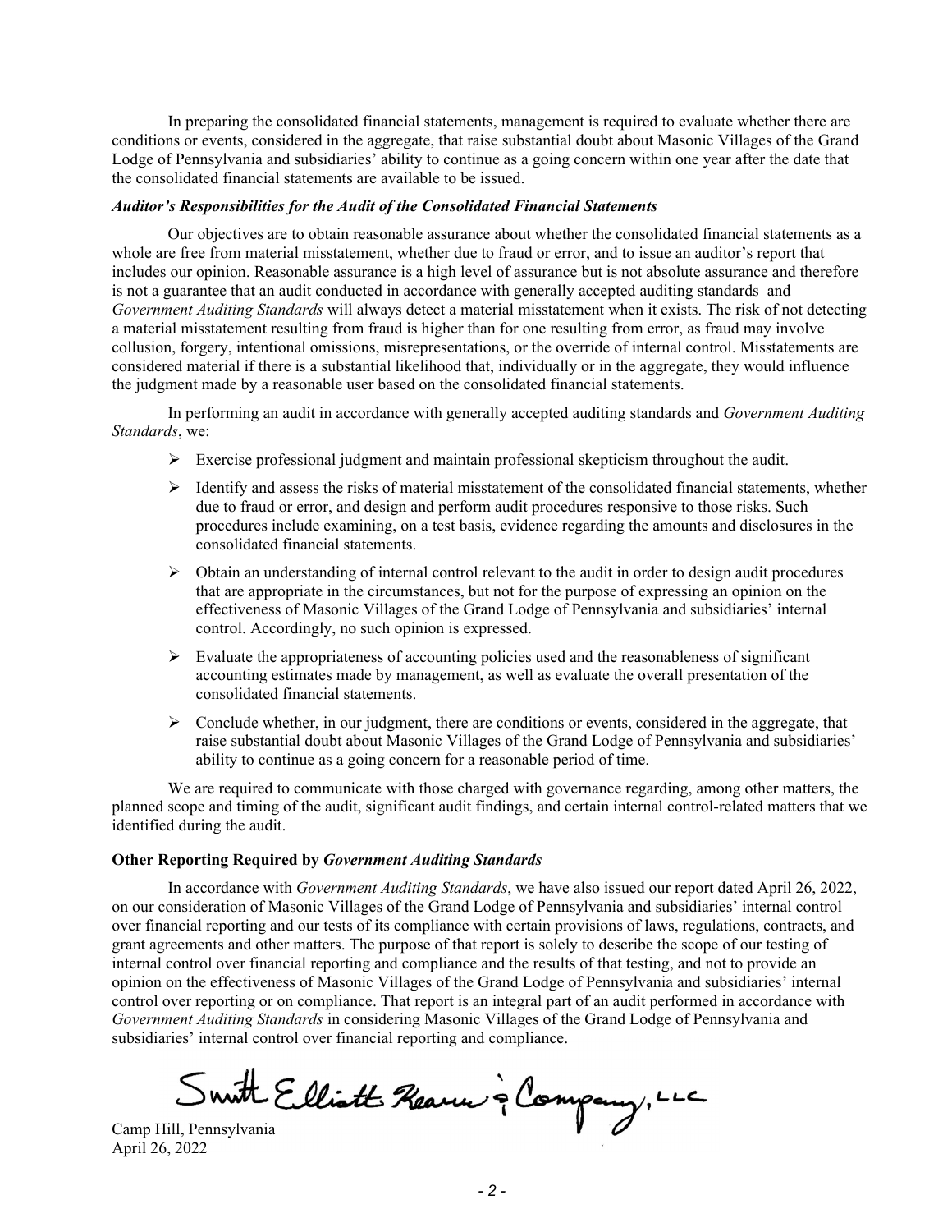In preparing the consolidated financial statements, management is required to evaluate whether there are conditions or events, considered in the aggregate, that raise substantial doubt about Masonic Villages of the Grand Lodge of Pennsylvania and subsidiaries' ability to continue as a going concern within one year after the date that the consolidated financial statements are available to be issued.

***Auditor's Responsibilities for the Audit of the Consolidated Financial Statements***

Our objectives are to obtain reasonable assurance about whether the consolidated financial statements as a whole are free from material misstatement, whether due to fraud or error, and to issue an auditor's report that includes our opinion. Reasonable assurance is a high level of assurance but is not absolute assurance and therefore is not a guarantee that an audit conducted in accordance with generally accepted auditing standards and *Government Auditing Standards* will always detect a material misstatement when it exists. The risk of not detecting a material misstatement resulting from fraud is higher than for one resulting from error, as fraud may involve collusion, forgery, intentional omissions, misrepresentations, or the override of internal control. Misstatements are considered material if there is a substantial likelihood that, individually or in the aggregate, they would influence the judgment made by a reasonable user based on the consolidated financial statements.

In performing an audit in accordance with generally accepted auditing standards and *Government Auditing Standards*, we:

- Exercise professional judgment and maintain professional skepticism throughout the audit.
- Identify and assess the risks of material misstatement of the consolidated financial statements, whether due to fraud or error, and design and perform audit procedures responsive to those risks. Such procedures include examining, on a test basis, evidence regarding the amounts and disclosures in the consolidated financial statements.
- Obtain an understanding of internal control relevant to the audit in order to design audit procedures that are appropriate in the circumstances, but not for the purpose of expressing an opinion on the effectiveness of Masonic Villages of the Grand Lodge of Pennsylvania and subsidiaries' internal control. Accordingly, no such opinion is expressed.
- Evaluate the appropriateness of accounting policies used and the reasonableness of significant accounting estimates made by management, as well as evaluate the overall presentation of the consolidated financial statements.
- Conclude whether, in our judgment, there are conditions or events, considered in the aggregate, that raise substantial doubt about Masonic Villages of the Grand Lodge of Pennsylvania and subsidiaries' ability to continue as a going concern for a reasonable period of time.

We are required to communicate with those charged with governance regarding, among other matters, the planned scope and timing of the audit, significant audit findings, and certain internal control-related matters that we identified during the audit.

**Other Reporting Required by *Government Auditing Standards***

In accordance with *Government Auditing Standards*, we have also issued our report dated April 26, 2022, on our consideration of Masonic Villages of the Grand Lodge of Pennsylvania and subsidiaries' internal control over financial reporting and our tests of its compliance with certain provisions of laws, regulations, contracts, and grant agreements and other matters. The purpose of that report is solely to describe the scope of our testing of internal control over financial reporting and compliance and the results of that testing, and not to provide an opinion on the effectiveness of Masonic Villages of the Grand Lodge of Pennsylvania and subsidiaries' internal control over reporting or on compliance. That report is an integral part of an audit performed in accordance with *Government Auditing Standards* in considering Masonic Villages of the Grand Lodge of Pennsylvania and subsidiaries' internal control over financial reporting and compliance.

Smith Elliott Kearns & Company, LLC

Camp Hill, Pennsylvania
April 26, 2022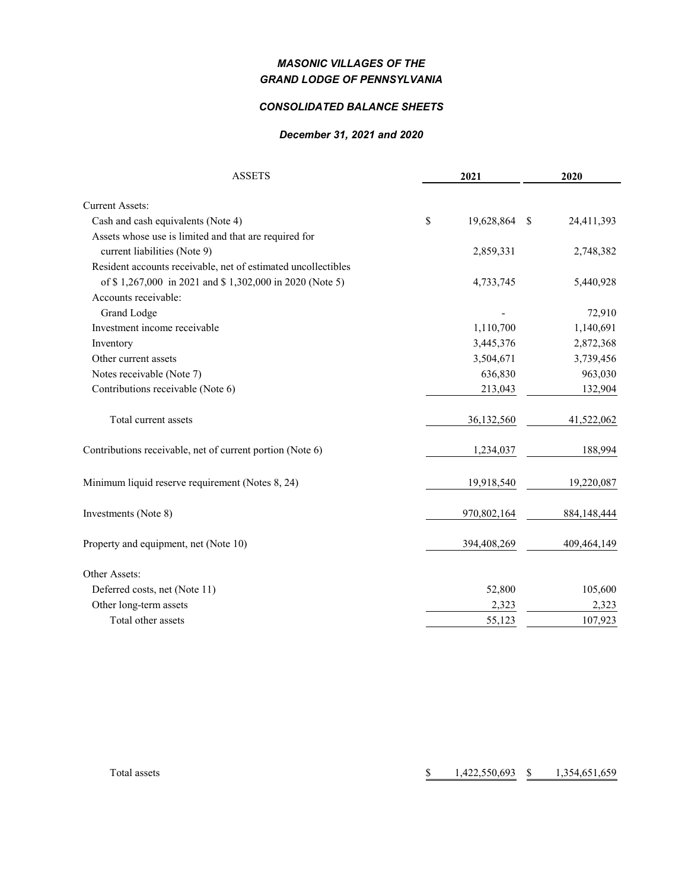# *MASONIC VILLAGES OF THE GRAND LODGE OF PENNSYLVANIA*

## *CONSOLIDATED BALANCE SHEETS*

### *December 31, 2021 and 2020*

| ASSETS | 2021 | 2020 |
|---|---|---|
| Current Assets: | | |
| Cash and cash equivalents (Note 4) | $ 19,628,864 | $ 24,411,393 |
| Assets whose use is limited and that are required for current liabilities (Note 9) | 2,859,331 | 2,748,382 |
| Resident accounts receivable, net of estimated uncollectibles of $ 1,267,000 in 2021 and $ 1,302,000 in 2020 (Note 5) | 4,733,745 | 5,440,928 |
| Accounts receivable: | | |
| Grand Lodge | - | 72,910 |
| Investment income receivable | 1,110,700 | 1,140,691 |
| Inventory | 3,445,376 | 2,872,368 |
| Other current assets | 3,504,671 | 3,739,456 |
| Notes receivable (Note 7) | 636,830 | 963,030 |
| Contributions receivable (Note 6) | 213,043 | 132,904 |
| Total current assets | 36,132,560 | 41,522,062 |
| Contributions receivable, net of current portion (Note 6) | 1,234,037 | 188,994 |
| Minimum liquid reserve requirement (Notes 8, 24) | 19,918,540 | 19,220,087 |
| Investments (Note 8) | 970,802,164 | 884,148,444 |
| Property and equipment, net (Note 10) | 394,408,269 | 409,464,149 |
| Other Assets: | | |
| Deferred costs, net (Note 11) | 52,800 | 105,600 |
| Other long-term assets | 2,323 | 2,323 |
| Total other assets | 55,123 | 107,923 |
| Total assets | $ 1,422,550,693 | $ 1,354,651,659 |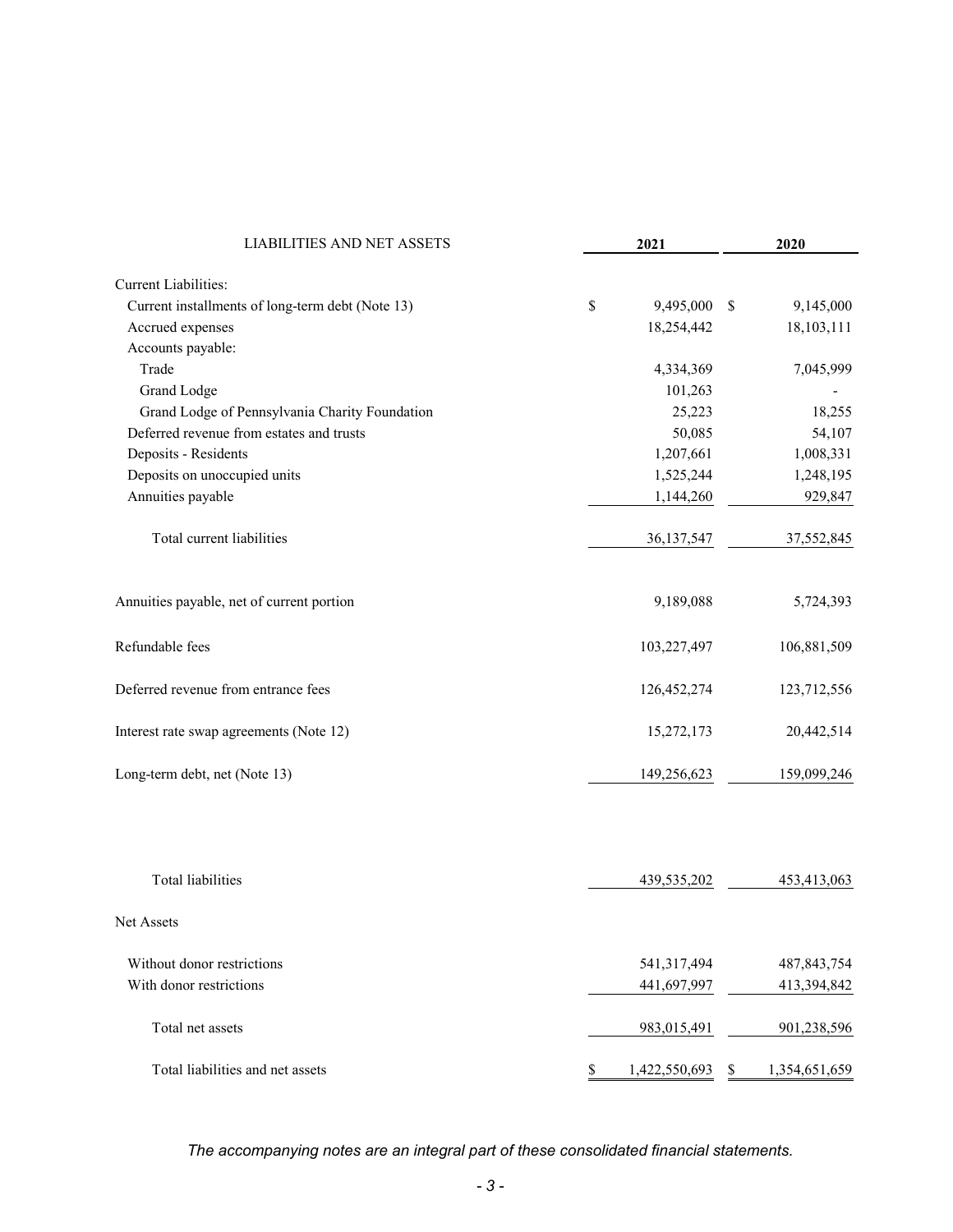| LIABILITIES AND NET ASSETS | 2021 | 2020 |
|---|---|---|
| Current Liabilities: | | |
| Current installments of long-term debt (Note 13) | $ 9,495,000 | $ 9,145,000 |
| Accrued expenses | 18,254,442 | 18,103,111 |
| Accounts payable: | | |
| Trade | 4,334,369 | 7,045,999 |
| Grand Lodge | 101,263 | - |
| Grand Lodge of Pennsylvania Charity Foundation | 25,223 | 18,255 |
| Deferred revenue from estates and trusts | 50,085 | 54,107 |
| Deposits - Residents | 1,207,661 | 1,008,331 |
| Deposits on unoccupied units | 1,525,244 | 1,248,195 |
| Annuities payable | 1,144,260 | 929,847 |
| Total current liabilities | 36,137,547 | 37,552,845 |
| Annuities payable, net of current portion | 9,189,088 | 5,724,393 |
| Refundable fees | 103,227,497 | 106,881,509 |
| Deferred revenue from entrance fees | 126,452,274 | 123,712,556 |
| Interest rate swap agreements (Note 12) | 15,272,173 | 20,442,514 |
| Long-term debt, net (Note 13) | 149,256,623 | 159,099,246 |
| Total liabilities | 439,535,202 | 453,413,063 |
| Net Assets | | |
| Without donor restrictions | 541,317,494 | 487,843,754 |
| With donor restrictions | 441,697,997 | 413,394,842 |
| Total net assets | 983,015,491 | 901,238,596 |
| Total liabilities and net assets | $ 1,422,550,693 | $ 1,354,651,659 |

*The accompanying notes are an integral part of these consolidated financial statements.*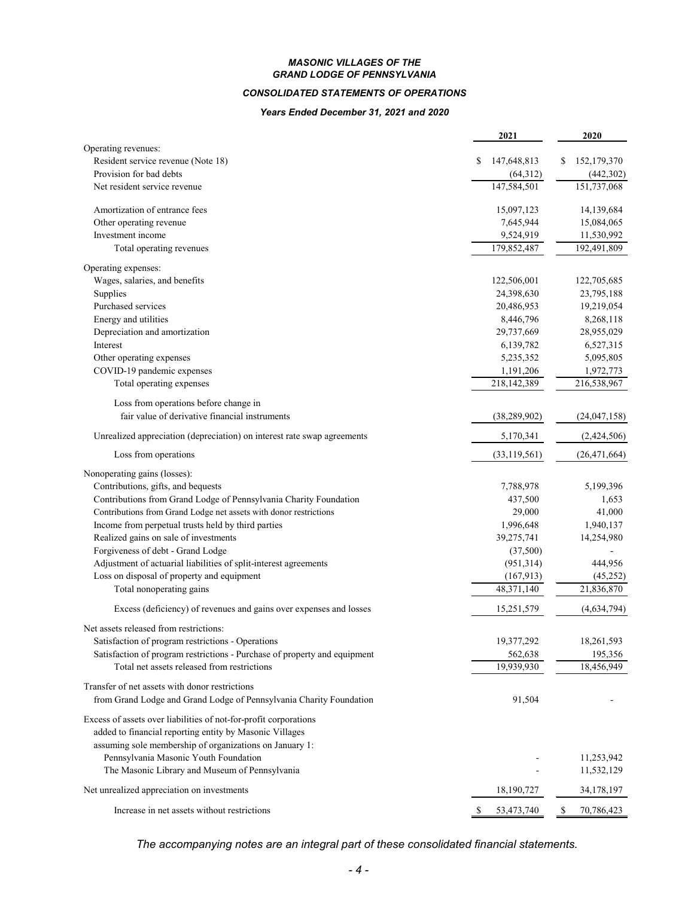***MASONIC VILLAGES OF THE GRAND LODGE OF PENNSYLVANIA***

***CONSOLIDATED STATEMENTS OF OPERATIONS***

***Years Ended December 31, 2021 and 2020***

| | 2021 | 2020 |
|---|---|---|
| Operating revenues: | | |
| Resident service revenue (Note 18) | $ 147,648,813 | $ 152,179,370 |
| Provision for bad debts | (64,312) | (442,302) |
| Net resident service revenue | 147,584,501 | 151,737,068 |
| Amortization of entrance fees | 15,097,123 | 14,139,684 |
| Other operating revenue | 7,645,944 | 15,084,065 |
| Investment income | 9,524,919 | 11,530,992 |
| Total operating revenues | 179,852,487 | 192,491,809 |
| Operating expenses: | | |
| Wages, salaries, and benefits | 122,506,001 | 122,705,685 |
| Supplies | 24,398,630 | 23,795,188 |
| Purchased services | 20,486,953 | 19,219,054 |
| Energy and utilities | 8,446,796 | 8,268,118 |
| Depreciation and amortization | 29,737,669 | 28,955,029 |
| Interest | 6,139,782 | 6,527,315 |
| Other operating expenses | 5,235,352 | 5,095,805 |
| COVID-19 pandemic expenses | 1,191,206 | 1,972,773 |
| Total operating expenses | 218,142,389 | 216,538,967 |
| Loss from operations before change in fair value of derivative financial instruments | (38,289,902) | (24,047,158) |
| Unrealized appreciation (depreciation) on interest rate swap agreements | 5,170,341 | (2,424,506) |
| Loss from operations | (33,119,561) | (26,471,664) |
| Nonoperating gains (losses): | | |
| Contributions, gifts, and bequests | 7,788,978 | 5,199,396 |
| Contributions from Grand Lodge of Pennsylvania Charity Foundation | 437,500 | 1,653 |
| Contributions from Grand Lodge net assets with donor restrictions | 29,000 | 41,000 |
| Income from perpetual trusts held by third parties | 1,996,648 | 1,940,137 |
| Realized gains on sale of investments | 39,275,741 | 14,254,980 |
| Forgiveness of debt - Grand Lodge | (37,500) | - |
| Adjustment of actuarial liabilities of split-interest agreements | (951,314) | 444,956 |
| Loss on disposal of property and equipment | (167,913) | (45,252) |
| Total nonoperating gains | 48,371,140 | 21,836,870 |
| Excess (deficiency) of revenues and gains over expenses and losses | 15,251,579 | (4,634,794) |
| Net assets released from restrictions: | | |
| Satisfaction of program restrictions - Operations | 19,377,292 | 18,261,593 |
| Satisfaction of program restrictions - Purchase of property and equipment | 562,638 | 195,356 |
| Total net assets released from restrictions | 19,939,930 | 18,456,949 |
| Transfer of net assets with donor restrictions from Grand Lodge and Grand Lodge of Pennsylvania Charity Foundation | 91,504 | - |
| Excess of assets over liabilities of not-for-profit corporations added to financial reporting entity by Masonic Villages assuming sole membership of organizations on January 1: | | |
| Pennsylvania Masonic Youth Foundation | - | 11,253,942 |
| The Masonic Library and Museum of Pennsylvania | - | 11,532,129 |
| Net unrealized appreciation on investments | 18,190,727 | 34,178,197 |
| Increase in net assets without restrictions | $ 53,473,740 | $ 70,786,423 |

*The accompanying notes are an integral part of these consolidated financial statements.*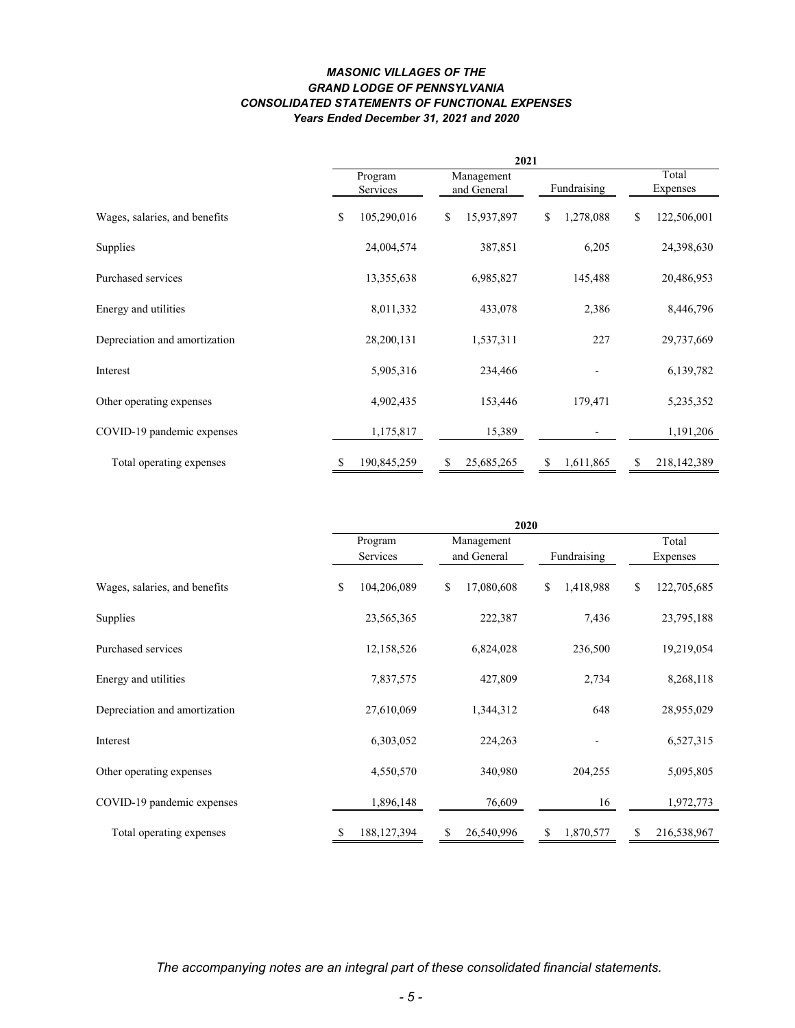***MASONIC VILLAGES OF THE***
***GRAND LODGE OF PENNSYLVANIA***
***CONSOLIDATED STATEMENTS OF FUNCTIONAL EXPENSES***
***Years Ended December 31, 2021 and 2020***

| | 2021 | | | |
|---|---|---|---|---|
| | Program Services | Management and General | Fundraising | Total Expenses |
| Wages, salaries, and benefits | $ 105,290,016 | $ 15,937,897 | $ 1,278,088 | $ 122,506,001 |
| Supplies | 24,004,574 | 387,851 | 6,205 | 24,398,630 |
| Purchased services | 13,355,638 | 6,985,827 | 145,488 | 20,486,953 |
| Energy and utilities | 8,011,332 | 433,078 | 2,386 | 8,446,796 |
| Depreciation and amortization | 28,200,131 | 1,537,311 | 227 | 29,737,669 |
| Interest | 5,905,316 | 234,466 | - | 6,139,782 |
| Other operating expenses | 4,902,435 | 153,446 | 179,471 | 5,235,352 |
| COVID-19 pandemic expenses | 1,175,817 | 15,389 | - | 1,191,206 |
| Total operating expenses | $ 190,845,259 | $ 25,685,265 | $ 1,611,865 | $ 218,142,389 |

| | 2020 | | | |
|---|---|---|---|---|
| | Program Services | Management and General | Fundraising | Total Expenses |
| Wages, salaries, and benefits | $ 104,206,089 | $ 17,080,608 | $ 1,418,988 | $ 122,705,685 |
| Supplies | 23,565,365 | 222,387 | 7,436 | 23,795,188 |
| Purchased services | 12,158,526 | 6,824,028 | 236,500 | 19,219,054 |
| Energy and utilities | 7,837,575 | 427,809 | 2,734 | 8,268,118 |
| Depreciation and amortization | 27,610,069 | 1,344,312 | 648 | 28,955,029 |
| Interest | 6,303,052 | 224,263 | - | 6,527,315 |
| Other operating expenses | 4,550,570 | 340,980 | 204,255 | 5,095,805 |
| COVID-19 pandemic expenses | 1,896,148 | 76,609 | 16 | 1,972,773 |
| Total operating expenses | $ 188,127,394 | $ 26,540,996 | $ 1,870,577 | $ 216,538,967 |

*The accompanying notes are an integral part of these consolidated financial statements.*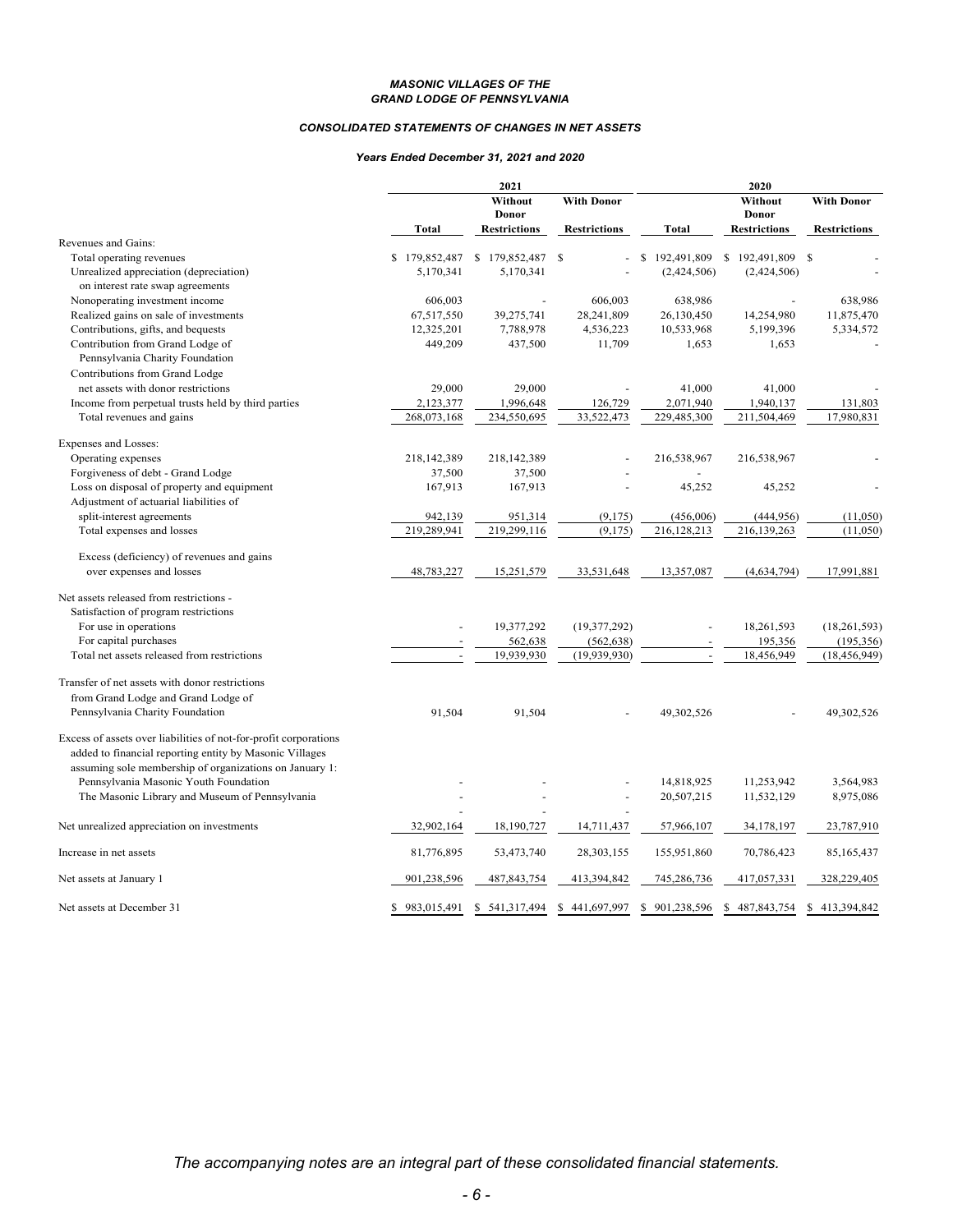*MASONIC VILLAGES OF THE*
*GRAND LODGE OF PENNSYLVANIA*

*CONSOLIDATED STATEMENTS OF CHANGES IN NET ASSETS*

*Years Ended December 31, 2021 and 2020*

| | 2021 | | | 2020 | | |
|---|---|---|---|---|---|---|
| | Total | Without Donor Restrictions | With Donor Restrictions | Total | Without Donor Restrictions | With Donor Restrictions |
| Revenues and Gains: | | | | | | |
| Total operating revenues | $ 179,852,487 | $ 179,852,487 | $ - | $ 192,491,809 | $ 192,491,809 | $ - |
| Unrealized appreciation (depreciation) on interest rate swap agreements | 5,170,341 | 5,170,341 | - | (2,424,506) | (2,424,506) | - |
| Nonoperating investment income | 606,003 | - | 606,003 | 638,986 | - | 638,986 |
| Realized gains on sale of investments | 67,517,550 | 39,275,741 | 28,241,809 | 26,130,450 | 14,254,980 | 11,875,470 |
| Contributions, gifts, and bequests | 12,325,201 | 7,788,978 | 4,536,223 | 10,533,968 | 5,199,396 | 5,334,572 |
| Contribution from Grand Lodge of Pennsylvania Charity Foundation | 449,209 | 437,500 | 11,709 | 1,653 | 1,653 | - |
| Contributions from Grand Lodge net assets with donor restrictions | 29,000 | 29,000 | - | 41,000 | 41,000 | - |
| Income from perpetual trusts held by third parties | 2,123,377 | 1,996,648 | 126,729 | 2,071,940 | 1,940,137 | 131,803 |
| Total revenues and gains | 268,073,168 | 234,550,695 | 33,522,473 | 229,485,300 | 211,504,469 | 17,980,831 |
| Expenses and Losses: | | | | | | |
| Operating expenses | 218,142,389 | 218,142,389 | - | 216,538,967 | 216,538,967 | - |
| Forgiveness of debt - Grand Lodge | 37,500 | 37,500 | - | - | | |
| Loss on disposal of property and equipment | 167,913 | 167,913 | - | 45,252 | 45,252 | - |
| Adjustment of actuarial liabilities of split-interest agreements | 942,139 | 951,314 | (9,175) | (456,006) | (444,956) | (11,050) |
| Total expenses and losses | 219,289,941 | 219,299,116 | (9,175) | 216,128,213 | 216,139,263 | (11,050) |
| Excess (deficiency) of revenues and gains over expenses and losses | 48,783,227 | 15,251,579 | 33,531,648 | 13,357,087 | (4,634,794) | 17,991,881 |
| Net assets released from restrictions - Satisfaction of program restrictions | | | | | | |
| For use in operations | - | 19,377,292 | (19,377,292) | - | 18,261,593 | (18,261,593) |
| For capital purchases | - | 562,638 | (562,638) | - | 195,356 | (195,356) |
| Total net assets released from restrictions | - | 19,939,930 | (19,939,930) | - | 18,456,949 | (18,456,949) |
| Transfer of net assets with donor restrictions from Grand Lodge and Grand Lodge of Pennsylvania Charity Foundation | 91,504 | 91,504 | - | 49,302,526 | - | 49,302,526 |
| Excess of assets over liabilities of not-for-profit corporations added to financial reporting entity by Masonic Villages assuming sole membership of organizations on January 1: | | | | | | |
| Pennsylvania Masonic Youth Foundation | - | - | - | 14,818,925 | 11,253,942 | 3,564,983 |
| The Masonic Library and Museum of Pennsylvania | - | - | - | 20,507,215 | 11,532,129 | 8,975,086 |
| | - | - | - | | | |
| Net unrealized appreciation on investments | 32,902,164 | 18,190,727 | 14,711,437 | 57,966,107 | 34,178,197 | 23,787,910 |
| Increase in net assets | 81,776,895 | 53,473,740 | 28,303,155 | 155,951,860 | 70,786,423 | 85,165,437 |
| Net assets at January 1 | 901,238,596 | 487,843,754 | 413,394,842 | 745,286,736 | 417,057,331 | 328,229,405 |
| Net assets at December 31 | $ 983,015,491 | $ 541,317,494 | $ 441,697,997 | $ 901,238,596 | $ 487,843,754 | $ 413,394,842 |

*The accompanying notes are an integral part of these consolidated financial statements.*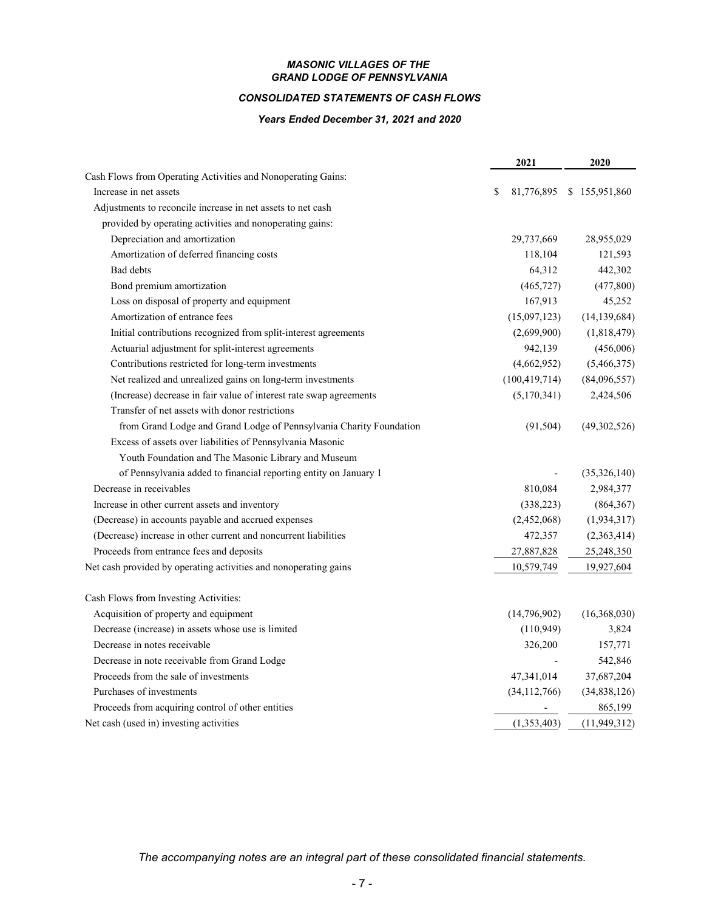# *MASONIC VILLAGES OF THE GRAND LODGE OF PENNSYLVANIA*

## *CONSOLIDATED STATEMENTS OF CASH FLOWS*

### *Years Ended December 31, 2021 and 2020*

| | 2021 | 2020 |
|---|---|---|
| Cash Flows from Operating Activities and Nonoperating Gains: | | |
| Increase in net assets | $ 81,776,895 | $ 155,951,860 |
| Adjustments to reconcile increase in net assets to net cash provided by operating activities and nonoperating gains: | | |
| Depreciation and amortization | 29,737,669 | 28,955,029 |
| Amortization of deferred financing costs | 118,104 | 121,593 |
| Bad debts | 64,312 | 442,302 |
| Bond premium amortization | (465,727) | (477,800) |
| Loss on disposal of property and equipment | 167,913 | 45,252 |
| Amortization of entrance fees | (15,097,123) | (14,139,684) |
| Initial contributions recognized from split-interest agreements | (2,699,900) | (1,818,479) |
| Actuarial adjustment for split-interest agreements | 942,139 | (456,006) |
| Contributions restricted for long-term investments | (4,662,952) | (5,466,375) |
| Net realized and unrealized gains on long-term investments | (100,419,714) | (84,096,557) |
| (Increase) decrease in fair value of interest rate swap agreements | (5,170,341) | 2,424,506 |
| Transfer of net assets with donor restrictions from Grand Lodge and Grand Lodge of Pennsylvania Charity Foundation | (91,504) | (49,302,526) |
| Excess of assets over liabilities of Pennsylvania Masonic Youth Foundation and The Masonic Library and Museum of Pennsylvania added to financial reporting entity on January 1 | - | (35,326,140) |
| Decrease in receivables | 810,084 | 2,984,377 |
| Increase in other current assets and inventory | (338,223) | (864,367) |
| (Decrease) in accounts payable and accrued expenses | (2,452,068) | (1,934,317) |
| (Decrease) increase in other current and noncurrent liabilities | 472,357 | (2,363,414) |
| Proceeds from entrance fees and deposits | 27,887,828 | 25,248,350 |
| Net cash provided by operating activities and nonoperating gains | 10,579,749 | 19,927,604 |
| | | |
| Cash Flows from Investing Activities: | | |
| Acquisition of property and equipment | (14,796,902) | (16,368,030) |
| Decrease (increase) in assets whose use is limited | (110,949) | 3,824 |
| Decrease in notes receivable | 326,200 | 157,771 |
| Decrease in note receivable from Grand Lodge | - | 542,846 |
| Proceeds from the sale of investments | 47,341,014 | 37,687,204 |
| Purchases of investments | (34,112,766) | (34,838,126) |
| Proceeds from acquiring control of other entities | - | 865,199 |
| Net cash (used in) investing activities | (1,353,403) | (11,949,312) |

*The accompanying notes are an integral part of these consolidated financial statements.*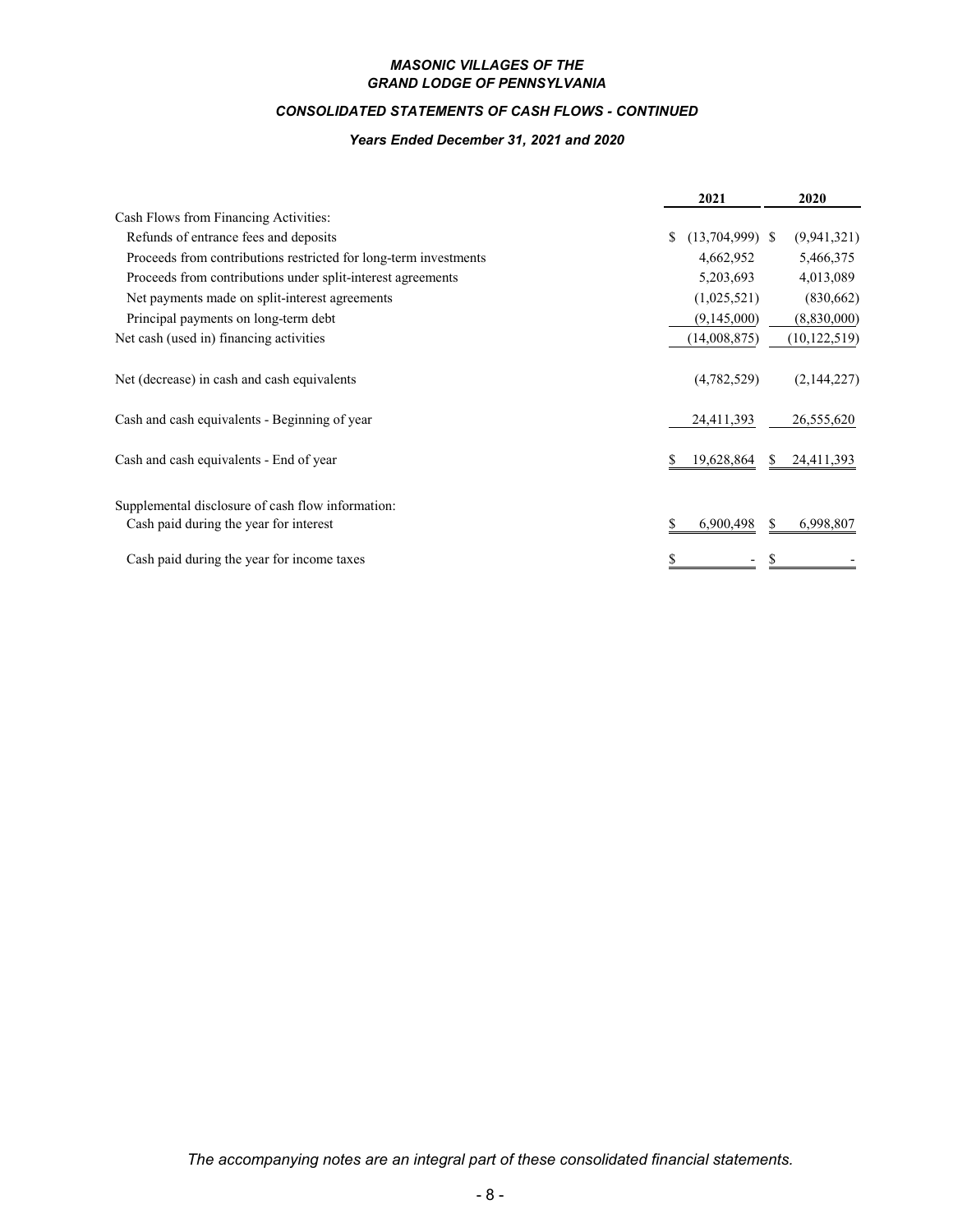# MASONIC VILLAGES OF THE GRAND LODGE OF PENNSYLVANIA

## CONSOLIDATED STATEMENTS OF CASH FLOWS - CONTINUED

### Years Ended December 31, 2021 and 2020

| | 2021 | 2020 |
|---|---|---|
| Cash Flows from Financing Activities: | | |
| Refunds of entrance fees and deposits | $ (13,704,999) | $ (9,941,321) |
| Proceeds from contributions restricted for long-term investments | 4,662,952 | 5,466,375 |
| Proceeds from contributions under split-interest agreements | 5,203,693 | 4,013,089 |
| Net payments made on split-interest agreements | (1,025,521) | (830,662) |
| Principal payments on long-term debt | (9,145,000) | (8,830,000) |
| Net cash (used in) financing activities | (14,008,875) | (10,122,519) |
| Net (decrease) in cash and cash equivalents | (4,782,529) | (2,144,227) |
| Cash and cash equivalents - Beginning of year | 24,411,393 | 26,555,620 |
| Cash and cash equivalents - End of year | $ 19,628,864 | $ 24,411,393 |
| Supplemental disclosure of cash flow information: | | |
| Cash paid during the year for interest | $ 6,900,498 | $ 6,998,807 |
| Cash paid during the year for income taxes | $ - | $ - |

*The accompanying notes are an integral part of these consolidated financial statements.*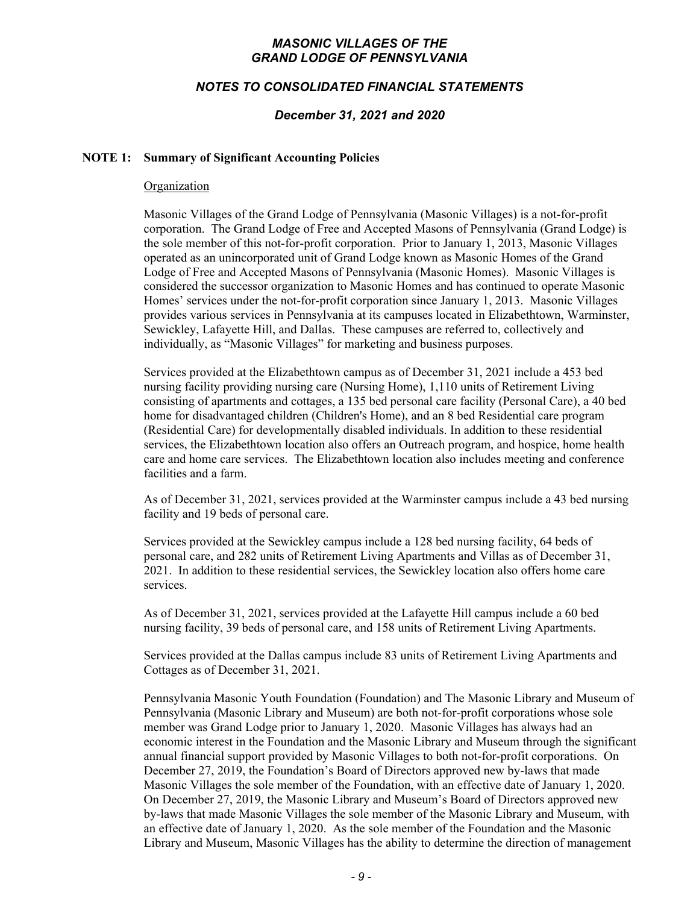## NOTE 1: Summary of Significant Accounting Policies

### Organization

Masonic Villages of the Grand Lodge of Pennsylvania (Masonic Villages) is a not-for-profit corporation. The Grand Lodge of Free and Accepted Masons of Pennsylvania (Grand Lodge) is the sole member of this not-for-profit corporation. Prior to January 1, 2013, Masonic Villages operated as an unincorporated unit of Grand Lodge known as Masonic Homes of the Grand Lodge of Free and Accepted Masons of Pennsylvania (Masonic Homes). Masonic Villages is considered the successor organization to Masonic Homes and has continued to operate Masonic Homes' services under the not-for-profit corporation since January 1, 2013. Masonic Villages provides various services in Pennsylvania at its campuses located in Elizabethtown, Warminster, Sewickley, Lafayette Hill, and Dallas. These campuses are referred to, collectively and individually, as "Masonic Villages" for marketing and business purposes.

Services provided at the Elizabethtown campus as of December 31, 2021 include a 453 bed nursing facility providing nursing care (Nursing Home), 1,110 units of Retirement Living consisting of apartments and cottages, a 135 bed personal care facility (Personal Care), a 40 bed home for disadvantaged children (Children's Home), and an 8 bed Residential care program (Residential Care) for developmentally disabled individuals. In addition to these residential services, the Elizabethtown location also offers an Outreach program, and hospice, home health care and home care services. The Elizabethtown location also includes meeting and conference facilities and a farm.

As of December 31, 2021, services provided at the Warminster campus include a 43 bed nursing facility and 19 beds of personal care.

Services provided at the Sewickley campus include a 128 bed nursing facility, 64 beds of personal care, and 282 units of Retirement Living Apartments and Villas as of December 31, 2021. In addition to these residential services, the Sewickley location also offers home care services.

As of December 31, 2021, services provided at the Lafayette Hill campus include a 60 bed nursing facility, 39 beds of personal care, and 158 units of Retirement Living Apartments.

Services provided at the Dallas campus include 83 units of Retirement Living Apartments and Cottages as of December 31, 2021.

Pennsylvania Masonic Youth Foundation (Foundation) and The Masonic Library and Museum of Pennsylvania (Masonic Library and Museum) are both not-for-profit corporations whose sole member was Grand Lodge prior to January 1, 2020. Masonic Villages has always had an economic interest in the Foundation and the Masonic Library and Museum through the significant annual financial support provided by Masonic Villages to both not-for-profit corporations. On December 27, 2019, the Foundation's Board of Directors approved new by-laws that made Masonic Villages the sole member of the Foundation, with an effective date of January 1, 2020. On December 27, 2019, the Masonic Library and Museum's Board of Directors approved new by-laws that made Masonic Villages the sole member of the Masonic Library and Museum, with an effective date of January 1, 2020. As the sole member of the Foundation and the Masonic Library and Museum, Masonic Villages has the ability to determine the direction of management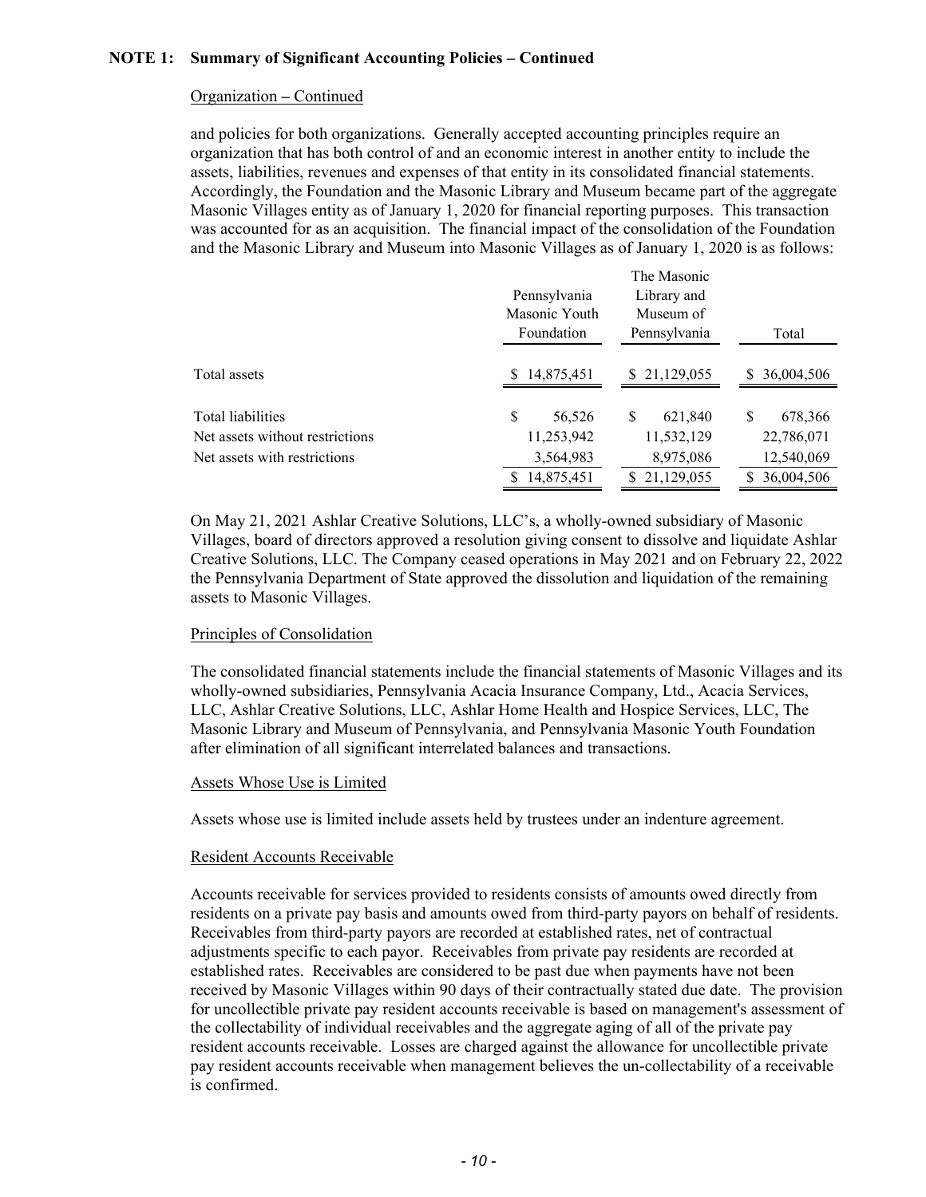**NOTE 1: Summary of Significant Accounting Policies – Continued**

Organization – Continued

and policies for both organizations. Generally accepted accounting principles require an organization that has both control of and an economic interest in another entity to include the assets, liabilities, revenues and expenses of that entity in its consolidated financial statements. Accordingly, the Foundation and the Masonic Library and Museum became part of the aggregate Masonic Villages entity as of January 1, 2020 for financial reporting purposes. This transaction was accounted for as an acquisition. The financial impact of the consolidation of the Foundation and the Masonic Library and Museum into Masonic Villages as of January 1, 2020 is as follows:

| | Pennsylvania Masonic Youth Foundation | The Masonic Library and Museum of Pennsylvania | Total |
|---|---|---|---|
| Total assets | $ 14,875,451 | $ 21,129,055 | $ 36,004,506 |
| Total liabilities | $ 56,526 | $ 621,840 | $ 678,366 |
| Net assets without restrictions | 11,253,942 | 11,532,129 | 22,786,071 |
| Net assets with restrictions | 3,564,983 | 8,975,086 | 12,540,069 |
| | $ 14,875,451 | $ 21,129,055 | $ 36,004,506 |

On May 21, 2021 Ashlar Creative Solutions, LLC's, a wholly-owned subsidiary of Masonic Villages, board of directors approved a resolution giving consent to dissolve and liquidate Ashlar Creative Solutions, LLC. The Company ceased operations in May 2021 and on February 22, 2022 the Pennsylvania Department of State approved the dissolution and liquidation of the remaining assets to Masonic Villages.

Principles of Consolidation

The consolidated financial statements include the financial statements of Masonic Villages and its wholly-owned subsidiaries, Pennsylvania Acacia Insurance Company, Ltd., Acacia Services, LLC, Ashlar Creative Solutions, LLC, Ashlar Home Health and Hospice Services, LLC, The Masonic Library and Museum of Pennsylvania, and Pennsylvania Masonic Youth Foundation after elimination of all significant interrelated balances and transactions.

Assets Whose Use is Limited

Assets whose use is limited include assets held by trustees under an indenture agreement.

Resident Accounts Receivable

Accounts receivable for services provided to residents consists of amounts owed directly from residents on a private pay basis and amounts owed from third-party payors on behalf of residents. Receivables from third-party payors are recorded at established rates, net of contractual adjustments specific to each payor. Receivables from private pay residents are recorded at established rates. Receivables are considered to be past due when payments have not been received by Masonic Villages within 90 days of their contractually stated due date. The provision for uncollectible private pay resident accounts receivable is based on management's assessment of the collectability of individual receivables and the aggregate aging of all of the private pay resident accounts receivable. Losses are charged against the allowance for uncollectible private pay resident accounts receivable when management believes the un-collectability of a receivable is confirmed.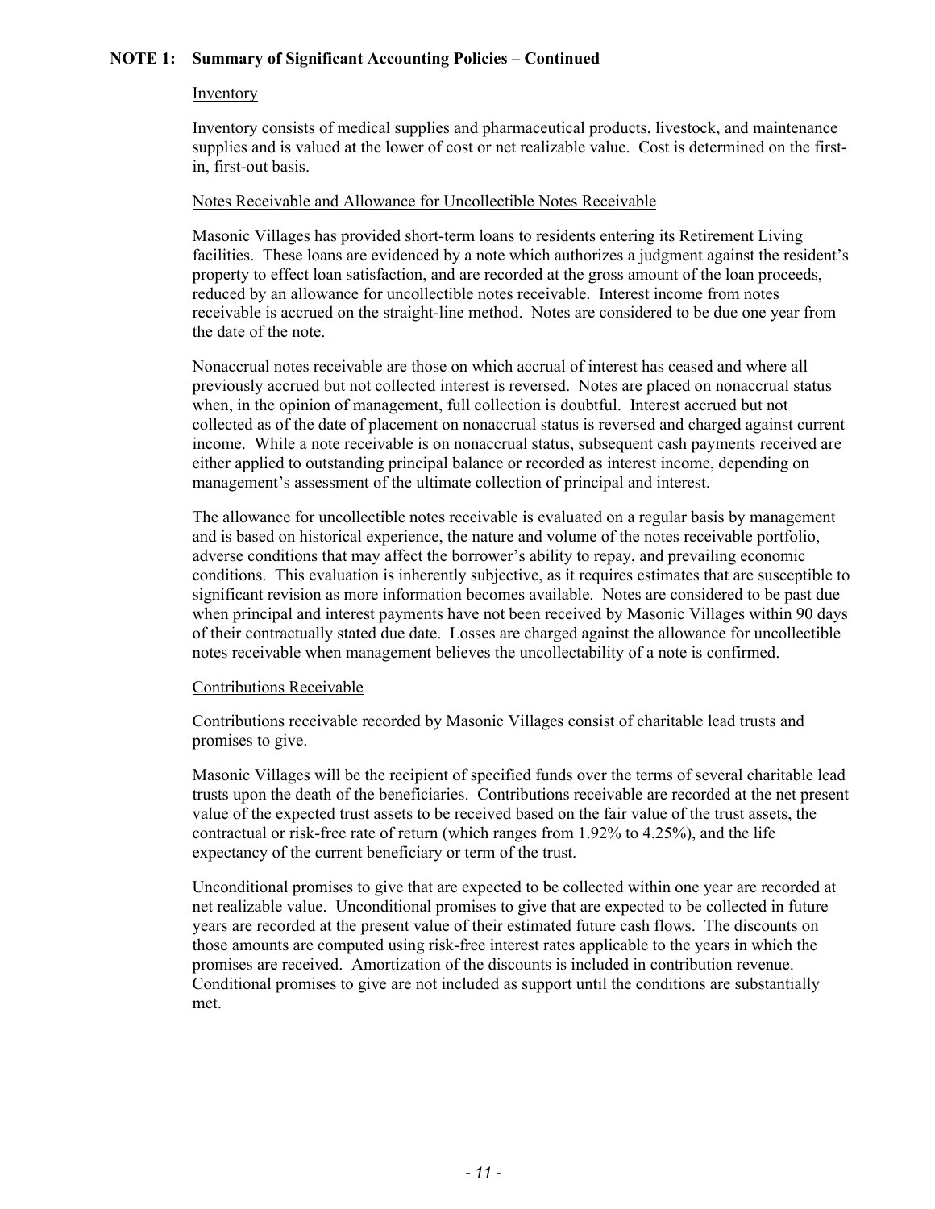**NOTE 1: Summary of Significant Accounting Policies – Continued**

Inventory

Inventory consists of medical supplies and pharmaceutical products, livestock, and maintenance supplies and is valued at the lower of cost or net realizable value. Cost is determined on the first-in, first-out basis.

Notes Receivable and Allowance for Uncollectible Notes Receivable

Masonic Villages has provided short-term loans to residents entering its Retirement Living facilities. These loans are evidenced by a note which authorizes a judgment against the resident's property to effect loan satisfaction, and are recorded at the gross amount of the loan proceeds, reduced by an allowance for uncollectible notes receivable. Interest income from notes receivable is accrued on the straight-line method. Notes are considered to be due one year from the date of the note.

Nonaccrual notes receivable are those on which accrual of interest has ceased and where all previously accrued but not collected interest is reversed. Notes are placed on nonaccrual status when, in the opinion of management, full collection is doubtful. Interest accrued but not collected as of the date of placement on nonaccrual status is reversed and charged against current income. While a note receivable is on nonaccrual status, subsequent cash payments received are either applied to outstanding principal balance or recorded as interest income, depending on management's assessment of the ultimate collection of principal and interest.

The allowance for uncollectible notes receivable is evaluated on a regular basis by management and is based on historical experience, the nature and volume of the notes receivable portfolio, adverse conditions that may affect the borrower's ability to repay, and prevailing economic conditions. This evaluation is inherently subjective, as it requires estimates that are susceptible to significant revision as more information becomes available. Notes are considered to be past due when principal and interest payments have not been received by Masonic Villages within 90 days of their contractually stated due date. Losses are charged against the allowance for uncollectible notes receivable when management believes the uncollectability of a note is confirmed.

Contributions Receivable

Contributions receivable recorded by Masonic Villages consist of charitable lead trusts and promises to give.

Masonic Villages will be the recipient of specified funds over the terms of several charitable lead trusts upon the death of the beneficiaries. Contributions receivable are recorded at the net present value of the expected trust assets to be received based on the fair value of the trust assets, the contractual or risk-free rate of return (which ranges from 1.92% to 4.25%), and the life expectancy of the current beneficiary or term of the trust.

Unconditional promises to give that are expected to be collected within one year are recorded at net realizable value. Unconditional promises to give that are expected to be collected in future years are recorded at the present value of their estimated future cash flows. The discounts on those amounts are computed using risk-free interest rates applicable to the years in which the promises are received. Amortization of the discounts is included in contribution revenue. Conditional promises to give are not included as support until the conditions are substantially met.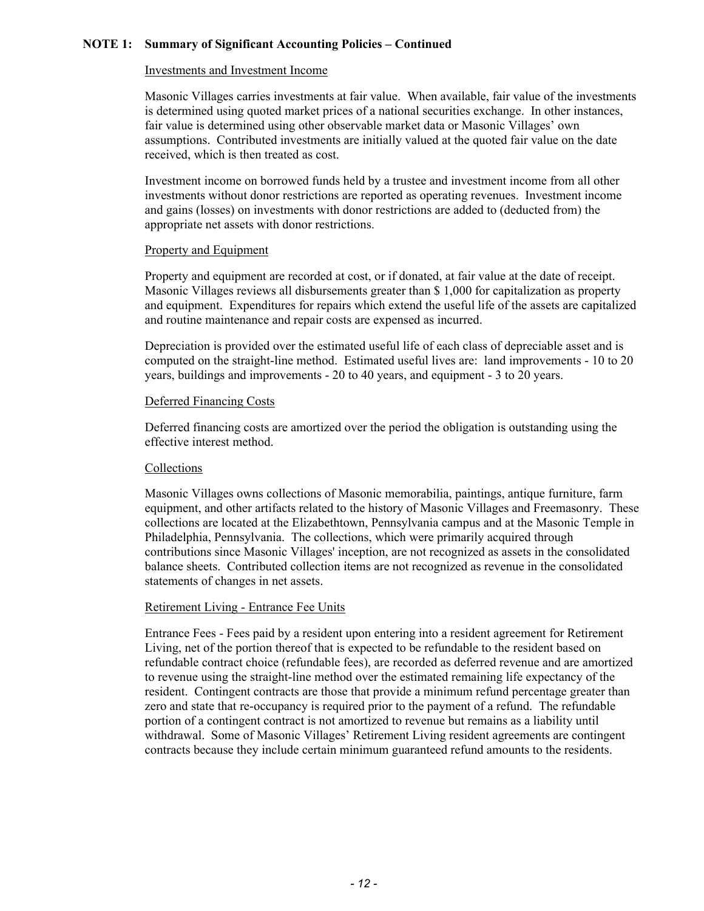**NOTE 1: Summary of Significant Accounting Policies – Continued**

Investments and Investment Income

Masonic Villages carries investments at fair value. When available, fair value of the investments is determined using quoted market prices of a national securities exchange. In other instances, fair value is determined using other observable market data or Masonic Villages' own assumptions. Contributed investments are initially valued at the quoted fair value on the date received, which is then treated as cost.

Investment income on borrowed funds held by a trustee and investment income from all other investments without donor restrictions are reported as operating revenues. Investment income and gains (losses) on investments with donor restrictions are added to (deducted from) the appropriate net assets with donor restrictions.

Property and Equipment

Property and equipment are recorded at cost, or if donated, at fair value at the date of receipt. Masonic Villages reviews all disbursements greater than $ 1,000 for capitalization as property and equipment. Expenditures for repairs which extend the useful life of the assets are capitalized and routine maintenance and repair costs are expensed as incurred.

Depreciation is provided over the estimated useful life of each class of depreciable asset and is computed on the straight-line method. Estimated useful lives are: land improvements - 10 to 20 years, buildings and improvements - 20 to 40 years, and equipment - 3 to 20 years.

Deferred Financing Costs

Deferred financing costs are amortized over the period the obligation is outstanding using the effective interest method.

Collections

Masonic Villages owns collections of Masonic memorabilia, paintings, antique furniture, farm equipment, and other artifacts related to the history of Masonic Villages and Freemasonry. These collections are located at the Elizabethtown, Pennsylvania campus and at the Masonic Temple in Philadelphia, Pennsylvania. The collections, which were primarily acquired through contributions since Masonic Villages' inception, are not recognized as assets in the consolidated balance sheets. Contributed collection items are not recognized as revenue in the consolidated statements of changes in net assets.

Retirement Living - Entrance Fee Units

Entrance Fees - Fees paid by a resident upon entering into a resident agreement for Retirement Living, net of the portion thereof that is expected to be refundable to the resident based on refundable contract choice (refundable fees), are recorded as deferred revenue and are amortized to revenue using the straight-line method over the estimated remaining life expectancy of the resident. Contingent contracts are those that provide a minimum refund percentage greater than zero and state that re-occupancy is required prior to the payment of a refund. The refundable portion of a contingent contract is not amortized to revenue but remains as a liability until withdrawal. Some of Masonic Villages' Retirement Living resident agreements are contingent contracts because they include certain minimum guaranteed refund amounts to the residents.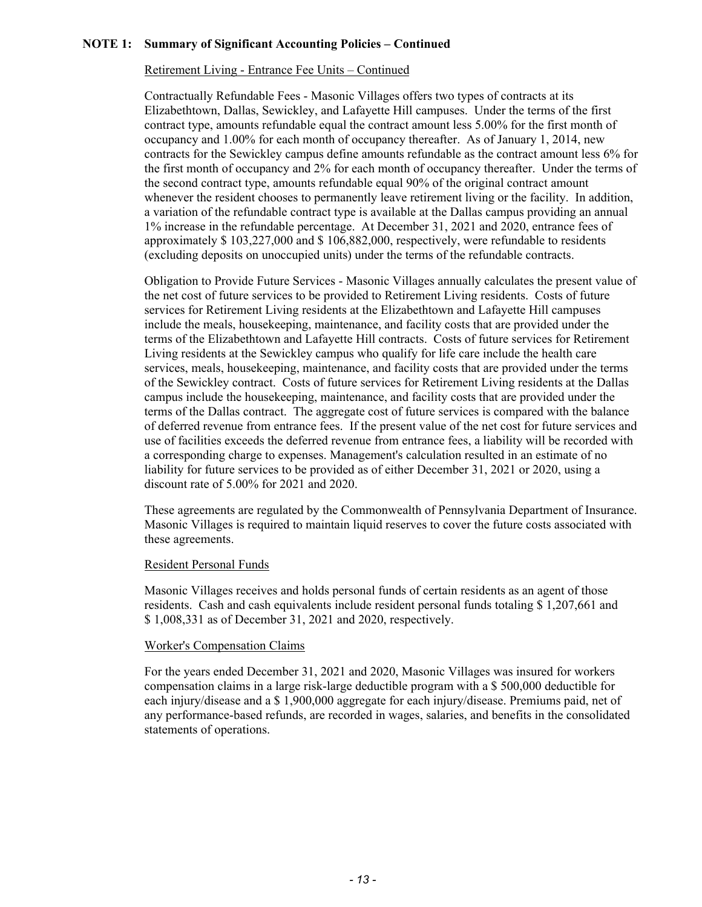**NOTE 1: Summary of Significant Accounting Policies – Continued**

Retirement Living - Entrance Fee Units – Continued

Contractually Refundable Fees - Masonic Villages offers two types of contracts at its Elizabethtown, Dallas, Sewickley, and Lafayette Hill campuses. Under the terms of the first contract type, amounts refundable equal the contract amount less 5.00% for the first month of occupancy and 1.00% for each month of occupancy thereafter. As of January 1, 2014, new contracts for the Sewickley campus define amounts refundable as the contract amount less 6% for the first month of occupancy and 2% for each month of occupancy thereafter. Under the terms of the second contract type, amounts refundable equal 90% of the original contract amount whenever the resident chooses to permanently leave retirement living or the facility. In addition, a variation of the refundable contract type is available at the Dallas campus providing an annual 1% increase in the refundable percentage. At December 31, 2021 and 2020, entrance fees of approximately \$ 103,227,000 and \$ 106,882,000, respectively, were refundable to residents (excluding deposits on unoccupied units) under the terms of the refundable contracts.

Obligation to Provide Future Services - Masonic Villages annually calculates the present value of the net cost of future services to be provided to Retirement Living residents. Costs of future services for Retirement Living residents at the Elizabethtown and Lafayette Hill campuses include the meals, housekeeping, maintenance, and facility costs that are provided under the terms of the Elizabethtown and Lafayette Hill contracts. Costs of future services for Retirement Living residents at the Sewickley campus who qualify for life care include the health care services, meals, housekeeping, maintenance, and facility costs that are provided under the terms of the Sewickley contract. Costs of future services for Retirement Living residents at the Dallas campus include the housekeeping, maintenance, and facility costs that are provided under the terms of the Dallas contract. The aggregate cost of future services is compared with the balance of deferred revenue from entrance fees. If the present value of the net cost for future services and use of facilities exceeds the deferred revenue from entrance fees, a liability will be recorded with a corresponding charge to expenses. Management's calculation resulted in an estimate of no liability for future services to be provided as of either December 31, 2021 or 2020, using a discount rate of 5.00% for 2021 and 2020.

These agreements are regulated by the Commonwealth of Pennsylvania Department of Insurance. Masonic Villages is required to maintain liquid reserves to cover the future costs associated with these agreements.

Resident Personal Funds

Masonic Villages receives and holds personal funds of certain residents as an agent of those residents. Cash and cash equivalents include resident personal funds totaling \$ 1,207,661 and \$ 1,008,331 as of December 31, 2021 and 2020, respectively.

Worker's Compensation Claims

For the years ended December 31, 2021 and 2020, Masonic Villages was insured for workers compensation claims in a large risk-large deductible program with a \$ 500,000 deductible for each injury/disease and a \$ 1,900,000 aggregate for each injury/disease. Premiums paid, net of any performance-based refunds, are recorded in wages, salaries, and benefits in the consolidated statements of operations.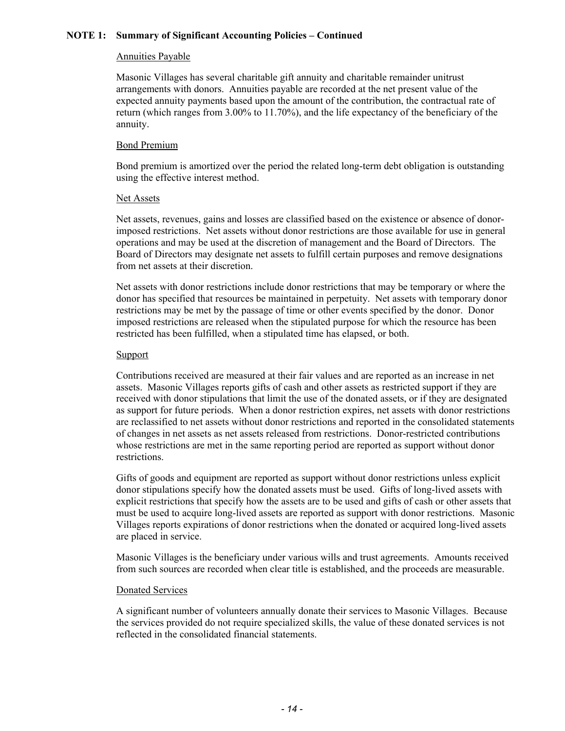**NOTE 1: Summary of Significant Accounting Policies – Continued**

Annuities Payable

Masonic Villages has several charitable gift annuity and charitable remainder unitrust arrangements with donors. Annuities payable are recorded at the net present value of the expected annuity payments based upon the amount of the contribution, the contractual rate of return (which ranges from 3.00% to 11.70%), and the life expectancy of the beneficiary of the annuity.

Bond Premium

Bond premium is amortized over the period the related long-term debt obligation is outstanding using the effective interest method.

Net Assets

Net assets, revenues, gains and losses are classified based on the existence or absence of donor-imposed restrictions. Net assets without donor restrictions are those available for use in general operations and may be used at the discretion of management and the Board of Directors. The Board of Directors may designate net assets to fulfill certain purposes and remove designations from net assets at their discretion.

Net assets with donor restrictions include donor restrictions that may be temporary or where the donor has specified that resources be maintained in perpetuity. Net assets with temporary donor restrictions may be met by the passage of time or other events specified by the donor. Donor imposed restrictions are released when the stipulated purpose for which the resource has been restricted has been fulfilled, when a stipulated time has elapsed, or both.

Support

Contributions received are measured at their fair values and are reported as an increase in net assets. Masonic Villages reports gifts of cash and other assets as restricted support if they are received with donor stipulations that limit the use of the donated assets, or if they are designated as support for future periods. When a donor restriction expires, net assets with donor restrictions are reclassified to net assets without donor restrictions and reported in the consolidated statements of changes in net assets as net assets released from restrictions. Donor-restricted contributions whose restrictions are met in the same reporting period are reported as support without donor restrictions.

Gifts of goods and equipment are reported as support without donor restrictions unless explicit donor stipulations specify how the donated assets must be used. Gifts of long-lived assets with explicit restrictions that specify how the assets are to be used and gifts of cash or other assets that must be used to acquire long-lived assets are reported as support with donor restrictions. Masonic Villages reports expirations of donor restrictions when the donated or acquired long-lived assets are placed in service.

Masonic Villages is the beneficiary under various wills and trust agreements. Amounts received from such sources are recorded when clear title is established, and the proceeds are measurable.

Donated Services

A significant number of volunteers annually donate their services to Masonic Villages. Because the services provided do not require specialized skills, the value of these donated services is not reflected in the consolidated financial statements.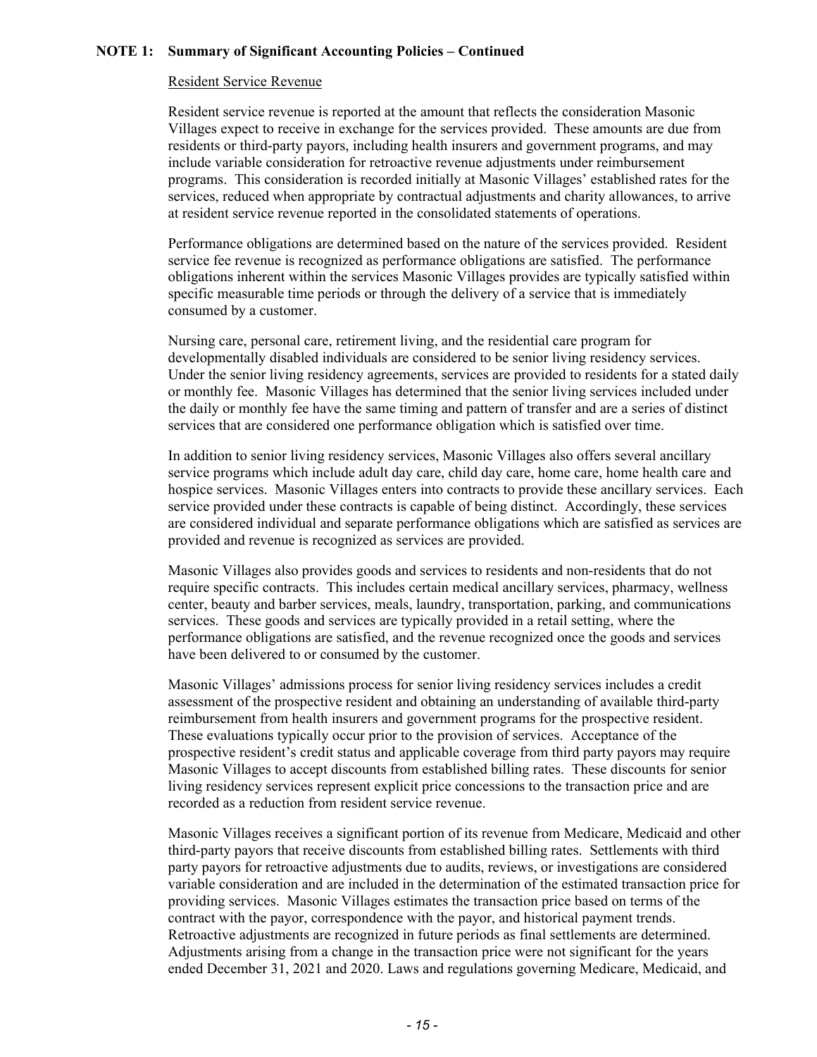**NOTE 1: Summary of Significant Accounting Policies – Continued**

Resident Service Revenue

Resident service revenue is reported at the amount that reflects the consideration Masonic Villages expect to receive in exchange for the services provided. These amounts are due from residents or third-party payors, including health insurers and government programs, and may include variable consideration for retroactive revenue adjustments under reimbursement programs. This consideration is recorded initially at Masonic Villages' established rates for the services, reduced when appropriate by contractual adjustments and charity allowances, to arrive at resident service revenue reported in the consolidated statements of operations.

Performance obligations are determined based on the nature of the services provided. Resident service fee revenue is recognized as performance obligations are satisfied. The performance obligations inherent within the services Masonic Villages provides are typically satisfied within specific measurable time periods or through the delivery of a service that is immediately consumed by a customer.

Nursing care, personal care, retirement living, and the residential care program for developmentally disabled individuals are considered to be senior living residency services. Under the senior living residency agreements, services are provided to residents for a stated daily or monthly fee. Masonic Villages has determined that the senior living services included under the daily or monthly fee have the same timing and pattern of transfer and are a series of distinct services that are considered one performance obligation which is satisfied over time.

In addition to senior living residency services, Masonic Villages also offers several ancillary service programs which include adult day care, child day care, home care, home health care and hospice services. Masonic Villages enters into contracts to provide these ancillary services. Each service provided under these contracts is capable of being distinct. Accordingly, these services are considered individual and separate performance obligations which are satisfied as services are provided and revenue is recognized as services are provided.

Masonic Villages also provides goods and services to residents and non-residents that do not require specific contracts. This includes certain medical ancillary services, pharmacy, wellness center, beauty and barber services, meals, laundry, transportation, parking, and communications services. These goods and services are typically provided in a retail setting, where the performance obligations are satisfied, and the revenue recognized once the goods and services have been delivered to or consumed by the customer.

Masonic Villages' admissions process for senior living residency services includes a credit assessment of the prospective resident and obtaining an understanding of available third-party reimbursement from health insurers and government programs for the prospective resident. These evaluations typically occur prior to the provision of services. Acceptance of the prospective resident's credit status and applicable coverage from third party payors may require Masonic Villages to accept discounts from established billing rates. These discounts for senior living residency services represent explicit price concessions to the transaction price and are recorded as a reduction from resident service revenue.

Masonic Villages receives a significant portion of its revenue from Medicare, Medicaid and other third-party payors that receive discounts from established billing rates. Settlements with third party payors for retroactive adjustments due to audits, reviews, or investigations are considered variable consideration and are included in the determination of the estimated transaction price for providing services. Masonic Villages estimates the transaction price based on terms of the contract with the payor, correspondence with the payor, and historical payment trends. Retroactive adjustments are recognized in future periods as final settlements are determined. Adjustments arising from a change in the transaction price were not significant for the years ended December 31, 2021 and 2020. Laws and regulations governing Medicare, Medicaid, and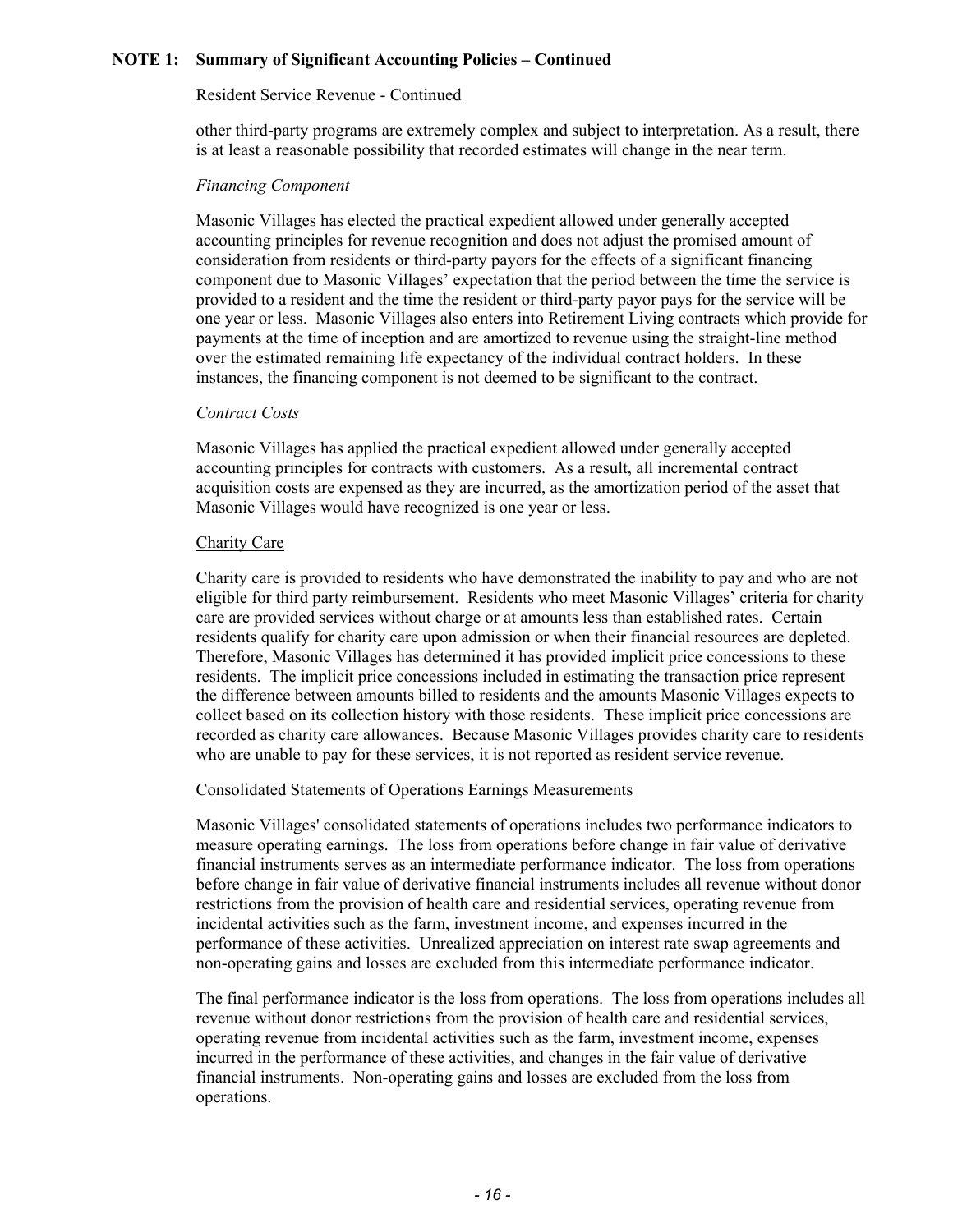**NOTE 1: Summary of Significant Accounting Policies – Continued**

Resident Service Revenue - Continued

other third-party programs are extremely complex and subject to interpretation. As a result, there is at least a reasonable possibility that recorded estimates will change in the near term.

*Financing Component*

Masonic Villages has elected the practical expedient allowed under generally accepted accounting principles for revenue recognition and does not adjust the promised amount of consideration from residents or third-party payors for the effects of a significant financing component due to Masonic Villages' expectation that the period between the time the service is provided to a resident and the time the resident or third-party payor pays for the service will be one year or less. Masonic Villages also enters into Retirement Living contracts which provide for payments at the time of inception and are amortized to revenue using the straight-line method over the estimated remaining life expectancy of the individual contract holders. In these instances, the financing component is not deemed to be significant to the contract.

*Contract Costs*

Masonic Villages has applied the practical expedient allowed under generally accepted accounting principles for contracts with customers. As a result, all incremental contract acquisition costs are expensed as they are incurred, as the amortization period of the asset that Masonic Villages would have recognized is one year or less.

Charity Care

Charity care is provided to residents who have demonstrated the inability to pay and who are not eligible for third party reimbursement. Residents who meet Masonic Villages' criteria for charity care are provided services without charge or at amounts less than established rates. Certain residents qualify for charity care upon admission or when their financial resources are depleted. Therefore, Masonic Villages has determined it has provided implicit price concessions to these residents. The implicit price concessions included in estimating the transaction price represent the difference between amounts billed to residents and the amounts Masonic Villages expects to collect based on its collection history with those residents. These implicit price concessions are recorded as charity care allowances. Because Masonic Villages provides charity care to residents who are unable to pay for these services, it is not reported as resident service revenue.

Consolidated Statements of Operations Earnings Measurements

Masonic Villages' consolidated statements of operations includes two performance indicators to measure operating earnings. The loss from operations before change in fair value of derivative financial instruments serves as an intermediate performance indicator. The loss from operations before change in fair value of derivative financial instruments includes all revenue without donor restrictions from the provision of health care and residential services, operating revenue from incidental activities such as the farm, investment income, and expenses incurred in the performance of these activities. Unrealized appreciation on interest rate swap agreements and non-operating gains and losses are excluded from this intermediate performance indicator.

The final performance indicator is the loss from operations. The loss from operations includes all revenue without donor restrictions from the provision of health care and residential services, operating revenue from incidental activities such as the farm, investment income, expenses incurred in the performance of these activities, and changes in the fair value of derivative financial instruments. Non-operating gains and losses are excluded from the loss from operations.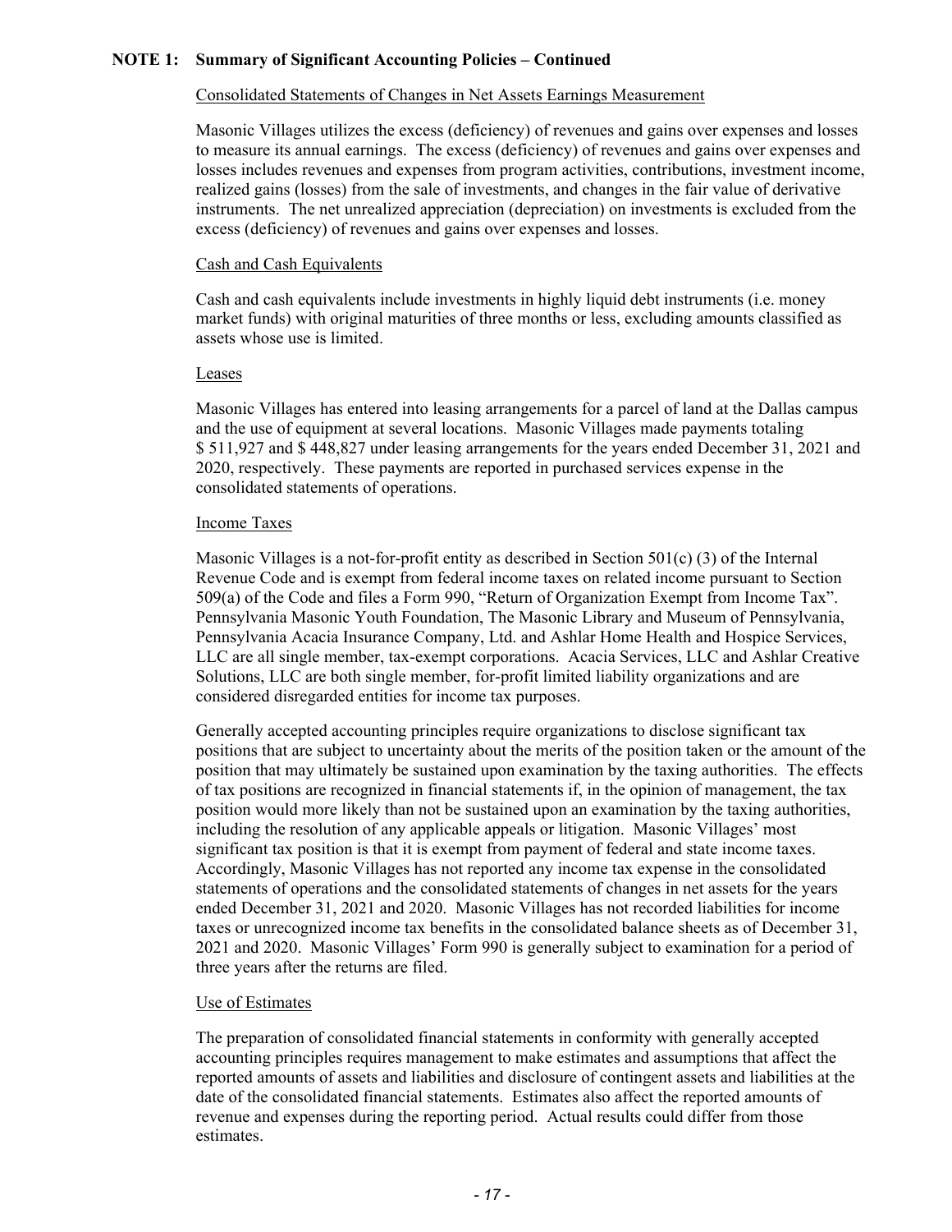**NOTE 1: Summary of Significant Accounting Policies – Continued**

Consolidated Statements of Changes in Net Assets Earnings Measurement

Masonic Villages utilizes the excess (deficiency) of revenues and gains over expenses and losses to measure its annual earnings. The excess (deficiency) of revenues and gains over expenses and losses includes revenues and expenses from program activities, contributions, investment income, realized gains (losses) from the sale of investments, and changes in the fair value of derivative instruments. The net unrealized appreciation (depreciation) on investments is excluded from the excess (deficiency) of revenues and gains over expenses and losses.

Cash and Cash Equivalents

Cash and cash equivalents include investments in highly liquid debt instruments (i.e. money market funds) with original maturities of three months or less, excluding amounts classified as assets whose use is limited.

Leases

Masonic Villages has entered into leasing arrangements for a parcel of land at the Dallas campus and the use of equipment at several locations. Masonic Villages made payments totaling $ 511,927 and $ 448,827 under leasing arrangements for the years ended December 31, 2021 and 2020, respectively. These payments are reported in purchased services expense in the consolidated statements of operations.

Income Taxes

Masonic Villages is a not-for-profit entity as described in Section 501(c) (3) of the Internal Revenue Code and is exempt from federal income taxes on related income pursuant to Section 509(a) of the Code and files a Form 990, "Return of Organization Exempt from Income Tax". Pennsylvania Masonic Youth Foundation, The Masonic Library and Museum of Pennsylvania, Pennsylvania Acacia Insurance Company, Ltd. and Ashlar Home Health and Hospice Services, LLC are all single member, tax-exempt corporations. Acacia Services, LLC and Ashlar Creative Solutions, LLC are both single member, for-profit limited liability organizations and are considered disregarded entities for income tax purposes.

Generally accepted accounting principles require organizations to disclose significant tax positions that are subject to uncertainty about the merits of the position taken or the amount of the position that may ultimately be sustained upon examination by the taxing authorities. The effects of tax positions are recognized in financial statements if, in the opinion of management, the tax position would more likely than not be sustained upon an examination by the taxing authorities, including the resolution of any applicable appeals or litigation. Masonic Villages' most significant tax position is that it is exempt from payment of federal and state income taxes. Accordingly, Masonic Villages has not reported any income tax expense in the consolidated statements of operations and the consolidated statements of changes in net assets for the years ended December 31, 2021 and 2020. Masonic Villages has not recorded liabilities for income taxes or unrecognized income tax benefits in the consolidated balance sheets as of December 31, 2021 and 2020. Masonic Villages' Form 990 is generally subject to examination for a period of three years after the returns are filed.

Use of Estimates

The preparation of consolidated financial statements in conformity with generally accepted accounting principles requires management to make estimates and assumptions that affect the reported amounts of assets and liabilities and disclosure of contingent assets and liabilities at the date of the consolidated financial statements. Estimates also affect the reported amounts of revenue and expenses during the reporting period. Actual results could differ from those estimates.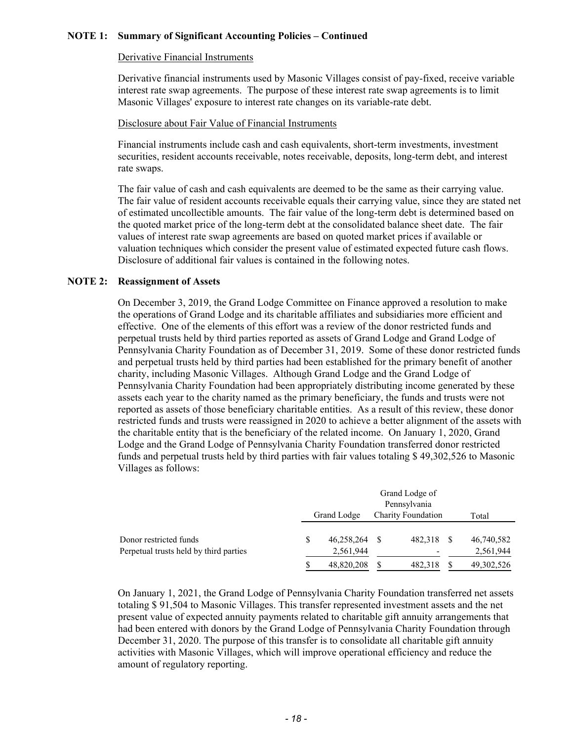**NOTE 1: Summary of Significant Accounting Policies – Continued**

Derivative Financial Instruments

Derivative financial instruments used by Masonic Villages consist of pay-fixed, receive variable interest rate swap agreements. The purpose of these interest rate swap agreements is to limit Masonic Villages' exposure to interest rate changes on its variable-rate debt.

Disclosure about Fair Value of Financial Instruments

Financial instruments include cash and cash equivalents, short-term investments, investment securities, resident accounts receivable, notes receivable, deposits, long-term debt, and interest rate swaps.

The fair value of cash and cash equivalents are deemed to be the same as their carrying value. The fair value of resident accounts receivable equals their carrying value, since they are stated net of estimated uncollectible amounts. The fair value of the long-term debt is determined based on the quoted market price of the long-term debt at the consolidated balance sheet date. The fair values of interest rate swap agreements are based on quoted market prices if available or valuation techniques which consider the present value of estimated expected future cash flows. Disclosure of additional fair values is contained in the following notes.

**NOTE 2: Reassignment of Assets**

On December 3, 2019, the Grand Lodge Committee on Finance approved a resolution to make the operations of Grand Lodge and its charitable affiliates and subsidiaries more efficient and effective. One of the elements of this effort was a review of the donor restricted funds and perpetual trusts held by third parties reported as assets of Grand Lodge and Grand Lodge of Pennsylvania Charity Foundation as of December 31, 2019. Some of these donor restricted funds and perpetual trusts held by third parties had been established for the primary benefit of another charity, including Masonic Villages. Although Grand Lodge and the Grand Lodge of Pennsylvania Charity Foundation had been appropriately distributing income generated by these assets each year to the charity named as the primary beneficiary, the funds and trusts were not reported as assets of those beneficiary charitable entities. As a result of this review, these donor restricted funds and trusts were reassigned in 2020 to achieve a better alignment of the assets with the charitable entity that is the beneficiary of the related income. On January 1, 2020, Grand Lodge and the Grand Lodge of Pennsylvania Charity Foundation transferred donor restricted funds and perpetual trusts held by third parties with fair values totaling $ 49,302,526 to Masonic Villages as follows:

| | Grand Lodge | Grand Lodge of Pennsylvania Charity Foundation | Total |
|---|---|---|---|
| Donor restricted funds | $ 46,258,264 | $ 482,318 | $ 46,740,582 |
| Perpetual trusts held by third parties | 2,561,944 | - | 2,561,944 |
| | $ 48,820,208 | $ 482,318 | $ 49,302,526 |

On January 1, 2021, the Grand Lodge of Pennsylvania Charity Foundation transferred net assets totaling $ 91,504 to Masonic Villages. This transfer represented investment assets and the net present value of expected annuity payments related to charitable gift annuity arrangements that had been entered with donors by the Grand Lodge of Pennsylvania Charity Foundation through December 31, 2020. The purpose of this transfer is to consolidate all charitable gift annuity activities with Masonic Villages, which will improve operational efficiency and reduce the amount of regulatory reporting.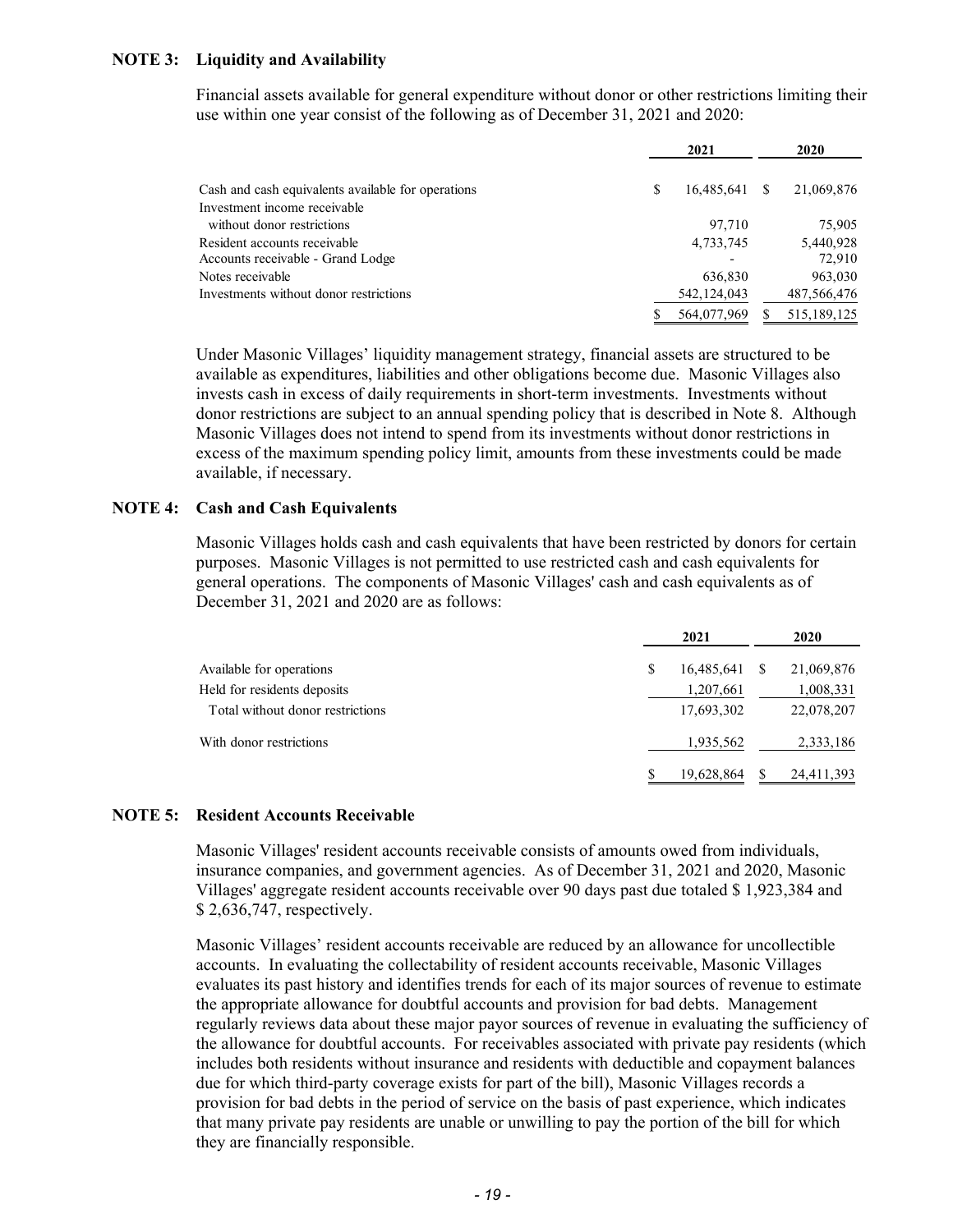## NOTE 3: Liquidity and Availability

Financial assets available for general expenditure without donor or other restrictions limiting their use within one year consist of the following as of December 31, 2021 and 2020:

| | 2021 | 2020 |
|---|---|---|
| Cash and cash equivalents available for operations | $ 16,485,641 | $ 21,069,876 |
| Investment income receivable without donor restrictions | 97,710 | 75,905 |
| Resident accounts receivable | 4,733,745 | 5,440,928 |
| Accounts receivable - Grand Lodge | - | 72,910 |
| Notes receivable | 636,830 | 963,030 |
| Investments without donor restrictions | 542,124,043 | 487,566,476 |
| | $ 564,077,969 | $ 515,189,125 |

Under Masonic Villages' liquidity management strategy, financial assets are structured to be available as expenditures, liabilities and other obligations become due. Masonic Villages also invests cash in excess of daily requirements in short-term investments. Investments without donor restrictions are subject to an annual spending policy that is described in Note 8. Although Masonic Villages does not intend to spend from its investments without donor restrictions in excess of the maximum spending policy limit, amounts from these investments could be made available, if necessary.

## NOTE 4: Cash and Cash Equivalents

Masonic Villages holds cash and cash equivalents that have been restricted by donors for certain purposes. Masonic Villages is not permitted to use restricted cash and cash equivalents for general operations. The components of Masonic Villages' cash and cash equivalents as of December 31, 2021 and 2020 are as follows:

| | 2021 | 2020 |
|---|---|---|
| Available for operations | $ 16,485,641 | $ 21,069,876 |
| Held for residents deposits | 1,207,661 | 1,008,331 |
| Total without donor restrictions | 17,693,302 | 22,078,207 |
| With donor restrictions | 1,935,562 | 2,333,186 |
| | $ 19,628,864 | $ 24,411,393 |

## NOTE 5: Resident Accounts Receivable

Masonic Villages' resident accounts receivable consists of amounts owed from individuals, insurance companies, and government agencies. As of December 31, 2021 and 2020, Masonic Villages' aggregate resident accounts receivable over 90 days past due totaled $ 1,923,384 and $ 2,636,747, respectively.

Masonic Villages' resident accounts receivable are reduced by an allowance for uncollectible accounts. In evaluating the collectability of resident accounts receivable, Masonic Villages evaluates its past history and identifies trends for each of its major sources of revenue to estimate the appropriate allowance for doubtful accounts and provision for bad debts. Management regularly reviews data about these major payor sources of revenue in evaluating the sufficiency of the allowance for doubtful accounts. For receivables associated with private pay residents (which includes both residents without insurance and residents with deductible and copayment balances due for which third-party coverage exists for part of the bill), Masonic Villages records a provision for bad debts in the period of service on the basis of past experience, which indicates that many private pay residents are unable or unwilling to pay the portion of the bill for which they are financially responsible.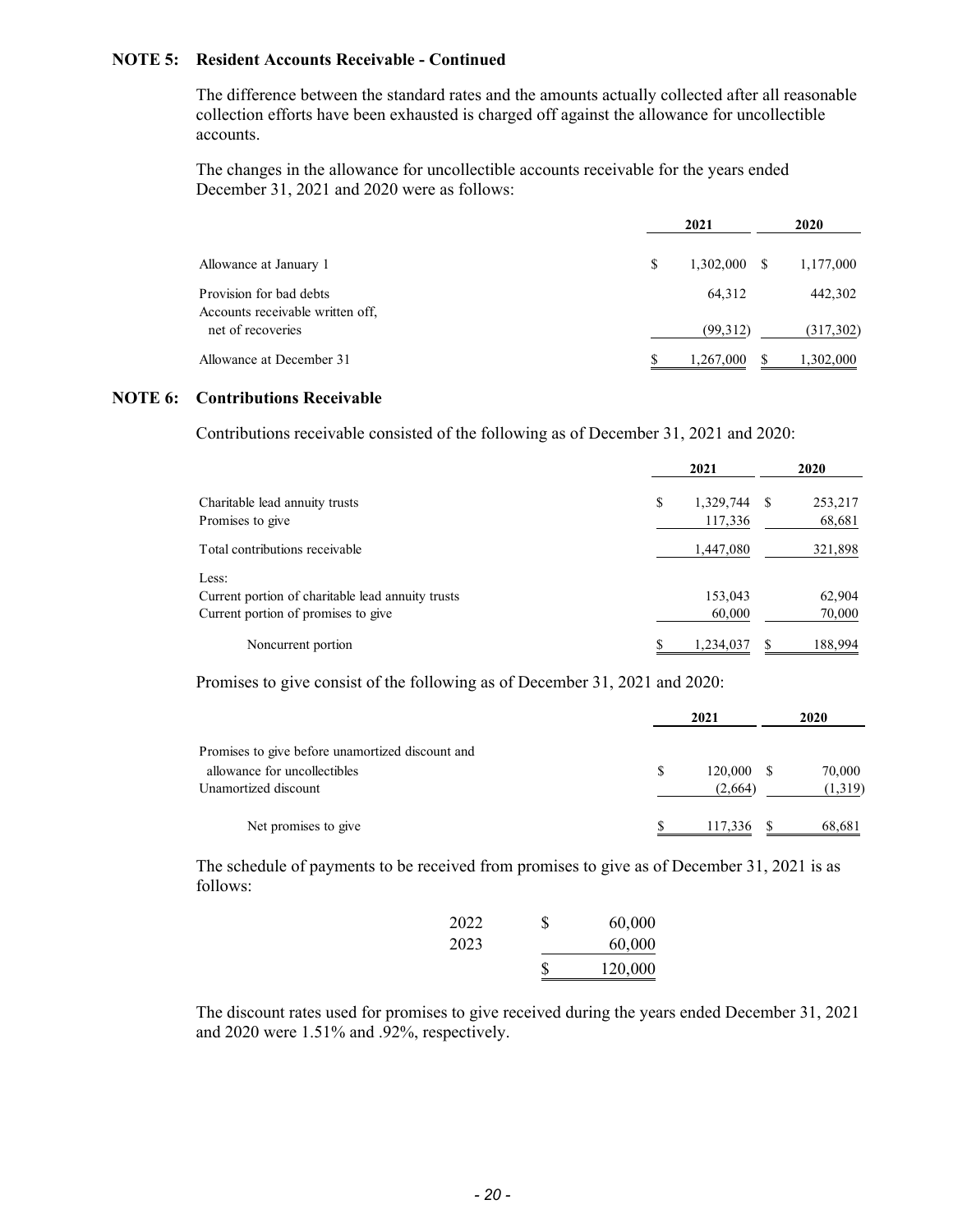## NOTE 5: Resident Accounts Receivable - Continued

The difference between the standard rates and the amounts actually collected after all reasonable collection efforts have been exhausted is charged off against the allowance for uncollectible accounts.

The changes in the allowance for uncollectible accounts receivable for the years ended December 31, 2021 and 2020 were as follows:

| | 2021 | 2020 |
|---|---|---|
| Allowance at January 1 | $ 1,302,000 | $ 1,177,000 |
| Provision for bad debts | 64,312 | 442,302 |
| Accounts receivable written off, net of recoveries | (99,312) | (317,302) |
| Allowance at December 31 | $ 1,267,000 | $ 1,302,000 |

## NOTE 6: Contributions Receivable

Contributions receivable consisted of the following as of December 31, 2021 and 2020:

| | 2021 | 2020 |
|---|---|---|
| Charitable lead annuity trusts | $ 1,329,744 | $ 253,217 |
| Promises to give | 117,336 | 68,681 |
| Total contributions receivable | 1,447,080 | 321,898 |
| Less: | | |
| Current portion of charitable lead annuity trusts | 153,043 | 62,904 |
| Current portion of promises to give | 60,000 | 70,000 |
| Noncurrent portion | $ 1,234,037 | $ 188,994 |

Promises to give consist of the following as of December 31, 2021 and 2020:

| | 2021 | 2020 |
|---|---|---|
| Promises to give before unamortized discount and allowance for uncollectibles | $ 120,000 | $ 70,000 |
| Unamortized discount | (2,664) | (1,319) |
| Net promises to give | $ 117,336 | $ 68,681 |

The schedule of payments to be received from promises to give as of December 31, 2021 is as follows:

| | |
|---|---|
| 2022 | $ 60,000 |
| 2023 | 60,000 |
| | $ 120,000 |

The discount rates used for promises to give received during the years ended December 31, 2021 and 2020 were 1.51% and .92%, respectively.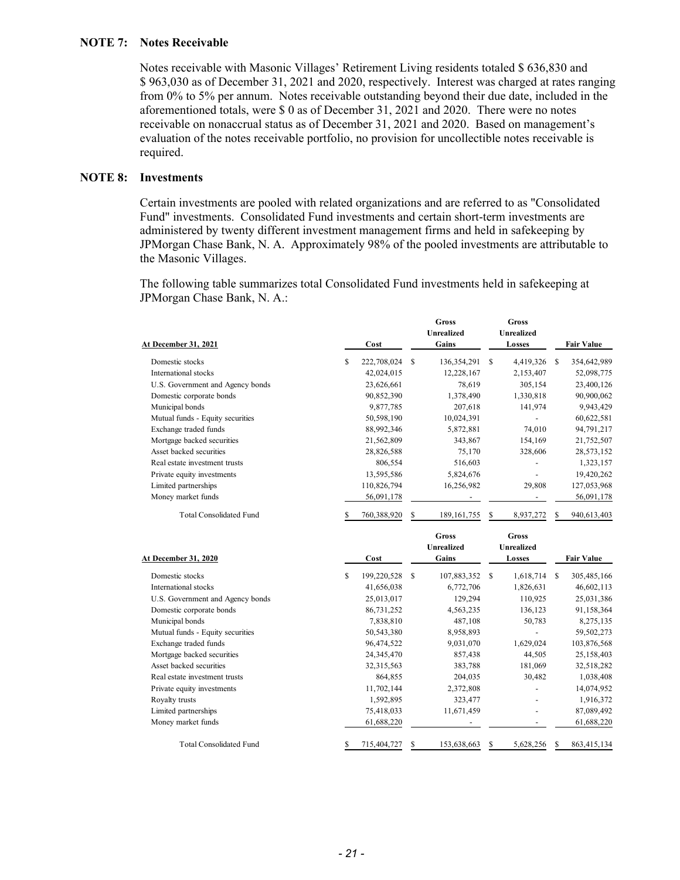## NOTE 7: Notes Receivable

Notes receivable with Masonic Villages' Retirement Living residents totaled \$ 636,830 and \$ 963,030 as of December 31, 2021 and 2020, respectively. Interest was charged at rates ranging from 0% to 5% per annum. Notes receivable outstanding beyond their due date, included in the aforementioned totals, were \$ 0 as of December 31, 2021 and 2020. There were no notes receivable on nonaccrual status as of December 31, 2021 and 2020. Based on management's evaluation of the notes receivable portfolio, no provision for uncollectible notes receivable is required.

## NOTE 8: Investments

Certain investments are pooled with related organizations and are referred to as "Consolidated Fund" investments. Consolidated Fund investments and certain short-term investments are administered by twenty different investment management firms and held in safekeeping by JPMorgan Chase Bank, N. A. Approximately 98% of the pooled investments are attributable to the Masonic Villages.

The following table summarizes total Consolidated Fund investments held in safekeeping at JPMorgan Chase Bank, N. A.:

| At December 31, 2021 | Cost | Gross Unrealized Gains | Gross Unrealized Losses | Fair Value |
|---|---|---|---|---|
| Domestic stocks | \$ 222,708,024 | \$ 136,354,291 | \$ 4,419,326 | \$ 354,642,989 |
| International stocks | 42,024,015 | 12,228,167 | 2,153,407 | 52,098,775 |
| U.S. Government and Agency bonds | 23,626,661 | 78,619 | 305,154 | 23,400,126 |
| Domestic corporate bonds | 90,852,390 | 1,378,490 | 1,330,818 | 90,900,062 |
| Municipal bonds | 9,877,785 | 207,618 | 141,974 | 9,943,429 |
| Mutual funds - Equity securities | 50,598,190 | 10,024,391 | - | 60,622,581 |
| Exchange traded funds | 88,992,346 | 5,872,881 | 74,010 | 94,791,217 |
| Mortgage backed securities | 21,562,809 | 343,867 | 154,169 | 21,752,507 |
| Asset backed securities | 28,826,588 | 75,170 | 328,606 | 28,573,152 |
| Real estate investment trusts | 806,554 | 516,603 | - | 1,323,157 |
| Private equity investments | 13,595,586 | 5,824,676 | - | 19,420,262 |
| Limited partnerships | 110,826,794 | 16,256,982 | 29,808 | 127,053,968 |
| Money market funds | 56,091,178 | - | - | 56,091,178 |
| Total Consolidated Fund | \$ 760,388,920 | \$ 189,161,755 | \$ 8,937,272 | \$ 940,613,403 |

| At December 31, 2020 | Cost | Gross Unrealized Gains | Gross Unrealized Losses | Fair Value |
|---|---|---|---|---|
| Domestic stocks | \$ 199,220,528 | \$ 107,883,352 | \$ 1,618,714 | \$ 305,485,166 |
| International stocks | 41,656,038 | 6,772,706 | 1,826,631 | 46,602,113 |
| U.S. Government and Agency bonds | 25,013,017 | 129,294 | 110,925 | 25,031,386 |
| Domestic corporate bonds | 86,731,252 | 4,563,235 | 136,123 | 91,158,364 |
| Municipal bonds | 7,838,810 | 487,108 | 50,783 | 8,275,135 |
| Mutual funds - Equity securities | 50,543,380 | 8,958,893 | - | 59,502,273 |
| Exchange traded funds | 96,474,522 | 9,031,070 | 1,629,024 | 103,876,568 |
| Mortgage backed securities | 24,345,470 | 857,438 | 44,505 | 25,158,403 |
| Asset backed securities | 32,315,563 | 383,788 | 181,069 | 32,518,282 |
| Real estate investment trusts | 864,855 | 204,035 | 30,482 | 1,038,408 |
| Private equity investments | 11,702,144 | 2,372,808 | - | 14,074,952 |
| Royalty trusts | 1,592,895 | 323,477 | - | 1,916,372 |
| Limited partnerships | 75,418,033 | 11,671,459 | - | 87,089,492 |
| Money market funds | 61,688,220 | - | - | 61,688,220 |
| Total Consolidated Fund | \$ 715,404,727 | \$ 153,638,663 | \$ 5,628,256 | \$ 863,415,134 |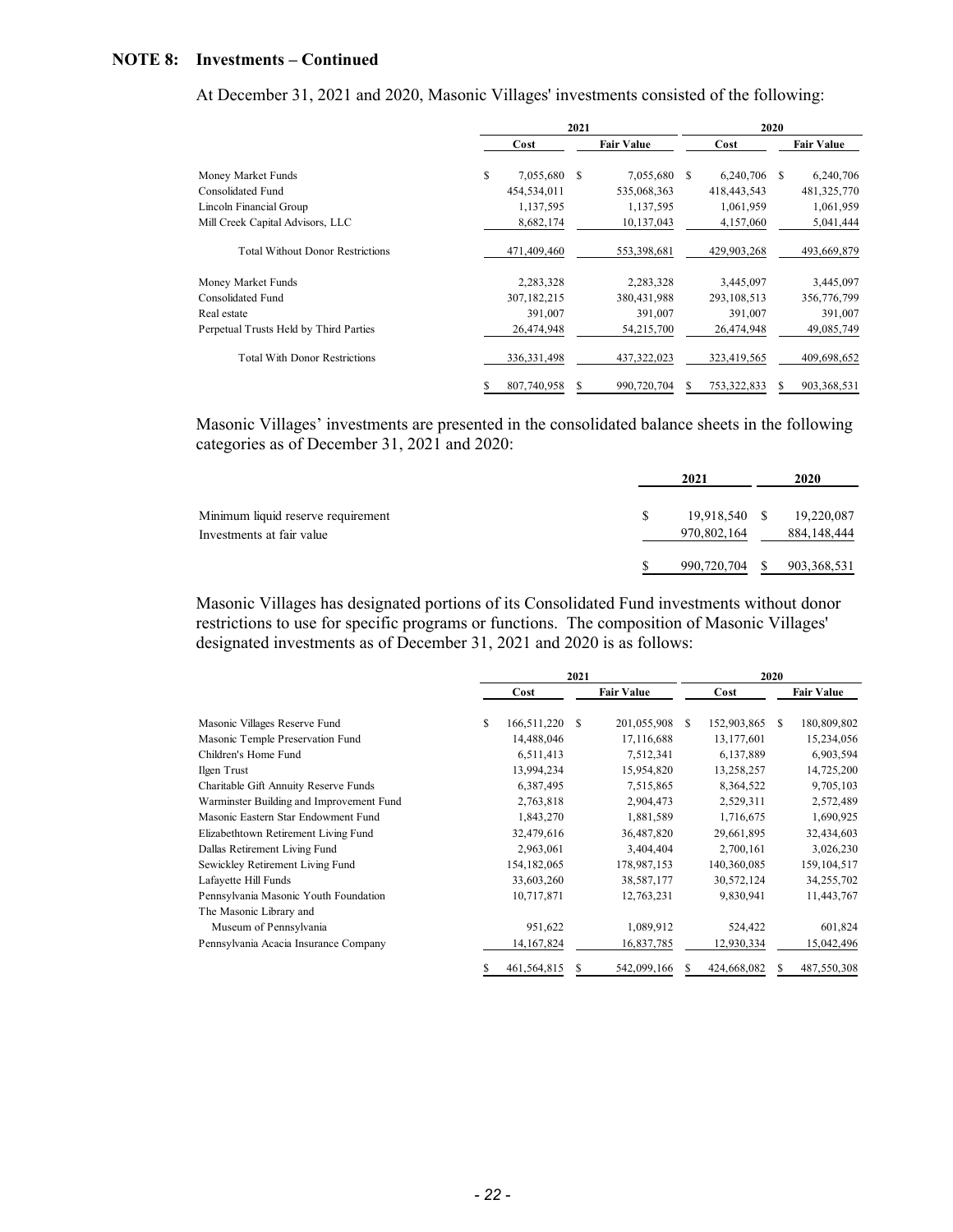**NOTE 8: Investments – Continued**

At December 31, 2021 and 2020, Masonic Villages' investments consisted of the following:

| | 2021 | | 2020 | |
|---|---|---|---|---|
| | Cost | Fair Value | Cost | Fair Value |
| Money Market Funds | $ 7,055,680 | $ 7,055,680 | $ 6,240,706 | $ 6,240,706 |
| Consolidated Fund | 454,534,011 | 535,068,363 | 418,443,543 | 481,325,770 |
| Lincoln Financial Group | 1,137,595 | 1,137,595 | 1,061,959 | 1,061,959 |
| Mill Creek Capital Advisors, LLC | 8,682,174 | 10,137,043 | 4,157,060 | 5,041,444 |
| Total Without Donor Restrictions | 471,409,460 | 553,398,681 | 429,903,268 | 493,669,879 |
| Money Market Funds | 2,283,328 | 2,283,328 | 3,445,097 | 3,445,097 |
| Consolidated Fund | 307,182,215 | 380,431,988 | 293,108,513 | 356,776,799 |
| Real estate | 391,007 | 391,007 | 391,007 | 391,007 |
| Perpetual Trusts Held by Third Parties | 26,474,948 | 54,215,700 | 26,474,948 | 49,085,749 |
| Total With Donor Restrictions | 336,331,498 | 437,322,023 | 323,419,565 | 409,698,652 |
| | $ 807,740,958 | $ 990,720,704 | $ 753,322,833 | $ 903,368,531 |

Masonic Villages' investments are presented in the consolidated balance sheets in the following categories as of December 31, 2021 and 2020:

| | 2021 | 2020 |
|---|---|---|
| Minimum liquid reserve requirement | $ 19,918,540 | $ 19,220,087 |
| Investments at fair value | 970,802,164 | 884,148,444 |
| | $ 990,720,704 | $ 903,368,531 |

Masonic Villages has designated portions of its Consolidated Fund investments without donor restrictions to use for specific programs or functions. The composition of Masonic Villages' designated investments as of December 31, 2021 and 2020 is as follows:

| | 2021 | | 2020 | |
|---|---|---|---|---|
| | Cost | Fair Value | Cost | Fair Value |
| Masonic Villages Reserve Fund | $ 166,511,220 | $ 201,055,908 | $ 152,903,865 | $ 180,809,802 |
| Masonic Temple Preservation Fund | 14,488,046 | 17,116,688 | 13,177,601 | 15,234,056 |
| Children's Home Fund | 6,511,413 | 7,512,341 | 6,137,889 | 6,903,594 |
| Ilgen Trust | 13,994,234 | 15,954,820 | 13,258,257 | 14,725,200 |
| Charitable Gift Annuity Reserve Funds | 6,387,495 | 7,515,865 | 8,364,522 | 9,705,103 |
| Warminster Building and Improvement Fund | 2,763,818 | 2,904,473 | 2,529,311 | 2,572,489 |
| Masonic Eastern Star Endowment Fund | 1,843,270 | 1,881,589 | 1,716,675 | 1,690,925 |
| Elizabethtown Retirement Living Fund | 32,479,616 | 36,487,820 | 29,661,895 | 32,434,603 |
| Dallas Retirement Living Fund | 2,963,061 | 3,404,404 | 2,700,161 | 3,026,230 |
| Sewickley Retirement Living Fund | 154,182,065 | 178,987,153 | 140,360,085 | 159,104,517 |
| Lafayette Hill Funds | 33,603,260 | 38,587,177 | 30,572,124 | 34,255,702 |
| Pennsylvania Masonic Youth Foundation | 10,717,871 | 12,763,231 | 9,830,941 | 11,443,767 |
| The Masonic Library and Museum of Pennsylvania | 951,622 | 1,089,912 | 524,422 | 601,824 |
| Pennsylvania Acacia Insurance Company | 14,167,824 | 16,837,785 | 12,930,334 | 15,042,496 |
| | $ 461,564,815 | $ 542,099,166 | $ 424,668,082 | $ 487,550,308 |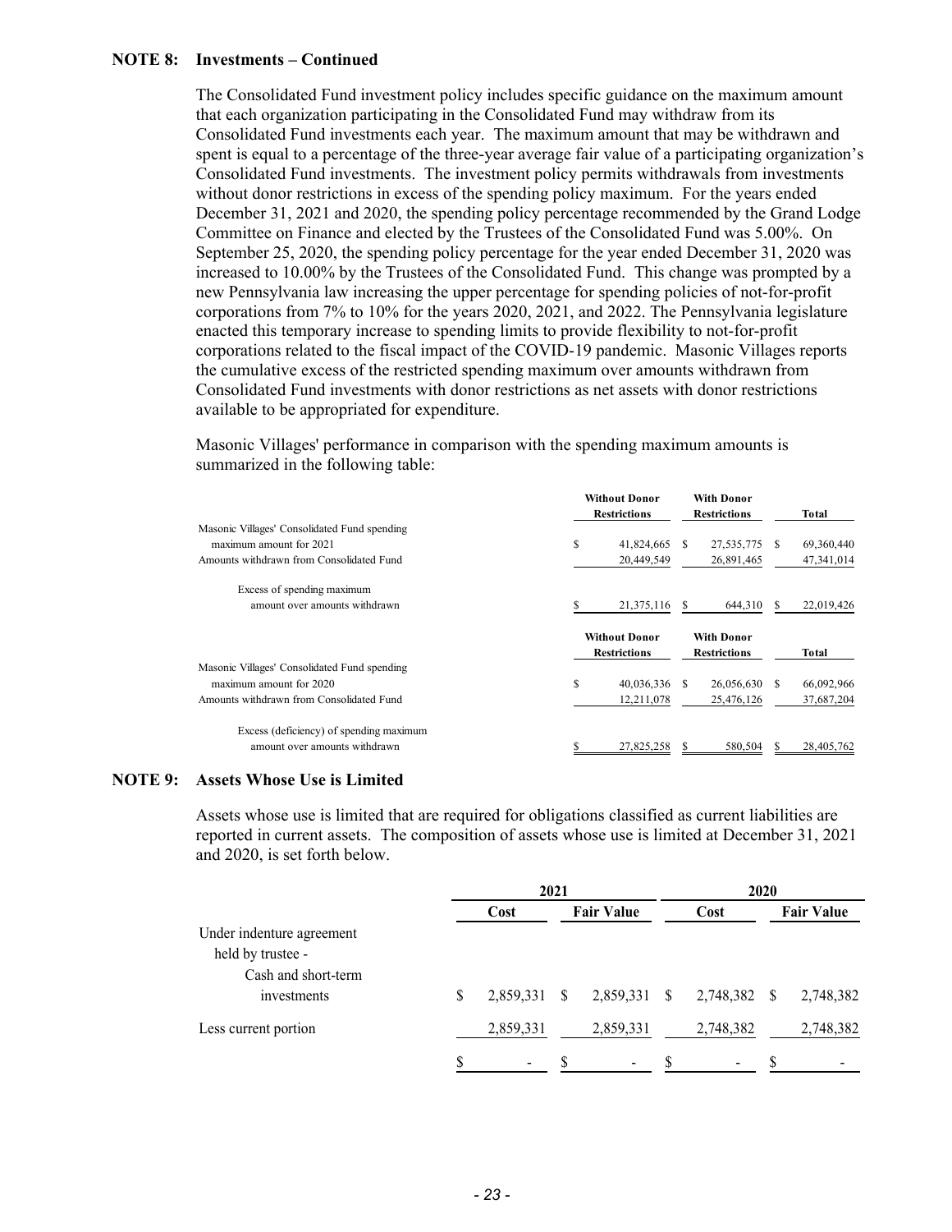## NOTE 8: Investments – Continued

The Consolidated Fund investment policy includes specific guidance on the maximum amount that each organization participating in the Consolidated Fund may withdraw from its Consolidated Fund investments each year. The maximum amount that may be withdrawn and spent is equal to a percentage of the three-year average fair value of a participating organization's Consolidated Fund investments. The investment policy permits withdrawals from investments without donor restrictions in excess of the spending policy maximum. For the years ended December 31, 2021 and 2020, the spending policy percentage recommended by the Grand Lodge Committee on Finance and elected by the Trustees of the Consolidated Fund was 5.00%. On September 25, 2020, the spending policy percentage for the year ended December 31, 2020 was increased to 10.00% by the Trustees of the Consolidated Fund. This change was prompted by a new Pennsylvania law increasing the upper percentage for spending policies of not-for-profit corporations from 7% to 10% for the years 2020, 2021, and 2022. The Pennsylvania legislature enacted this temporary increase to spending limits to provide flexibility to not-for-profit corporations related to the fiscal impact of the COVID-19 pandemic. Masonic Villages reports the cumulative excess of the restricted spending maximum over amounts withdrawn from Consolidated Fund investments with donor restrictions as net assets with donor restrictions available to be appropriated for expenditure.

Masonic Villages' performance in comparison with the spending maximum amounts is summarized in the following table:

| | Without Donor Restrictions | With Donor Restrictions | Total |
|---|---|---|---|
| Masonic Villages' Consolidated Fund spending maximum amount for 2021 | $ 41,824,665 | $ 27,535,775 | $ 69,360,440 |
| Amounts withdrawn from Consolidated Fund | 20,449,549 | 26,891,465 | 47,341,014 |
| Excess of spending maximum amount over amounts withdrawn | $ 21,375,116 | $ 644,310 | $ 22,019,426 |

| | Without Donor Restrictions | With Donor Restrictions | Total |
|---|---|---|---|
| Masonic Villages' Consolidated Fund spending maximum amount for 2020 | $ 40,036,336 | $ 26,056,630 | $ 66,092,966 |
| Amounts withdrawn from Consolidated Fund | 12,211,078 | 25,476,126 | 37,687,204 |
| Excess (deficiency) of spending maximum amount over amounts withdrawn | $ 27,825,258 | $ 580,504 | $ 28,405,762 |

## NOTE 9: Assets Whose Use is Limited

Assets whose use is limited that are required for obligations classified as current liabilities are reported in current assets. The composition of assets whose use is limited at December 31, 2021 and 2020, is set forth below.

| | 2021 | | 2020 | |
|---|---|---|---|---|
| | Cost | Fair Value | Cost | Fair Value |
| Under indenture agreement held by trustee - Cash and short-term investments | $ 2,859,331 | $ 2,859,331 | $ 2,748,382 | $ 2,748,382 |
| Less current portion | 2,859,331 | 2,859,331 | 2,748,382 | 2,748,382 |
| | $ - | $ - | $ - | $ - |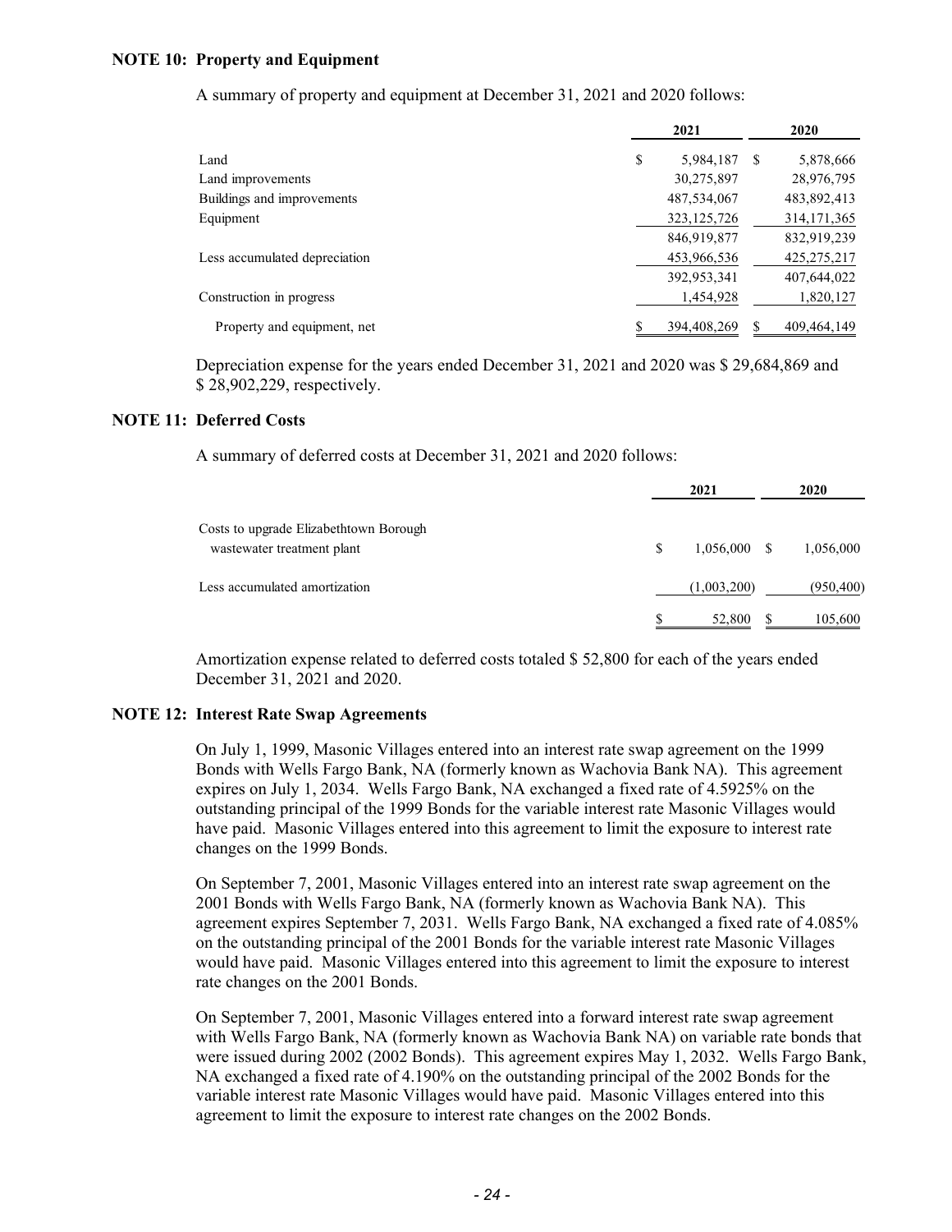### NOTE 10: Property and Equipment

A summary of property and equipment at December 31, 2021 and 2020 follows:

| | 2021 | 2020 |
|---|---|---|
| Land | $ 5,984,187 | $ 5,878,666 |
| Land improvements | 30,275,897 | 28,976,795 |
| Buildings and improvements | 487,534,067 | 483,892,413 |
| Equipment | 323,125,726 | 314,171,365 |
| | 846,919,877 | 832,919,239 |
| Less accumulated depreciation | 453,966,536 | 425,275,217 |
| | 392,953,341 | 407,644,022 |
| Construction in progress | 1,454,928 | 1,820,127 |
| Property and equipment, net | $ 394,408,269 | $ 409,464,149 |

Depreciation expense for the years ended December 31, 2021 and 2020 was $ 29,684,869 and $ 28,902,229, respectively.

### NOTE 11: Deferred Costs

A summary of deferred costs at December 31, 2021 and 2020 follows:

| | 2021 | 2020 |
|---|---|---|
| Costs to upgrade Elizabethtown Borough wastewater treatment plant | $ 1,056,000 | $ 1,056,000 |
| Less accumulated amortization | (1,003,200) | (950,400) |
| | $ 52,800 | $ 105,600 |

Amortization expense related to deferred costs totaled $ 52,800 for each of the years ended December 31, 2021 and 2020.

### NOTE 12: Interest Rate Swap Agreements

On July 1, 1999, Masonic Villages entered into an interest rate swap agreement on the 1999 Bonds with Wells Fargo Bank, NA (formerly known as Wachovia Bank NA). This agreement expires on July 1, 2034. Wells Fargo Bank, NA exchanged a fixed rate of 4.5925% on the outstanding principal of the 1999 Bonds for the variable interest rate Masonic Villages would have paid. Masonic Villages entered into this agreement to limit the exposure to interest rate changes on the 1999 Bonds.

On September 7, 2001, Masonic Villages entered into an interest rate swap agreement on the 2001 Bonds with Wells Fargo Bank, NA (formerly known as Wachovia Bank NA). This agreement expires September 7, 2031. Wells Fargo Bank, NA exchanged a fixed rate of 4.085% on the outstanding principal of the 2001 Bonds for the variable interest rate Masonic Villages would have paid. Masonic Villages entered into this agreement to limit the exposure to interest rate changes on the 2001 Bonds.

On September 7, 2001, Masonic Villages entered into a forward interest rate swap agreement with Wells Fargo Bank, NA (formerly known as Wachovia Bank NA) on variable rate bonds that were issued during 2002 (2002 Bonds). This agreement expires May 1, 2032. Wells Fargo Bank, NA exchanged a fixed rate of 4.190% on the outstanding principal of the 2002 Bonds for the variable interest rate Masonic Villages would have paid. Masonic Villages entered into this agreement to limit the exposure to interest rate changes on the 2002 Bonds.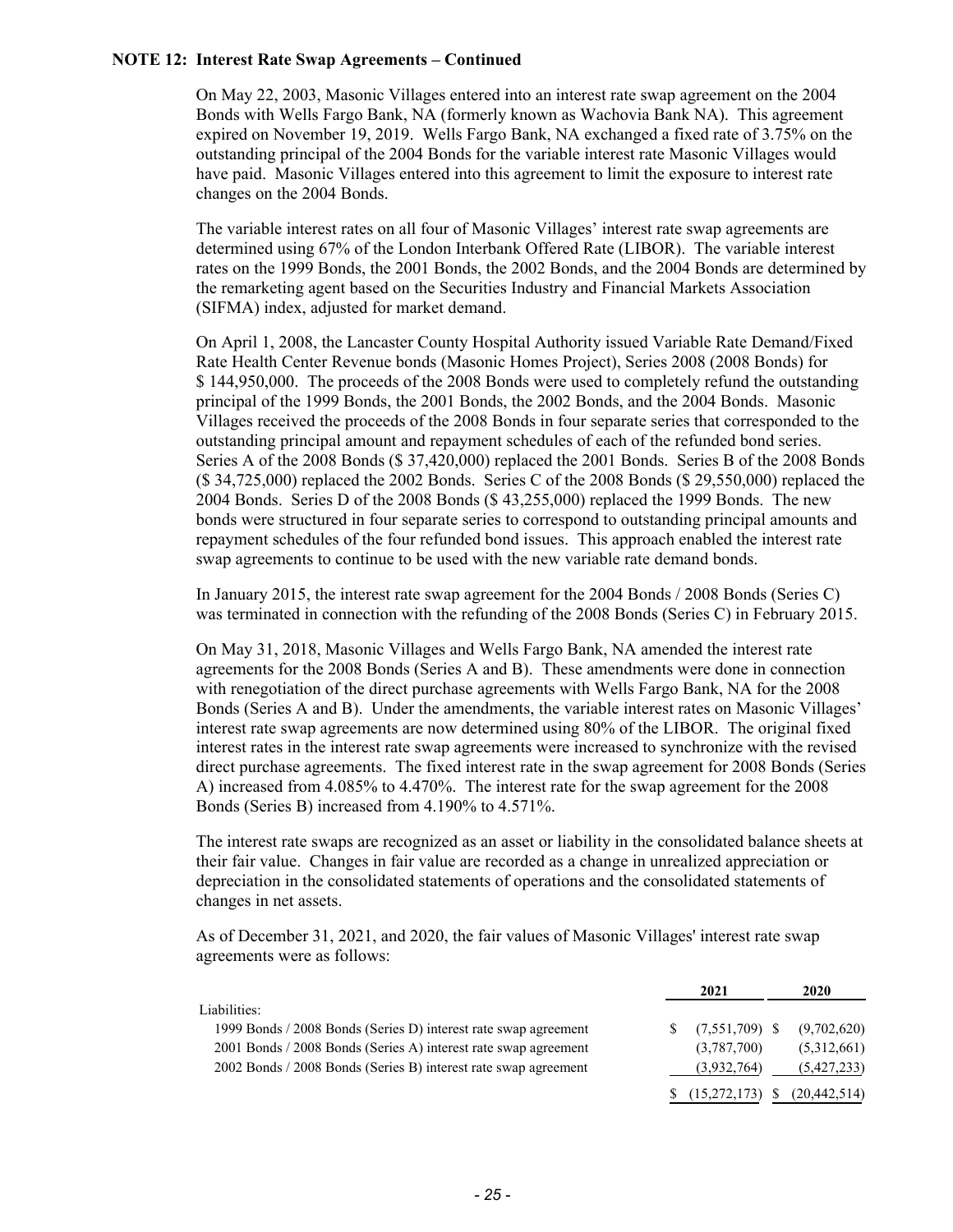**NOTE 12: Interest Rate Swap Agreements – Continued**

On May 22, 2003, Masonic Villages entered into an interest rate swap agreement on the 2004 Bonds with Wells Fargo Bank, NA (formerly known as Wachovia Bank NA). This agreement expired on November 19, 2019. Wells Fargo Bank, NA exchanged a fixed rate of 3.75% on the outstanding principal of the 2004 Bonds for the variable interest rate Masonic Villages would have paid. Masonic Villages entered into this agreement to limit the exposure to interest rate changes on the 2004 Bonds.

The variable interest rates on all four of Masonic Villages' interest rate swap agreements are determined using 67% of the London Interbank Offered Rate (LIBOR). The variable interest rates on the 1999 Bonds, the 2001 Bonds, the 2002 Bonds, and the 2004 Bonds are determined by the remarketing agent based on the Securities Industry and Financial Markets Association (SIFMA) index, adjusted for market demand.

On April 1, 2008, the Lancaster County Hospital Authority issued Variable Rate Demand/Fixed Rate Health Center Revenue bonds (Masonic Homes Project), Series 2008 (2008 Bonds) for $ 144,950,000. The proceeds of the 2008 Bonds were used to completely refund the outstanding principal of the 1999 Bonds, the 2001 Bonds, the 2002 Bonds, and the 2004 Bonds. Masonic Villages received the proceeds of the 2008 Bonds in four separate series that corresponded to the outstanding principal amount and repayment schedules of each of the refunded bond series. Series A of the 2008 Bonds ($ 37,420,000) replaced the 2001 Bonds. Series B of the 2008 Bonds ($ 34,725,000) replaced the 2002 Bonds. Series C of the 2008 Bonds ($ 29,550,000) replaced the 2004 Bonds. Series D of the 2008 Bonds ($ 43,255,000) replaced the 1999 Bonds. The new bonds were structured in four separate series to correspond to outstanding principal amounts and repayment schedules of the four refunded bond issues. This approach enabled the interest rate swap agreements to continue to be used with the new variable rate demand bonds.

In January 2015, the interest rate swap agreement for the 2004 Bonds / 2008 Bonds (Series C) was terminated in connection with the refunding of the 2008 Bonds (Series C) in February 2015.

On May 31, 2018, Masonic Villages and Wells Fargo Bank, NA amended the interest rate agreements for the 2008 Bonds (Series A and B). These amendments were done in connection with renegotiation of the direct purchase agreements with Wells Fargo Bank, NA for the 2008 Bonds (Series A and B). Under the amendments, the variable interest rates on Masonic Villages' interest rate swap agreements are now determined using 80% of the LIBOR. The original fixed interest rates in the interest rate swap agreements were increased to synchronize with the revised direct purchase agreements. The fixed interest rate in the swap agreement for 2008 Bonds (Series A) increased from 4.085% to 4.470%. The interest rate for the swap agreement for the 2008 Bonds (Series B) increased from 4.190% to 4.571%.

The interest rate swaps are recognized as an asset or liability in the consolidated balance sheets at their fair value. Changes in fair value are recorded as a change in unrealized appreciation or depreciation in the consolidated statements of operations and the consolidated statements of changes in net assets.

As of December 31, 2021, and 2020, the fair values of Masonic Villages' interest rate swap agreements were as follows:

| | 2021 | 2020 |
|---|---|---|
| Liabilities: | | |
| 1999 Bonds / 2008 Bonds (Series D) interest rate swap agreement | $ (7,551,709) | $ (9,702,620) |
| 2001 Bonds / 2008 Bonds (Series A) interest rate swap agreement | (3,787,700) | (5,312,661) |
| 2002 Bonds / 2008 Bonds (Series B) interest rate swap agreement | (3,932,764) | (5,427,233) |
| | $ (15,272,173) | $ (20,442,514) |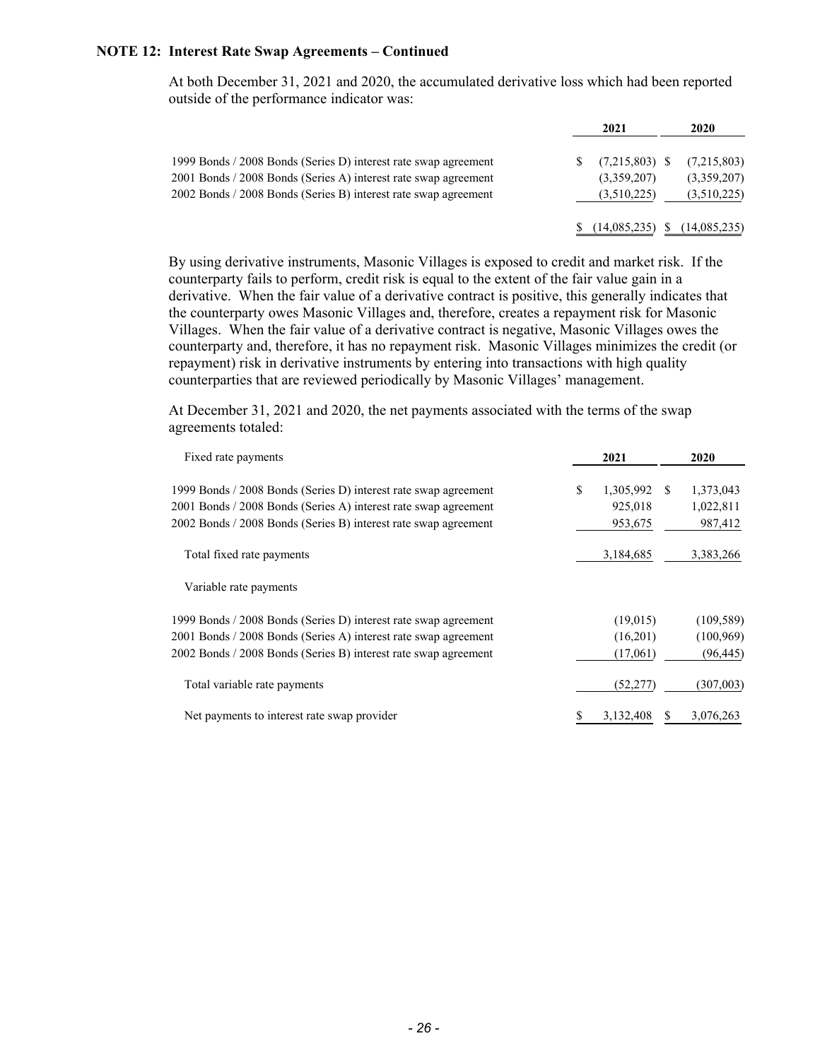**NOTE 12: Interest Rate Swap Agreements – Continued**

At both December 31, 2021 and 2020, the accumulated derivative loss which had been reported outside of the performance indicator was:

| | 2021 | 2020 |
|---|---|---|
| 1999 Bonds / 2008 Bonds (Series D) interest rate swap agreement | $ (7,215,803) | $ (7,215,803) |
| 2001 Bonds / 2008 Bonds (Series A) interest rate swap agreement | (3,359,207) | (3,359,207) |
| 2002 Bonds / 2008 Bonds (Series B) interest rate swap agreement | (3,510,225) | (3,510,225) |
| | $ (14,085,235) | $ (14,085,235) |

By using derivative instruments, Masonic Villages is exposed to credit and market risk. If the counterparty fails to perform, credit risk is equal to the extent of the fair value gain in a derivative. When the fair value of a derivative contract is positive, this generally indicates that the counterparty owes Masonic Villages and, therefore, creates a repayment risk for Masonic Villages. When the fair value of a derivative contract is negative, Masonic Villages owes the counterparty and, therefore, it has no repayment risk. Masonic Villages minimizes the credit (or repayment) risk in derivative instruments by entering into transactions with high quality counterparties that are reviewed periodically by Masonic Villages' management.

At December 31, 2021 and 2020, the net payments associated with the terms of the swap agreements totaled:

| Fixed rate payments | 2021 | 2020 |
|---|---|---|
| 1999 Bonds / 2008 Bonds (Series D) interest rate swap agreement | $ 1,305,992 | $ 1,373,043 |
| 2001 Bonds / 2008 Bonds (Series A) interest rate swap agreement | 925,018 | 1,022,811 |
| 2002 Bonds / 2008 Bonds (Series B) interest rate swap agreement | 953,675 | 987,412 |
| Total fixed rate payments | 3,184,685 | 3,383,266 |
| Variable rate payments | | |
| 1999 Bonds / 2008 Bonds (Series D) interest rate swap agreement | (19,015) | (109,589) |
| 2001 Bonds / 2008 Bonds (Series A) interest rate swap agreement | (16,201) | (100,969) |
| 2002 Bonds / 2008 Bonds (Series B) interest rate swap agreement | (17,061) | (96,445) |
| Total variable rate payments | (52,277) | (307,003) |
| Net payments to interest rate swap provider | $ 3,132,408 | $ 3,076,263 |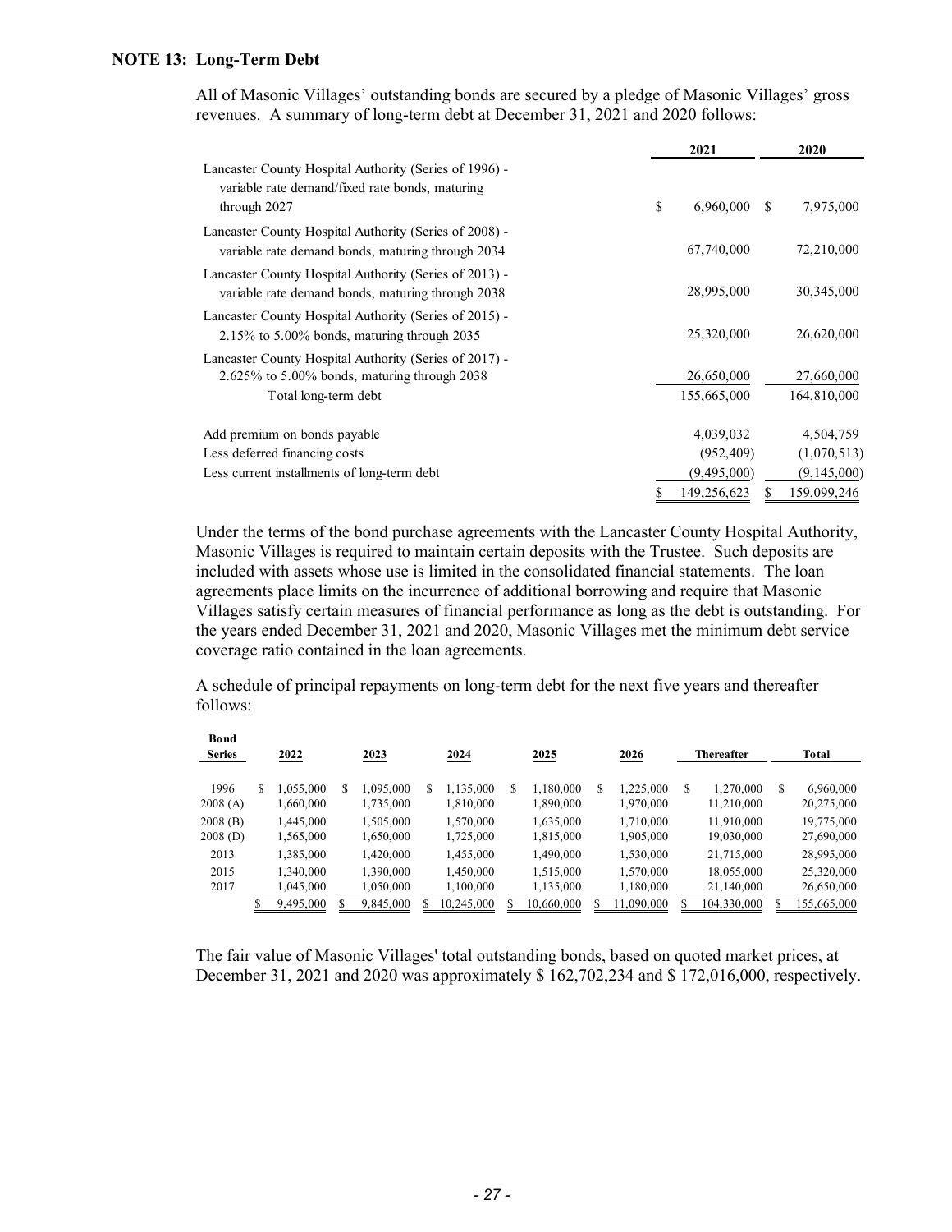**NOTE 13: Long-Term Debt**

All of Masonic Villages' outstanding bonds are secured by a pledge of Masonic Villages' gross revenues. A summary of long-term debt at December 31, 2021 and 2020 follows:

| | 2021 | 2020 |
|---|---|---|
| Lancaster County Hospital Authority (Series of 1996) - variable rate demand/fixed rate bonds, maturing through 2027 | $ 6,960,000 | $ 7,975,000 |
| Lancaster County Hospital Authority (Series of 2008) - variable rate demand bonds, maturing through 2034 | 67,740,000 | 72,210,000 |
| Lancaster County Hospital Authority (Series of 2013) - variable rate demand bonds, maturing through 2038 | 28,995,000 | 30,345,000 |
| Lancaster County Hospital Authority (Series of 2015) - 2.15% to 5.00% bonds, maturing through 2035 | 25,320,000 | 26,620,000 |
| Lancaster County Hospital Authority (Series of 2017) - 2.625% to 5.00% bonds, maturing through 2038 | 26,650,000 | 27,660,000 |
| Total long-term debt | 155,665,000 | 164,810,000 |
| Add premium on bonds payable | 4,039,032 | 4,504,759 |
| Less deferred financing costs | (952,409) | (1,070,513) |
| Less current installments of long-term debt | (9,495,000) | (9,145,000) |
| | $ 149,256,623 | $ 159,099,246 |

Under the terms of the bond purchase agreements with the Lancaster County Hospital Authority, Masonic Villages is required to maintain certain deposits with the Trustee. Such deposits are included with assets whose use is limited in the consolidated financial statements. The loan agreements place limits on the incurrence of additional borrowing and require that Masonic Villages satisfy certain measures of financial performance as long as the debt is outstanding. For the years ended December 31, 2021 and 2020, Masonic Villages met the minimum debt service coverage ratio contained in the loan agreements.

A schedule of principal repayments on long-term debt for the next five years and thereafter follows:

| Bond Series | 2022 | 2023 | 2024 | 2025 | 2026 | Thereafter | Total |
|---|---|---|---|---|---|---|---|
| 1996 | $ 1,055,000 | $ 1,095,000 | $ 1,135,000 | $ 1,180,000 | $ 1,225,000 | $ 1,270,000 | $ 6,960,000 |
| 2008 (A) | 1,660,000 | 1,735,000 | 1,810,000 | 1,890,000 | 1,970,000 | 11,210,000 | 20,275,000 |
| 2008 (B) | 1,445,000 | 1,505,000 | 1,570,000 | 1,635,000 | 1,710,000 | 11,910,000 | 19,775,000 |
| 2008 (D) | 1,565,000 | 1,650,000 | 1,725,000 | 1,815,000 | 1,905,000 | 19,030,000 | 27,690,000 |
| 2013 | 1,385,000 | 1,420,000 | 1,455,000 | 1,490,000 | 1,530,000 | 21,715,000 | 28,995,000 |
| 2015 | 1,340,000 | 1,390,000 | 1,450,000 | 1,515,000 | 1,570,000 | 18,055,000 | 25,320,000 |
| 2017 | 1,045,000 | 1,050,000 | 1,100,000 | 1,135,000 | 1,180,000 | 21,140,000 | 26,650,000 |
| | $ 9,495,000 | $ 9,845,000 | $ 10,245,000 | $ 10,660,000 | $ 11,090,000 | $ 104,330,000 | $ 155,665,000 |

The fair value of Masonic Villages' total outstanding bonds, based on quoted market prices, at December 31, 2021 and 2020 was approximately $ 162,702,234 and $ 172,016,000, respectively.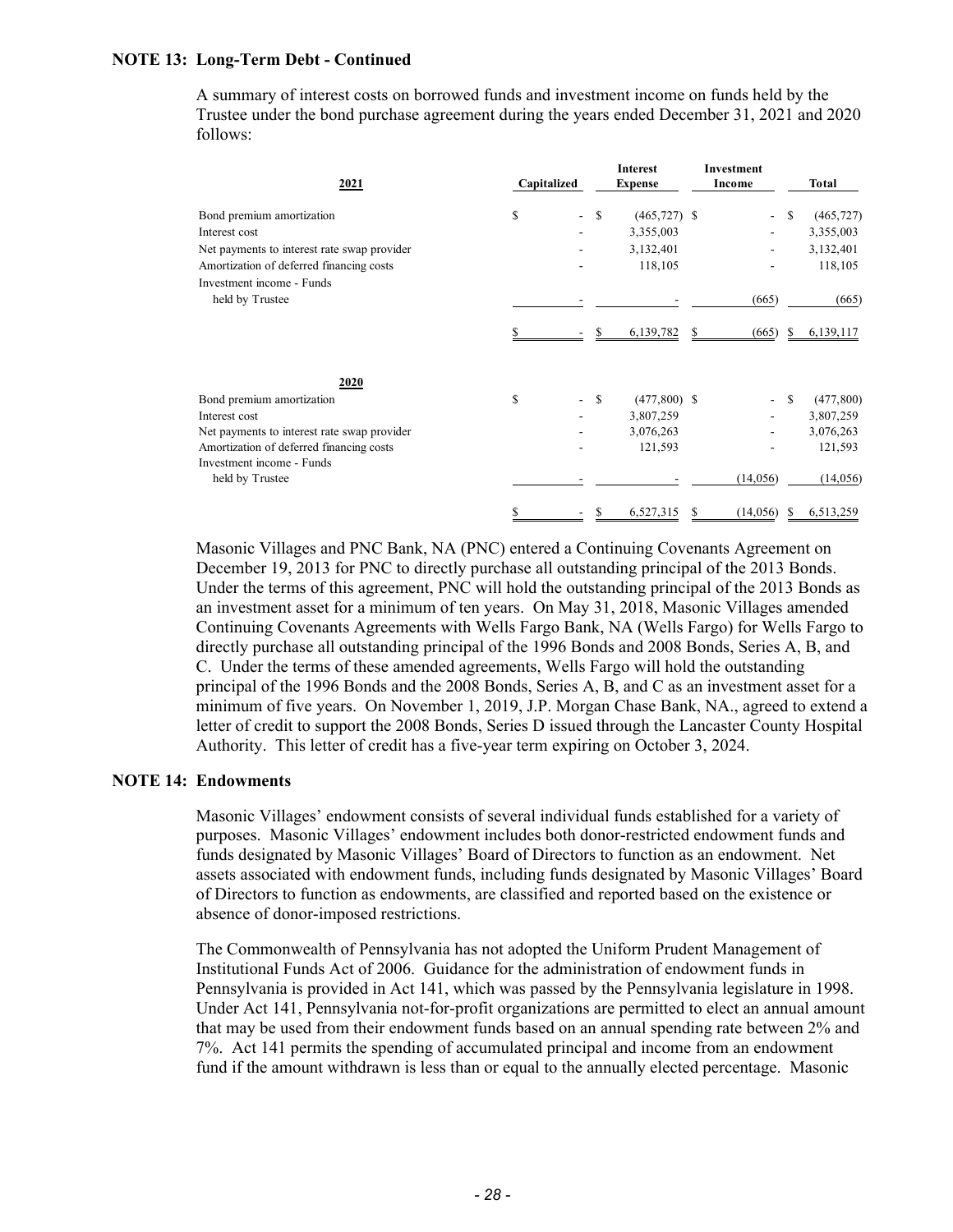**NOTE 13: Long-Term Debt - Continued**

A summary of interest costs on borrowed funds and investment income on funds held by the Trustee under the bond purchase agreement during the years ended December 31, 2021 and 2020 follows:

| 2021 | Capitalized | Interest Expense | Investment Income | Total |
|---|---|---|---|---|
| Bond premium amortization | $ - | $ (465,727) | $ - | $ (465,727) |
| Interest cost | - | 3,355,003 | - | 3,355,003 |
| Net payments to interest rate swap provider | - | 3,132,401 | - | 3,132,401 |
| Amortization of deferred financing costs | - | 118,105 | - | 118,105 |
| Investment income - Funds held by Trustee | - | - | (665) | (665) |
| | $ - | $ 6,139,782 | $ (665) | $ 6,139,117 |

| 2020 | Capitalized | Interest Expense | Investment Income | Total |
|---|---|---|---|---|
| Bond premium amortization | $ - | $ (477,800) | $ - | $ (477,800) |
| Interest cost | - | 3,807,259 | - | 3,807,259 |
| Net payments to interest rate swap provider | - | 3,076,263 | - | 3,076,263 |
| Amortization of deferred financing costs | - | 121,593 | - | 121,593 |
| Investment income - Funds held by Trustee | - | - | (14,056) | (14,056) |
| | $ - | $ 6,527,315 | $ (14,056) | $ 6,513,259 |

Masonic Villages and PNC Bank, NA (PNC) entered a Continuing Covenants Agreement on December 19, 2013 for PNC to directly purchase all outstanding principal of the 2013 Bonds. Under the terms of this agreement, PNC will hold the outstanding principal of the 2013 Bonds as an investment asset for a minimum of ten years. On May 31, 2018, Masonic Villages amended Continuing Covenants Agreements with Wells Fargo Bank, NA (Wells Fargo) for Wells Fargo to directly purchase all outstanding principal of the 1996 Bonds and 2008 Bonds, Series A, B, and C. Under the terms of these amended agreements, Wells Fargo will hold the outstanding principal of the 1996 Bonds and the 2008 Bonds, Series A, B, and C as an investment asset for a minimum of five years. On November 1, 2019, J.P. Morgan Chase Bank, NA., agreed to extend a letter of credit to support the 2008 Bonds, Series D issued through the Lancaster County Hospital Authority. This letter of credit has a five-year term expiring on October 3, 2024.

**NOTE 14: Endowments**

Masonic Villages' endowment consists of several individual funds established for a variety of purposes. Masonic Villages' endowment includes both donor-restricted endowment funds and funds designated by Masonic Villages' Board of Directors to function as an endowment. Net assets associated with endowment funds, including funds designated by Masonic Villages' Board of Directors to function as endowments, are classified and reported based on the existence or absence of donor-imposed restrictions.

The Commonwealth of Pennsylvania has not adopted the Uniform Prudent Management of Institutional Funds Act of 2006. Guidance for the administration of endowment funds in Pennsylvania is provided in Act 141, which was passed by the Pennsylvania legislature in 1998. Under Act 141, Pennsylvania not-for-profit organizations are permitted to elect an annual amount that may be used from their endowment funds based on an annual spending rate between 2% and 7%. Act 141 permits the spending of accumulated principal and income from an endowment fund if the amount withdrawn is less than or equal to the annually elected percentage. Masonic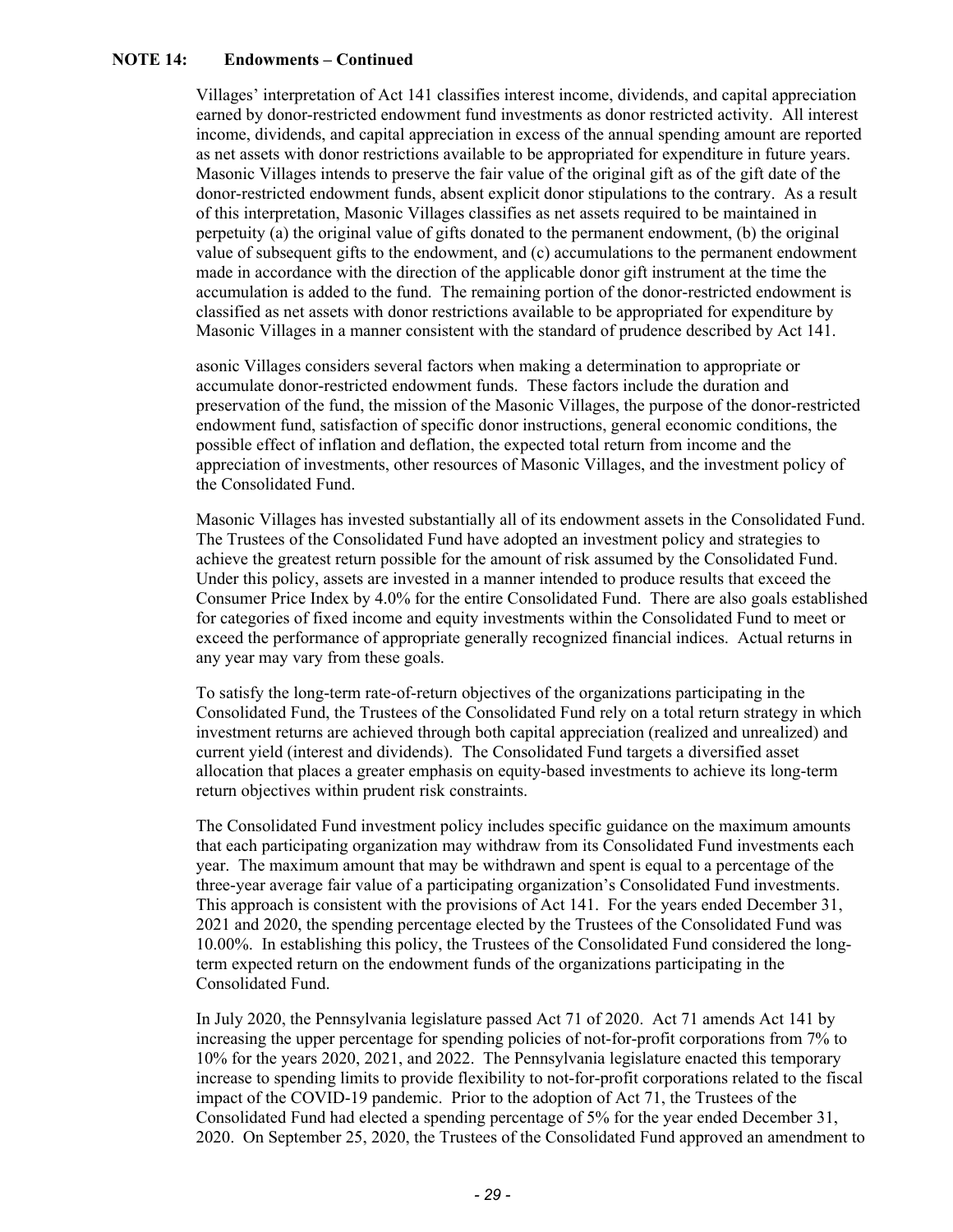**NOTE 14: Endowments – Continued**

Villages' interpretation of Act 141 classifies interest income, dividends, and capital appreciation earned by donor-restricted endowment fund investments as donor restricted activity. All interest income, dividends, and capital appreciation in excess of the annual spending amount are reported as net assets with donor restrictions available to be appropriated for expenditure in future years. Masonic Villages intends to preserve the fair value of the original gift as of the gift date of the donor-restricted endowment funds, absent explicit donor stipulations to the contrary. As a result of this interpretation, Masonic Villages classifies as net assets required to be maintained in perpetuity (a) the original value of gifts donated to the permanent endowment, (b) the original value of subsequent gifts to the endowment, and (c) accumulations to the permanent endowment made in accordance with the direction of the applicable donor gift instrument at the time the accumulation is added to the fund. The remaining portion of the donor-restricted endowment is classified as net assets with donor restrictions available to be appropriated for expenditure by Masonic Villages in a manner consistent with the standard of prudence described by Act 141.

asonic Villages considers several factors when making a determination to appropriate or accumulate donor-restricted endowment funds. These factors include the duration and preservation of the fund, the mission of the Masonic Villages, the purpose of the donor-restricted endowment fund, satisfaction of specific donor instructions, general economic conditions, the possible effect of inflation and deflation, the expected total return from income and the appreciation of investments, other resources of Masonic Villages, and the investment policy of the Consolidated Fund.

Masonic Villages has invested substantially all of its endowment assets in the Consolidated Fund. The Trustees of the Consolidated Fund have adopted an investment policy and strategies to achieve the greatest return possible for the amount of risk assumed by the Consolidated Fund. Under this policy, assets are invested in a manner intended to produce results that exceed the Consumer Price Index by 4.0% for the entire Consolidated Fund. There are also goals established for categories of fixed income and equity investments within the Consolidated Fund to meet or exceed the performance of appropriate generally recognized financial indices. Actual returns in any year may vary from these goals.

To satisfy the long-term rate-of-return objectives of the organizations participating in the Consolidated Fund, the Trustees of the Consolidated Fund rely on a total return strategy in which investment returns are achieved through both capital appreciation (realized and unrealized) and current yield (interest and dividends). The Consolidated Fund targets a diversified asset allocation that places a greater emphasis on equity-based investments to achieve its long-term return objectives within prudent risk constraints.

The Consolidated Fund investment policy includes specific guidance on the maximum amounts that each participating organization may withdraw from its Consolidated Fund investments each year. The maximum amount that may be withdrawn and spent is equal to a percentage of the three-year average fair value of a participating organization's Consolidated Fund investments. This approach is consistent with the provisions of Act 141. For the years ended December 31, 2021 and 2020, the spending percentage elected by the Trustees of the Consolidated Fund was 10.00%. In establishing this policy, the Trustees of the Consolidated Fund considered the long-term expected return on the endowment funds of the organizations participating in the Consolidated Fund.

In July 2020, the Pennsylvania legislature passed Act 71 of 2020. Act 71 amends Act 141 by increasing the upper percentage for spending policies of not-for-profit corporations from 7% to 10% for the years 2020, 2021, and 2022. The Pennsylvania legislature enacted this temporary increase to spending limits to provide flexibility to not-for-profit corporations related to the fiscal impact of the COVID-19 pandemic. Prior to the adoption of Act 71, the Trustees of the Consolidated Fund had elected a spending percentage of 5% for the year ended December 31, 2020. On September 25, 2020, the Trustees of the Consolidated Fund approved an amendment to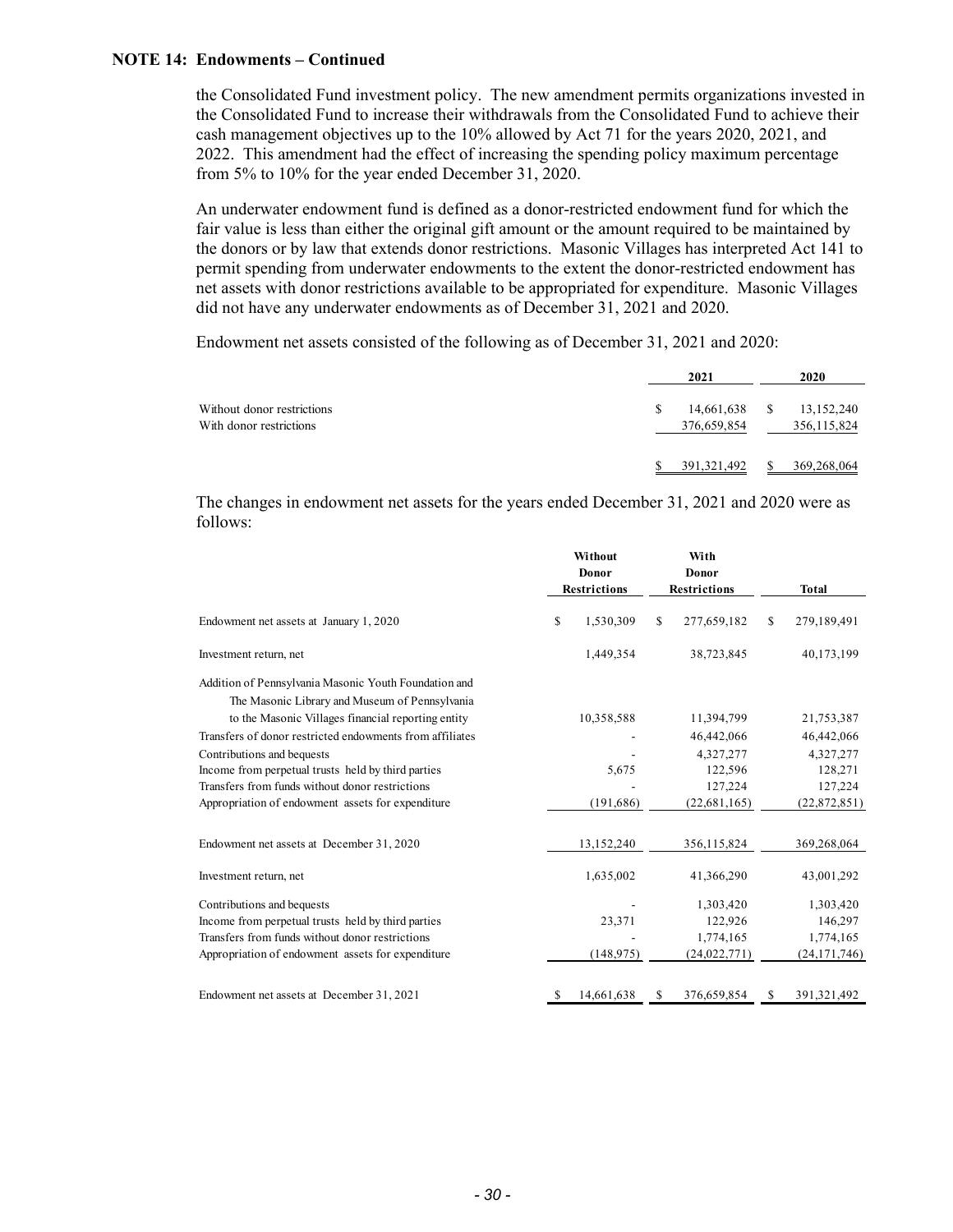**NOTE 14: Endowments – Continued**

the Consolidated Fund investment policy. The new amendment permits organizations invested in the Consolidated Fund to increase their withdrawals from the Consolidated Fund to achieve their cash management objectives up to the 10% allowed by Act 71 for the years 2020, 2021, and 2022. This amendment had the effect of increasing the spending policy maximum percentage from 5% to 10% for the year ended December 31, 2020.

An underwater endowment fund is defined as a donor-restricted endowment fund for which the fair value is less than either the original gift amount or the amount required to be maintained by the donors or by law that extends donor restrictions. Masonic Villages has interpreted Act 141 to permit spending from underwater endowments to the extent the donor-restricted endowment has net assets with donor restrictions available to be appropriated for expenditure. Masonic Villages did not have any underwater endowments as of December 31, 2021 and 2020.

Endowment net assets consisted of the following as of December 31, 2021 and 2020:

| | 2021 | 2020 |
|---|---|---|
| Without donor restrictions | $ 14,661,638 | $ 13,152,240 |
| With donor restrictions | 376,659,854 | 356,115,824 |
| | $ 391,321,492 | $ 369,268,064 |

The changes in endowment net assets for the years ended December 31, 2021 and 2020 were as follows:

| | Without Donor Restrictions | With Donor Restrictions | Total |
|---|---|---|---|
| Endowment net assets at January 1, 2020 | $ 1,530,309 | $ 277,659,182 | $ 279,189,491 |
| Investment return, net | 1,449,354 | 38,723,845 | 40,173,199 |
| Addition of Pennsylvania Masonic Youth Foundation and The Masonic Library and Museum of Pennsylvania to the Masonic Villages financial reporting entity | 10,358,588 | 11,394,799 | 21,753,387 |
| Transfers of donor restricted endowments from affiliates | - | 46,442,066 | 46,442,066 |
| Contributions and bequests | - | 4,327,277 | 4,327,277 |
| Income from perpetual trusts held by third parties | 5,675 | 122,596 | 128,271 |
| Transfers from funds without donor restrictions | - | 127,224 | 127,224 |
| Appropriation of endowment assets for expenditure | (191,686) | (22,681,165) | (22,872,851) |
| Endowment net assets at December 31, 2020 | 13,152,240 | 356,115,824 | 369,268,064 |
| Investment return, net | 1,635,002 | 41,366,290 | 43,001,292 |
| Contributions and bequests | - | 1,303,420 | 1,303,420 |
| Income from perpetual trusts held by third parties | 23,371 | 122,926 | 146,297 |
| Transfers from funds without donor restrictions | - | 1,774,165 | 1,774,165 |
| Appropriation of endowment assets for expenditure | (148,975) | (24,022,771) | (24,171,746) |
| Endowment net assets at December 31, 2021 | $ 14,661,638 | $ 376,659,854 | $ 391,321,492 |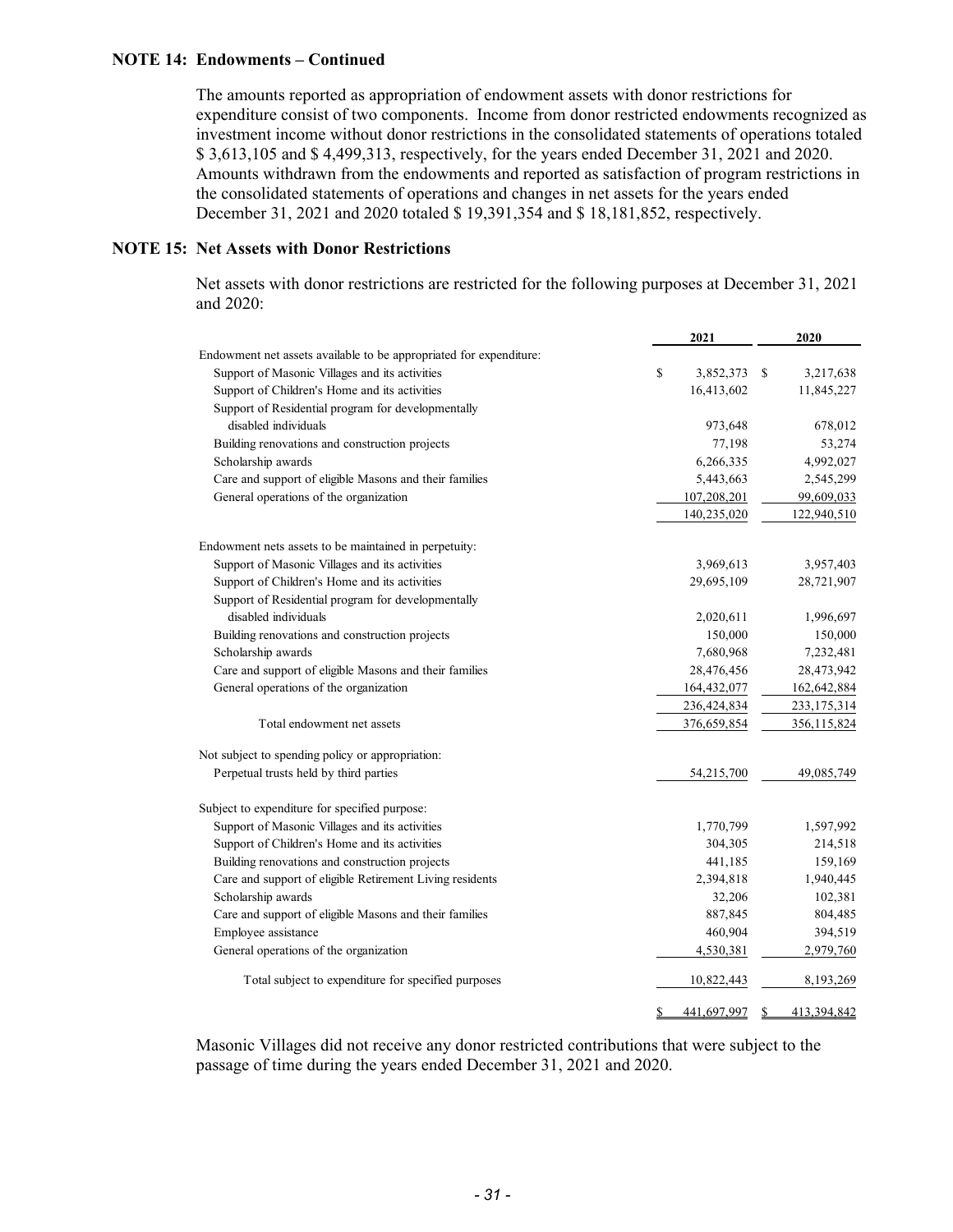**NOTE 14: Endowments – Continued**

The amounts reported as appropriation of endowment assets with donor restrictions for expenditure consist of two components. Income from donor restricted endowments recognized as investment income without donor restrictions in the consolidated statements of operations totaled $ 3,613,105 and $ 4,499,313, respectively, for the years ended December 31, 2021 and 2020. Amounts withdrawn from the endowments and reported as satisfaction of program restrictions in the consolidated statements of operations and changes in net assets for the years ended December 31, 2021 and 2020 totaled $ 19,391,354 and $ 18,181,852, respectively.

**NOTE 15: Net Assets with Donor Restrictions**

Net assets with donor restrictions are restricted for the following purposes at December 31, 2021 and 2020:

| | 2021 | 2020 |
|---|---|---|
| Endowment net assets available to be appropriated for expenditure: | | |
| Support of Masonic Villages and its activities | $ 3,852,373 | $ 3,217,638 |
| Support of Children's Home and its activities | 16,413,602 | 11,845,227 |
| Support of Residential program for developmentally disabled individuals | 973,648 | 678,012 |
| Building renovations and construction projects | 77,198 | 53,274 |
| Scholarship awards | 6,266,335 | 4,992,027 |
| Care and support of eligible Masons and their families | 5,443,663 | 2,545,299 |
| General operations of the organization | 107,208,201 | 99,609,033 |
| | 140,235,020 | 122,940,510 |
| Endowment nets assets to be maintained in perpetuity: | | |
| Support of Masonic Villages and its activities | 3,969,613 | 3,957,403 |
| Support of Children's Home and its activities | 29,695,109 | 28,721,907 |
| Support of Residential program for developmentally disabled individuals | 2,020,611 | 1,996,697 |
| Building renovations and construction projects | 150,000 | 150,000 |
| Scholarship awards | 7,680,968 | 7,232,481 |
| Care and support of eligible Masons and their families | 28,476,456 | 28,473,942 |
| General operations of the organization | 164,432,077 | 162,642,884 |
| | 236,424,834 | 233,175,314 |
| Total endowment net assets | 376,659,854 | 356,115,824 |
| Not subject to spending policy or appropriation: | | |
| Perpetual trusts held by third parties | 54,215,700 | 49,085,749 |
| Subject to expenditure for specified purpose: | | |
| Support of Masonic Villages and its activities | 1,770,799 | 1,597,992 |
| Support of Children's Home and its activities | 304,305 | 214,518 |
| Building renovations and construction projects | 441,185 | 159,169 |
| Care and support of eligible Retirement Living residents | 2,394,818 | 1,940,445 |
| Scholarship awards | 32,206 | 102,381 |
| Care and support of eligible Masons and their families | 887,845 | 804,485 |
| Employee assistance | 460,904 | 394,519 |
| General operations of the organization | 4,530,381 | 2,979,760 |
| Total subject to expenditure for specified purposes | 10,822,443 | 8,193,269 |
| | $ 441,697,997 | $ 413,394,842 |

Masonic Villages did not receive any donor restricted contributions that were subject to the passage of time during the years ended December 31, 2021 and 2020.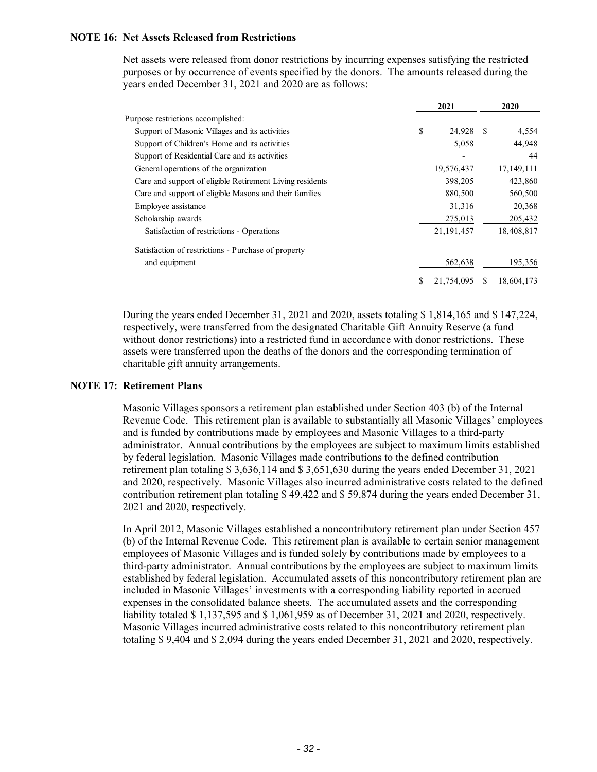### NOTE 16: Net Assets Released from Restrictions

Net assets were released from donor restrictions by incurring expenses satisfying the restricted purposes or by occurrence of events specified by the donors. The amounts released during the years ended December 31, 2021 and 2020 are as follows:

| | 2021 | 2020 |
|---|---|---|
| Purpose restrictions accomplished: | | |
| Support of Masonic Villages and its activities | $ 24,928 | $ 4,554 |
| Support of Children's Home and its activities | 5,058 | 44,948 |
| Support of Residential Care and its activities | - | 44 |
| General operations of the organization | 19,576,437 | 17,149,111 |
| Care and support of eligible Retirement Living residents | 398,205 | 423,860 |
| Care and support of eligible Masons and their families | 880,500 | 560,500 |
| Employee assistance | 31,316 | 20,368 |
| Scholarship awards | 275,013 | 205,432 |
| Satisfaction of restrictions - Operations | 21,191,457 | 18,408,817 |
| Satisfaction of restrictions - Purchase of property and equipment | 562,638 | 195,356 |
| | $ 21,754,095 | $ 18,604,173 |

During the years ended December 31, 2021 and 2020, assets totaling $ 1,814,165 and $ 147,224, respectively, were transferred from the designated Charitable Gift Annuity Reserve (a fund without donor restrictions) into a restricted fund in accordance with donor restrictions. These assets were transferred upon the deaths of the donors and the corresponding termination of charitable gift annuity arrangements.

### NOTE 17: Retirement Plans

Masonic Villages sponsors a retirement plan established under Section 403 (b) of the Internal Revenue Code. This retirement plan is available to substantially all Masonic Villages' employees and is funded by contributions made by employees and Masonic Villages to a third-party administrator. Annual contributions by the employees are subject to maximum limits established by federal legislation. Masonic Villages made contributions to the defined contribution retirement plan totaling $ 3,636,114 and $ 3,651,630 during the years ended December 31, 2021 and 2020, respectively. Masonic Villages also incurred administrative costs related to the defined contribution retirement plan totaling $ 49,422 and $ 59,874 during the years ended December 31, 2021 and 2020, respectively.

In April 2012, Masonic Villages established a noncontributory retirement plan under Section 457 (b) of the Internal Revenue Code. This retirement plan is available to certain senior management employees of Masonic Villages and is funded solely by contributions made by employees to a third-party administrator. Annual contributions by the employees are subject to maximum limits established by federal legislation. Accumulated assets of this noncontributory retirement plan are included in Masonic Villages' investments with a corresponding liability reported in accrued expenses in the consolidated balance sheets. The accumulated assets and the corresponding liability totaled $ 1,137,595 and $ 1,061,959 as of December 31, 2021 and 2020, respectively. Masonic Villages incurred administrative costs related to this noncontributory retirement plan totaling $ 9,404 and $ 2,094 during the years ended December 31, 2021 and 2020, respectively.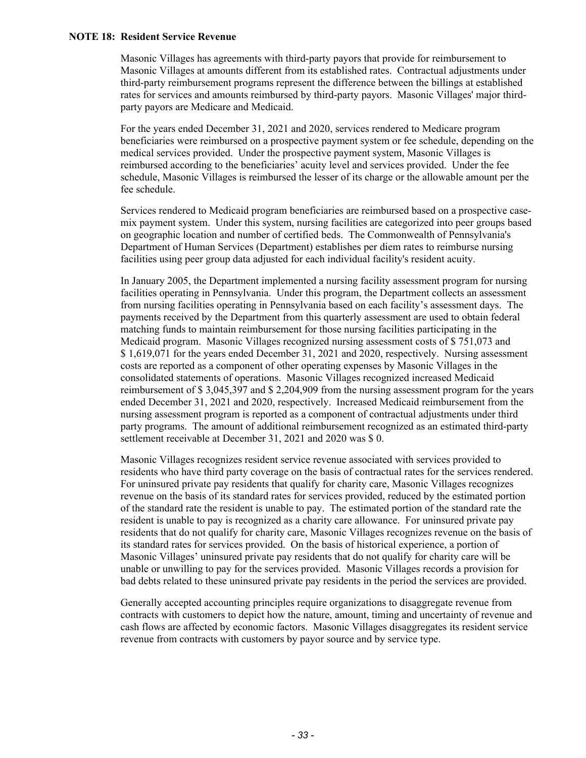**NOTE 18: Resident Service Revenue**

Masonic Villages has agreements with third-party payors that provide for reimbursement to Masonic Villages at amounts different from its established rates. Contractual adjustments under third-party reimbursement programs represent the difference between the billings at established rates for services and amounts reimbursed by third-party payors. Masonic Villages' major third-party payors are Medicare and Medicaid.

For the years ended December 31, 2021 and 2020, services rendered to Medicare program beneficiaries were reimbursed on a prospective payment system or fee schedule, depending on the medical services provided. Under the prospective payment system, Masonic Villages is reimbursed according to the beneficiaries' acuity level and services provided. Under the fee schedule, Masonic Villages is reimbursed the lesser of its charge or the allowable amount per the fee schedule.

Services rendered to Medicaid program beneficiaries are reimbursed based on a prospective case-mix payment system. Under this system, nursing facilities are categorized into peer groups based on geographic location and number of certified beds. The Commonwealth of Pennsylvania's Department of Human Services (Department) establishes per diem rates to reimburse nursing facilities using peer group data adjusted for each individual facility's resident acuity.

In January 2005, the Department implemented a nursing facility assessment program for nursing facilities operating in Pennsylvania. Under this program, the Department collects an assessment from nursing facilities operating in Pennsylvania based on each facility's assessment days. The payments received by the Department from this quarterly assessment are used to obtain federal matching funds to maintain reimbursement for those nursing facilities participating in the Medicaid program. Masonic Villages recognized nursing assessment costs of $ 751,073 and $ 1,619,071 for the years ended December 31, 2021 and 2020, respectively. Nursing assessment costs are reported as a component of other operating expenses by Masonic Villages in the consolidated statements of operations. Masonic Villages recognized increased Medicaid reimbursement of $ 3,045,397 and $ 2,204,909 from the nursing assessment program for the years ended December 31, 2021 and 2020, respectively. Increased Medicaid reimbursement from the nursing assessment program is reported as a component of contractual adjustments under third party programs. The amount of additional reimbursement recognized as an estimated third-party settlement receivable at December 31, 2021 and 2020 was $ 0.

Masonic Villages recognizes resident service revenue associated with services provided to residents who have third party coverage on the basis of contractual rates for the services rendered. For uninsured private pay residents that qualify for charity care, Masonic Villages recognizes revenue on the basis of its standard rates for services provided, reduced by the estimated portion of the standard rate the resident is unable to pay. The estimated portion of the standard rate the resident is unable to pay is recognized as a charity care allowance. For uninsured private pay residents that do not qualify for charity care, Masonic Villages recognizes revenue on the basis of its standard rates for services provided. On the basis of historical experience, a portion of Masonic Villages' uninsured private pay residents that do not qualify for charity care will be unable or unwilling to pay for the services provided. Masonic Villages records a provision for bad debts related to these uninsured private pay residents in the period the services are provided.

Generally accepted accounting principles require organizations to disaggregate revenue from contracts with customers to depict how the nature, amount, timing and uncertainty of revenue and cash flows are affected by economic factors. Masonic Villages disaggregates its resident service revenue from contracts with customers by payor source and by service type.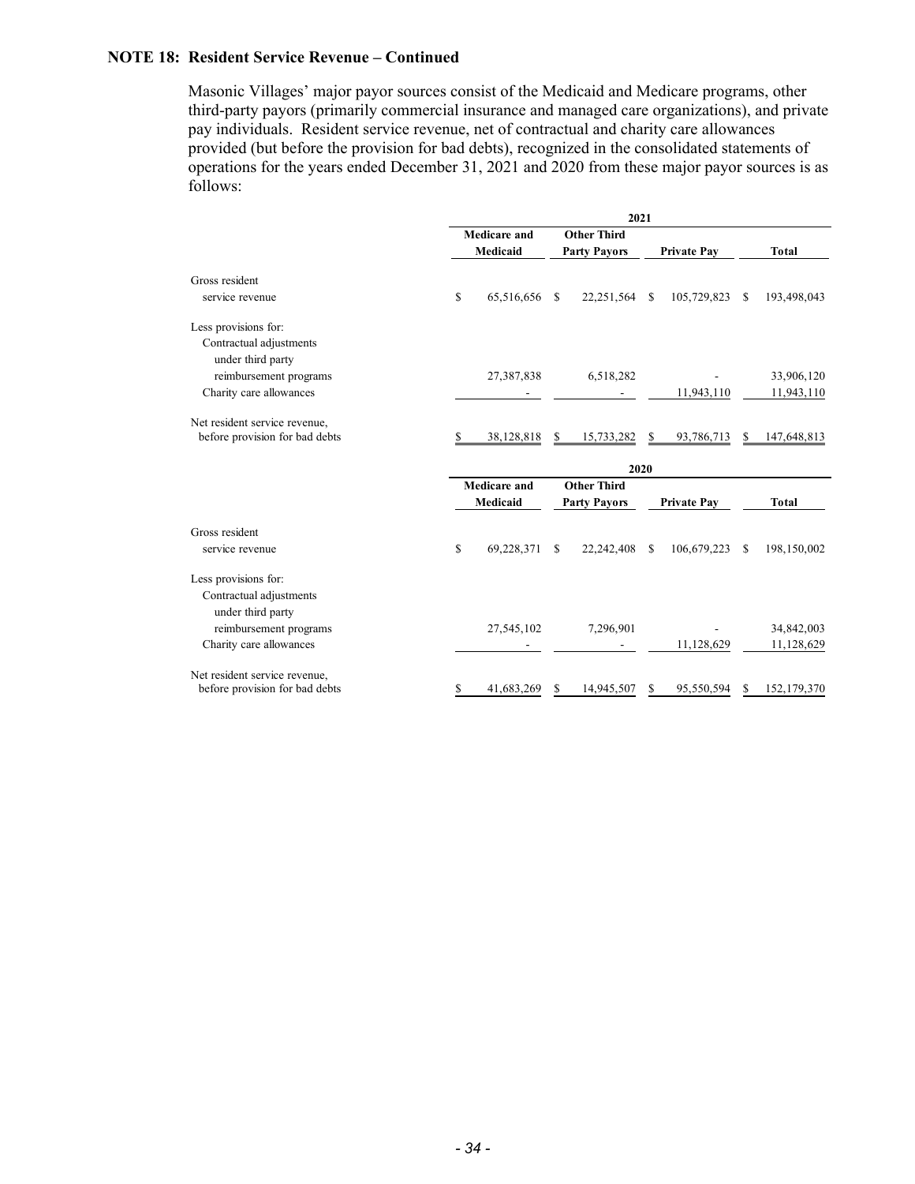**NOTE 18: Resident Service Revenue – Continued**

Masonic Villages' major payor sources consist of the Medicaid and Medicare programs, other third-party payors (primarily commercial insurance and managed care organizations), and private pay individuals. Resident service revenue, net of contractual and charity care allowances provided (but before the provision for bad debts), recognized in the consolidated statements of operations for the years ended December 31, 2021 and 2020 from these major payor sources is as follows:

| | 2021 | | | |
|---|---|---|---|---|
| | Medicare and Medicaid | Other Third Party Payors | Private Pay | Total |
| Gross resident service revenue | $ 65,516,656 | $ 22,251,564 | $ 105,729,823 | $ 193,498,043 |
| Less provisions for: | | | | |
| Contractual adjustments under third party reimbursement programs | 27,387,838 | 6,518,282 | - | 33,906,120 |
| Charity care allowances | - | - | 11,943,110 | 11,943,110 |
| Net resident service revenue, before provision for bad debts | $ 38,128,818 | $ 15,733,282 | $ 93,786,713 | $ 147,648,813 |

| | 2020 | | | |
|---|---|---|---|---|
| | Medicare and Medicaid | Other Third Party Payors | Private Pay | Total |
| Gross resident service revenue | $ 69,228,371 | $ 22,242,408 | $ 106,679,223 | $ 198,150,002 |
| Less provisions for: | | | | |
| Contractual adjustments under third party reimbursement programs | 27,545,102 | 7,296,901 | - | 34,842,003 |
| Charity care allowances | - | - | 11,128,629 | 11,128,629 |
| Net resident service revenue, before provision for bad debts | $ 41,683,269 | $ 14,945,507 | $ 95,550,594 | $ 152,179,370 |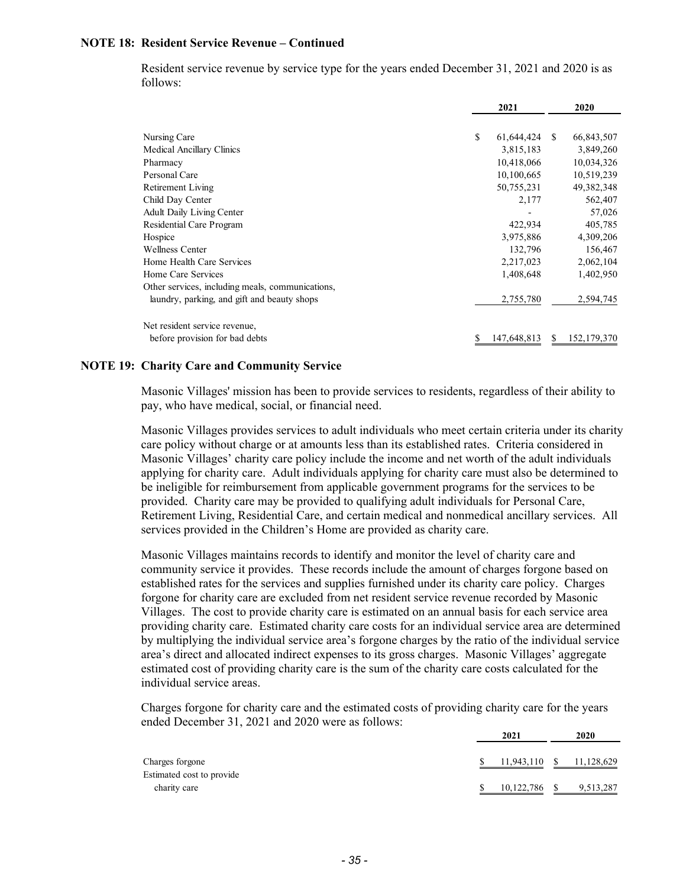**NOTE 18: Resident Service Revenue – Continued**

Resident service revenue by service type for the years ended December 31, 2021 and 2020 is as follows:

| | 2021 | 2020 |
|---|---|---|
| Nursing Care | $ 61,644,424 | $ 66,843,507 |
| Medical Ancillary Clinics | 3,815,183 | 3,849,260 |
| Pharmacy | 10,418,066 | 10,034,326 |
| Personal Care | 10,100,665 | 10,519,239 |
| Retirement Living | 50,755,231 | 49,382,348 |
| Child Day Center | 2,177 | 562,407 |
| Adult Daily Living Center | - | 57,026 |
| Residential Care Program | 422,934 | 405,785 |
| Hospice | 3,975,886 | 4,309,206 |
| Wellness Center | 132,796 | 156,467 |
| Home Health Care Services | 2,217,023 | 2,062,104 |
| Home Care Services | 1,408,648 | 1,402,950 |
| Other services, including meals, communications, laundry, parking, and gift and beauty shops | 2,755,780 | 2,594,745 |
| Net resident service revenue, before provision for bad debts | $ 147,648,813 | $ 152,179,370 |

**NOTE 19: Charity Care and Community Service**

Masonic Villages' mission has been to provide services to residents, regardless of their ability to pay, who have medical, social, or financial need.

Masonic Villages provides services to adult individuals who meet certain criteria under its charity care policy without charge or at amounts less than its established rates. Criteria considered in Masonic Villages' charity care policy include the income and net worth of the adult individuals applying for charity care. Adult individuals applying for charity care must also be determined to be ineligible for reimbursement from applicable government programs for the services to be provided. Charity care may be provided to qualifying adult individuals for Personal Care, Retirement Living, Residential Care, and certain medical and nonmedical ancillary services. All services provided in the Children's Home are provided as charity care.

Masonic Villages maintains records to identify and monitor the level of charity care and community service it provides. These records include the amount of charges forgone based on established rates for the services and supplies furnished under its charity care policy. Charges forgone for charity care are excluded from net resident service revenue recorded by Masonic Villages. The cost to provide charity care is estimated on an annual basis for each service area providing charity care. Estimated charity care costs for an individual service area are determined by multiplying the individual service area's forgone charges by the ratio of the individual service area's direct and allocated indirect expenses to its gross charges. Masonic Villages' aggregate estimated cost of providing charity care is the sum of the charity care costs calculated for the individual service areas.

Charges forgone for charity care and the estimated costs of providing charity care for the years ended December 31, 2021 and 2020 were as follows:

| | 2021 | 2020 |
|---|---|---|
| Charges forgone | $ 11,943,110 | $ 11,128,629 |
| Estimated cost to provide charity care | $ 10,122,786 | $ 9,513,287 |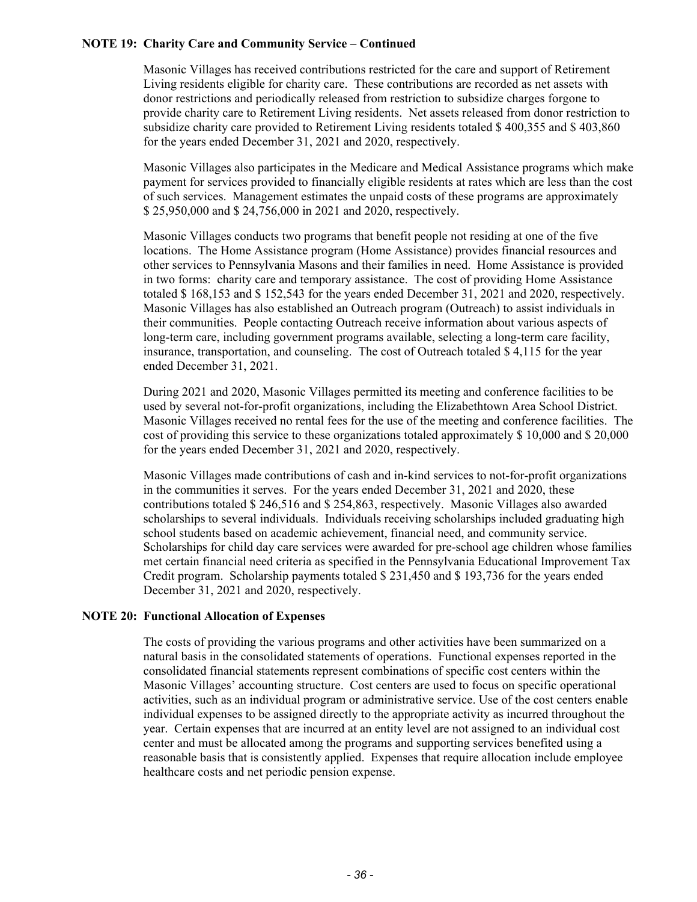**NOTE 19: Charity Care and Community Service – Continued**

Masonic Villages has received contributions restricted for the care and support of Retirement Living residents eligible for charity care. These contributions are recorded as net assets with donor restrictions and periodically released from restriction to subsidize charges forgone to provide charity care to Retirement Living residents. Net assets released from donor restriction to subsidize charity care provided to Retirement Living residents totaled $ 400,355 and $ 403,860 for the years ended December 31, 2021 and 2020, respectively.

Masonic Villages also participates in the Medicare and Medical Assistance programs which make payment for services provided to financially eligible residents at rates which are less than the cost of such services. Management estimates the unpaid costs of these programs are approximately $ 25,950,000 and $ 24,756,000 in 2021 and 2020, respectively.

Masonic Villages conducts two programs that benefit people not residing at one of the five locations. The Home Assistance program (Home Assistance) provides financial resources and other services to Pennsylvania Masons and their families in need. Home Assistance is provided in two forms: charity care and temporary assistance. The cost of providing Home Assistance totaled $ 168,153 and $ 152,543 for the years ended December 31, 2021 and 2020, respectively. Masonic Villages has also established an Outreach program (Outreach) to assist individuals in their communities. People contacting Outreach receive information about various aspects of long-term care, including government programs available, selecting a long-term care facility, insurance, transportation, and counseling. The cost of Outreach totaled $ 4,115 for the year ended December 31, 2021.

During 2021 and 2020, Masonic Villages permitted its meeting and conference facilities to be used by several not-for-profit organizations, including the Elizabethtown Area School District. Masonic Villages received no rental fees for the use of the meeting and conference facilities. The cost of providing this service to these organizations totaled approximately $ 10,000 and $ 20,000 for the years ended December 31, 2021 and 2020, respectively.

Masonic Villages made contributions of cash and in-kind services to not-for-profit organizations in the communities it serves. For the years ended December 31, 2021 and 2020, these contributions totaled $ 246,516 and $ 254,863, respectively. Masonic Villages also awarded scholarships to several individuals. Individuals receiving scholarships included graduating high school students based on academic achievement, financial need, and community service. Scholarships for child day care services were awarded for pre-school age children whose families met certain financial need criteria as specified in the Pennsylvania Educational Improvement Tax Credit program. Scholarship payments totaled $ 231,450 and $ 193,736 for the years ended December 31, 2021 and 2020, respectively.

**NOTE 20: Functional Allocation of Expenses**

The costs of providing the various programs and other activities have been summarized on a natural basis in the consolidated statements of operations. Functional expenses reported in the consolidated financial statements represent combinations of specific cost centers within the Masonic Villages' accounting structure. Cost centers are used to focus on specific operational activities, such as an individual program or administrative service. Use of the cost centers enable individual expenses to be assigned directly to the appropriate activity as incurred throughout the year. Certain expenses that are incurred at an entity level are not assigned to an individual cost center and must be allocated among the programs and supporting services benefited using a reasonable basis that is consistently applied. Expenses that require allocation include employee healthcare costs and net periodic pension expense.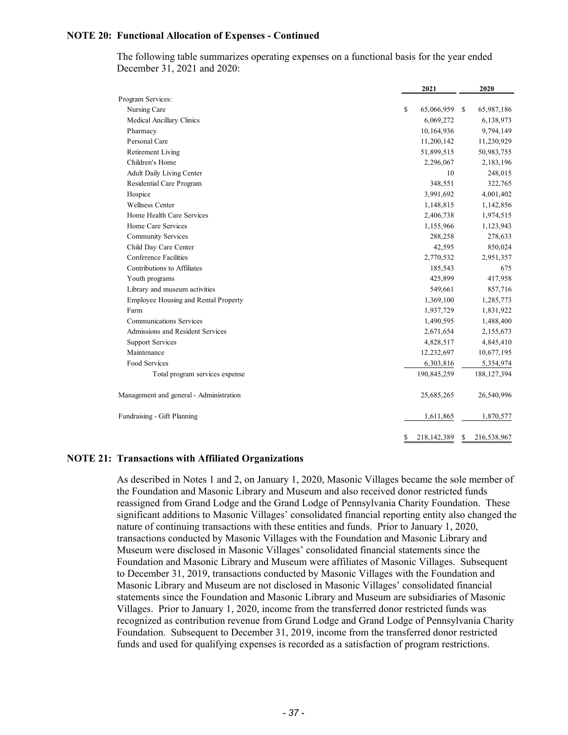**NOTE 20: Functional Allocation of Expenses - Continued**

The following table summarizes operating expenses on a functional basis for the year ended December 31, 2021 and 2020:

| | 2021 | 2020 |
|---|---|---|
| Program Services: | | |
| Nursing Care | $ 65,066,959 | $ 65,987,186 |
| Medical Ancillary Clinics | 6,069,272 | 6,138,973 |
| Pharmacy | 10,164,936 | 9,794,149 |
| Personal Care | 11,200,142 | 11,230,929 |
| Retirement Living | 51,899,515 | 50,983,755 |
| Children's Home | 2,296,067 | 2,183,196 |
| Adult Daily Living Center | 10 | 248,015 |
| Residential Care Program | 348,551 | 322,765 |
| Hospice | 3,991,692 | 4,001,402 |
| Wellness Center | 1,148,815 | 1,142,856 |
| Home Health Care Services | 2,406,738 | 1,974,515 |
| Home Care Services | 1,155,966 | 1,123,943 |
| Community Services | 288,258 | 278,633 |
| Child Day Care Center | 42,595 | 850,024 |
| Conference Facilities | 2,770,532 | 2,951,357 |
| Contributions to Affiliates | 185,543 | 675 |
| Youth programs | 425,899 | 417,958 |
| Library and museum activities | 549,661 | 857,716 |
| Employee Housing and Rental Property | 1,369,100 | 1,285,773 |
| Farm | 1,937,729 | 1,831,922 |
| Communications Services | 1,490,595 | 1,488,400 |
| Admissions and Resident Services | 2,671,654 | 2,155,673 |
| Support Services | 4,828,517 | 4,845,410 |
| Maintenance | 12,232,697 | 10,677,195 |
| Food Services | 6,303,816 | 5,354,974 |
| Total program services expense | 190,845,259 | 188,127,394 |
| Management and general - Administration | 25,685,265 | 26,540,996 |
| Fundraising - Gift Planning | 1,611,865 | 1,870,577 |
| | $ 218,142,389 | $ 216,538,967 |

**NOTE 21: Transactions with Affiliated Organizations**

As described in Notes 1 and 2, on January 1, 2020, Masonic Villages became the sole member of the Foundation and Masonic Library and Museum and also received donor restricted funds reassigned from Grand Lodge and the Grand Lodge of Pennsylvania Charity Foundation. These significant additions to Masonic Villages' consolidated financial reporting entity also changed the nature of continuing transactions with these entities and funds. Prior to January 1, 2020, transactions conducted by Masonic Villages with the Foundation and Masonic Library and Museum were disclosed in Masonic Villages' consolidated financial statements since the Foundation and Masonic Library and Museum were affiliates of Masonic Villages. Subsequent to December 31, 2019, transactions conducted by Masonic Villages with the Foundation and Masonic Library and Museum are not disclosed in Masonic Villages' consolidated financial statements since the Foundation and Masonic Library and Museum are subsidiaries of Masonic Villages. Prior to January 1, 2020, income from the transferred donor restricted funds was recognized as contribution revenue from Grand Lodge and Grand Lodge of Pennsylvania Charity Foundation. Subsequent to December 31, 2019, income from the transferred donor restricted funds and used for qualifying expenses is recorded as a satisfaction of program restrictions.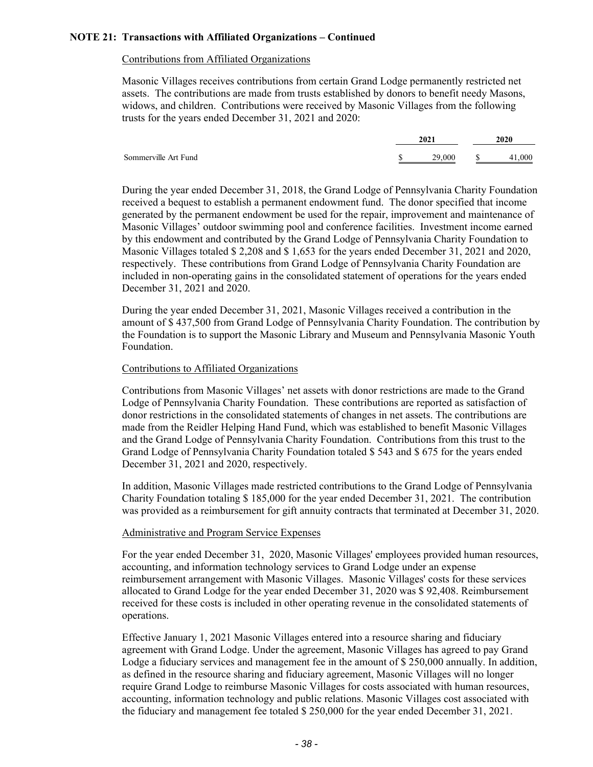**NOTE 21: Transactions with Affiliated Organizations – Continued**

Contributions from Affiliated Organizations

Masonic Villages receives contributions from certain Grand Lodge permanently restricted net assets. The contributions are made from trusts established by donors to benefit needy Masons, widows, and children. Contributions were received by Masonic Villages from the following trusts for the years ended December 31, 2021 and 2020:

| | 2021 | 2020 |
|---|---|---|
| Sommerville Art Fund | $ 29,000 | $ 41,000 |

During the year ended December 31, 2018, the Grand Lodge of Pennsylvania Charity Foundation received a bequest to establish a permanent endowment fund. The donor specified that income generated by the permanent endowment be used for the repair, improvement and maintenance of Masonic Villages' outdoor swimming pool and conference facilities. Investment income earned by this endowment and contributed by the Grand Lodge of Pennsylvania Charity Foundation to Masonic Villages totaled $ 2,208 and $ 1,653 for the years ended December 31, 2021 and 2020, respectively. These contributions from Grand Lodge of Pennsylvania Charity Foundation are included in non-operating gains in the consolidated statement of operations for the years ended December 31, 2021 and 2020.

During the year ended December 31, 2021, Masonic Villages received a contribution in the amount of $ 437,500 from Grand Lodge of Pennsylvania Charity Foundation. The contribution by the Foundation is to support the Masonic Library and Museum and Pennsylvania Masonic Youth Foundation.

Contributions to Affiliated Organizations

Contributions from Masonic Villages' net assets with donor restrictions are made to the Grand Lodge of Pennsylvania Charity Foundation. These contributions are reported as satisfaction of donor restrictions in the consolidated statements of changes in net assets. The contributions are made from the Reidler Helping Hand Fund, which was established to benefit Masonic Villages and the Grand Lodge of Pennsylvania Charity Foundation. Contributions from this trust to the Grand Lodge of Pennsylvania Charity Foundation totaled $ 543 and $ 675 for the years ended December 31, 2021 and 2020, respectively.

In addition, Masonic Villages made restricted contributions to the Grand Lodge of Pennsylvania Charity Foundation totaling $ 185,000 for the year ended December 31, 2021. The contribution was provided as a reimbursement for gift annuity contracts that terminated at December 31, 2020.

Administrative and Program Service Expenses

For the year ended December 31, 2020, Masonic Villages' employees provided human resources, accounting, and information technology services to Grand Lodge under an expense reimbursement arrangement with Masonic Villages. Masonic Villages' costs for these services allocated to Grand Lodge for the year ended December 31, 2020 was $ 92,408. Reimbursement received for these costs is included in other operating revenue in the consolidated statements of operations.

Effective January 1, 2021 Masonic Villages entered into a resource sharing and fiduciary agreement with Grand Lodge. Under the agreement, Masonic Villages has agreed to pay Grand Lodge a fiduciary services and management fee in the amount of $ 250,000 annually. In addition, as defined in the resource sharing and fiduciary agreement, Masonic Villages will no longer require Grand Lodge to reimburse Masonic Villages for costs associated with human resources, accounting, information technology and public relations. Masonic Villages cost associated with the fiduciary and management fee totaled $ 250,000 for the year ended December 31, 2021.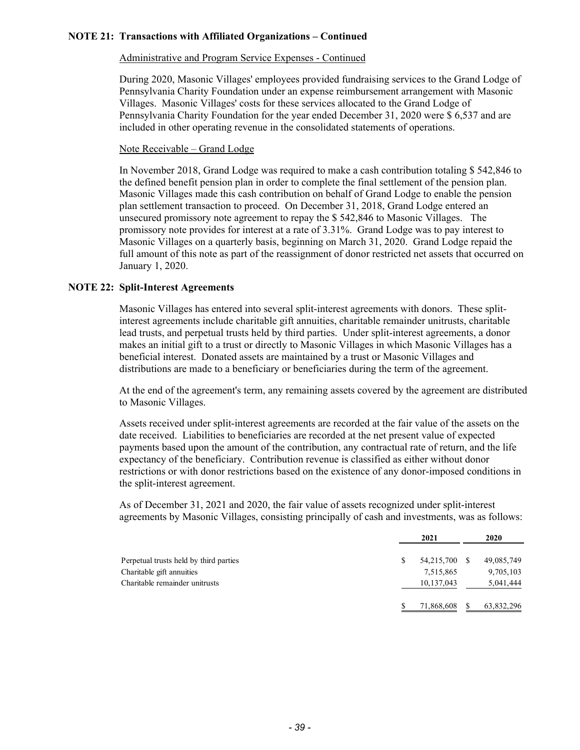**NOTE 21: Transactions with Affiliated Organizations – Continued**

Administrative and Program Service Expenses - Continued

During 2020, Masonic Villages' employees provided fundraising services to the Grand Lodge of Pennsylvania Charity Foundation under an expense reimbursement arrangement with Masonic Villages. Masonic Villages' costs for these services allocated to the Grand Lodge of Pennsylvania Charity Foundation for the year ended December 31, 2020 were $ 6,537 and are included in other operating revenue in the consolidated statements of operations.

Note Receivable – Grand Lodge

In November 2018, Grand Lodge was required to make a cash contribution totaling $ 542,846 to the defined benefit pension plan in order to complete the final settlement of the pension plan. Masonic Villages made this cash contribution on behalf of Grand Lodge to enable the pension plan settlement transaction to proceed. On December 31, 2018, Grand Lodge entered an unsecured promissory note agreement to repay the $ 542,846 to Masonic Villages. The promissory note provides for interest at a rate of 3.31%. Grand Lodge was to pay interest to Masonic Villages on a quarterly basis, beginning on March 31, 2020. Grand Lodge repaid the full amount of this note as part of the reassignment of donor restricted net assets that occurred on January 1, 2020.

**NOTE 22: Split-Interest Agreements**

Masonic Villages has entered into several split-interest agreements with donors. These split-interest agreements include charitable gift annuities, charitable remainder unitrusts, charitable lead trusts, and perpetual trusts held by third parties. Under split-interest agreements, a donor makes an initial gift to a trust or directly to Masonic Villages in which Masonic Villages has a beneficial interest. Donated assets are maintained by a trust or Masonic Villages and distributions are made to a beneficiary or beneficiaries during the term of the agreement.

At the end of the agreement's term, any remaining assets covered by the agreement are distributed to Masonic Villages.

Assets received under split-interest agreements are recorded at the fair value of the assets on the date received. Liabilities to beneficiaries are recorded at the net present value of expected payments based upon the amount of the contribution, any contractual rate of return, and the life expectancy of the beneficiary. Contribution revenue is classified as either without donor restrictions or with donor restrictions based on the existence of any donor-imposed conditions in the split-interest agreement.

As of December 31, 2021 and 2020, the fair value of assets recognized under split-interest agreements by Masonic Villages, consisting principally of cash and investments, was as follows:

| | 2021 | 2020 |
|---|---|---|
| Perpetual trusts held by third parties | $ 54,215,700 | $ 49,085,749 |
| Charitable gift annuities | 7,515,865 | 9,705,103 |
| Charitable remainder unitrusts | 10,137,043 | 5,041,444 |
| | $ 71,868,608 | $ 63,832,296 |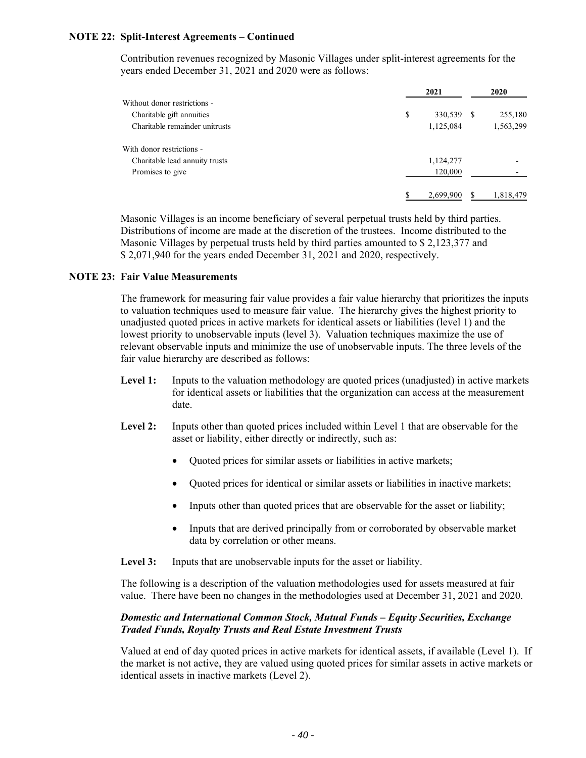**NOTE 22: Split-Interest Agreements – Continued**

Contribution revenues recognized by Masonic Villages under split-interest agreements for the years ended December 31, 2021 and 2020 were as follows:

| | 2021 | 2020 |
|---|---|---|
| Without donor restrictions - | | |
| Charitable gift annuities | $ 330,539 | $ 255,180 |
| Charitable remainder unitrusts | 1,125,084 | 1,563,299 |
| With donor restrictions - | | |
| Charitable lead annuity trusts | 1,124,277 | - |
| Promises to give | 120,000 | - |
| | $ 2,699,900 | $ 1,818,479 |

Masonic Villages is an income beneficiary of several perpetual trusts held by third parties. Distributions of income are made at the discretion of the trustees. Income distributed to the Masonic Villages by perpetual trusts held by third parties amounted to $ 2,123,377 and $ 2,071,940 for the years ended December 31, 2021 and 2020, respectively.

**NOTE 23: Fair Value Measurements**

The framework for measuring fair value provides a fair value hierarchy that prioritizes the inputs to valuation techniques used to measure fair value. The hierarchy gives the highest priority to unadjusted quoted prices in active markets for identical assets or liabilities (level 1) and the lowest priority to unobservable inputs (level 3). Valuation techniques maximize the use of relevant observable inputs and minimize the use of unobservable inputs. The three levels of the fair value hierarchy are described as follows:

**Level 1:** Inputs to the valuation methodology are quoted prices (unadjusted) in active markets for identical assets or liabilities that the organization can access at the measurement date.

**Level 2:** Inputs other than quoted prices included within Level 1 that are observable for the asset or liability, either directly or indirectly, such as:

- Quoted prices for similar assets or liabilities in active markets;
- Quoted prices for identical or similar assets or liabilities in inactive markets;
- Inputs other than quoted prices that are observable for the asset or liability;
- Inputs that are derived principally from or corroborated by observable market data by correlation or other means.

**Level 3:** Inputs that are unobservable inputs for the asset or liability.

The following is a description of the valuation methodologies used for assets measured at fair value. There have been no changes in the methodologies used at December 31, 2021 and 2020.

***Domestic and International Common Stock, Mutual Funds – Equity Securities, Exchange Traded Funds, Royalty Trusts and Real Estate Investment Trusts***

Valued at end of day quoted prices in active markets for identical assets, if available (Level 1). If the market is not active, they are valued using quoted prices for similar assets in active markets or identical assets in inactive markets (Level 2).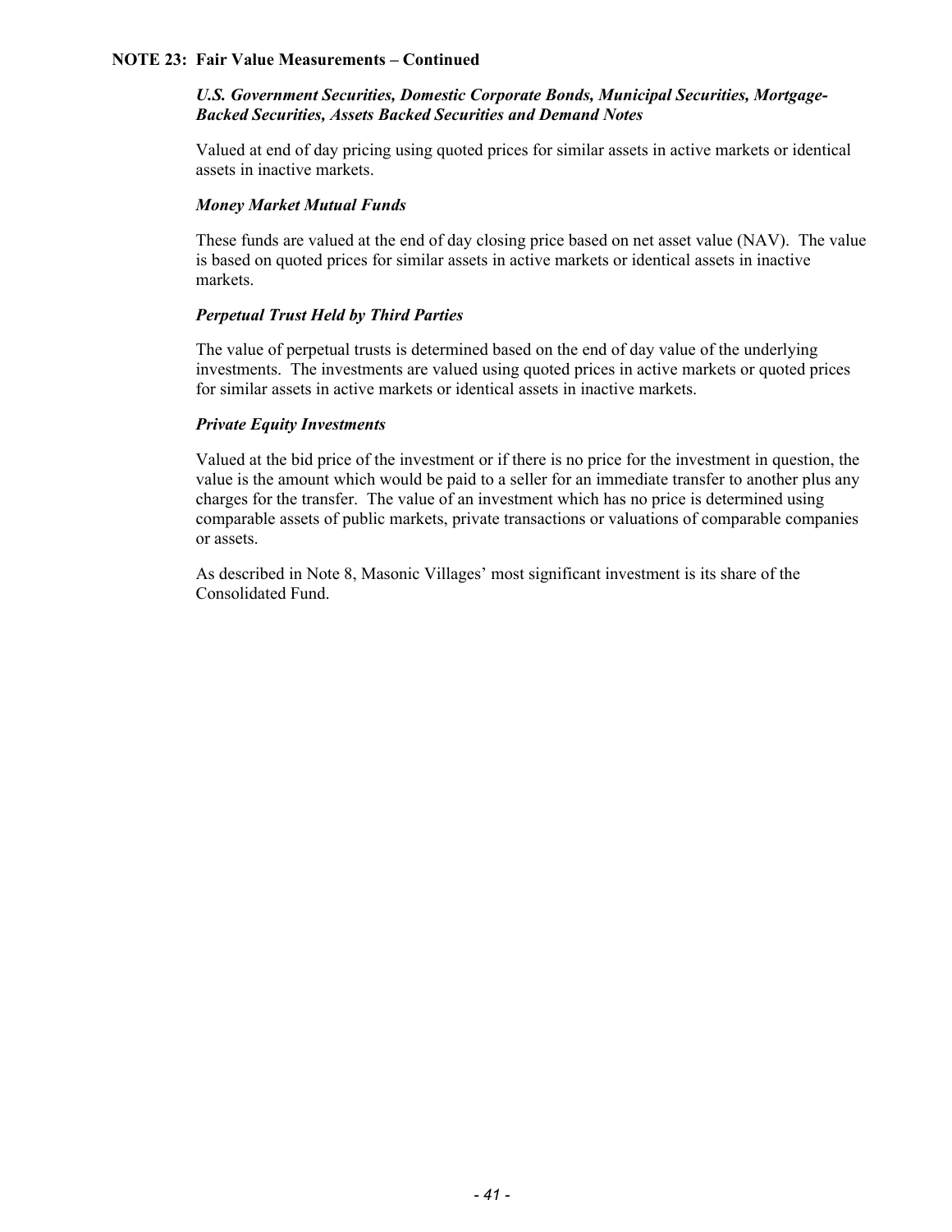**NOTE 23: Fair Value Measurements – Continued**

***U.S. Government Securities, Domestic Corporate Bonds, Municipal Securities, Mortgage-Backed Securities, Assets Backed Securities and Demand Notes***

Valued at end of day pricing using quoted prices for similar assets in active markets or identical assets in inactive markets.

***Money Market Mutual Funds***

These funds are valued at the end of day closing price based on net asset value (NAV). The value is based on quoted prices for similar assets in active markets or identical assets in inactive markets.

***Perpetual Trust Held by Third Parties***

The value of perpetual trusts is determined based on the end of day value of the underlying investments. The investments are valued using quoted prices in active markets or quoted prices for similar assets in active markets or identical assets in inactive markets.

***Private Equity Investments***

Valued at the bid price of the investment or if there is no price for the investment in question, the value is the amount which would be paid to a seller for an immediate transfer to another plus any charges for the transfer. The value of an investment which has no price is determined using comparable assets of public markets, private transactions or valuations of comparable companies or assets.

As described in Note 8, Masonic Villages' most significant investment is its share of the Consolidated Fund.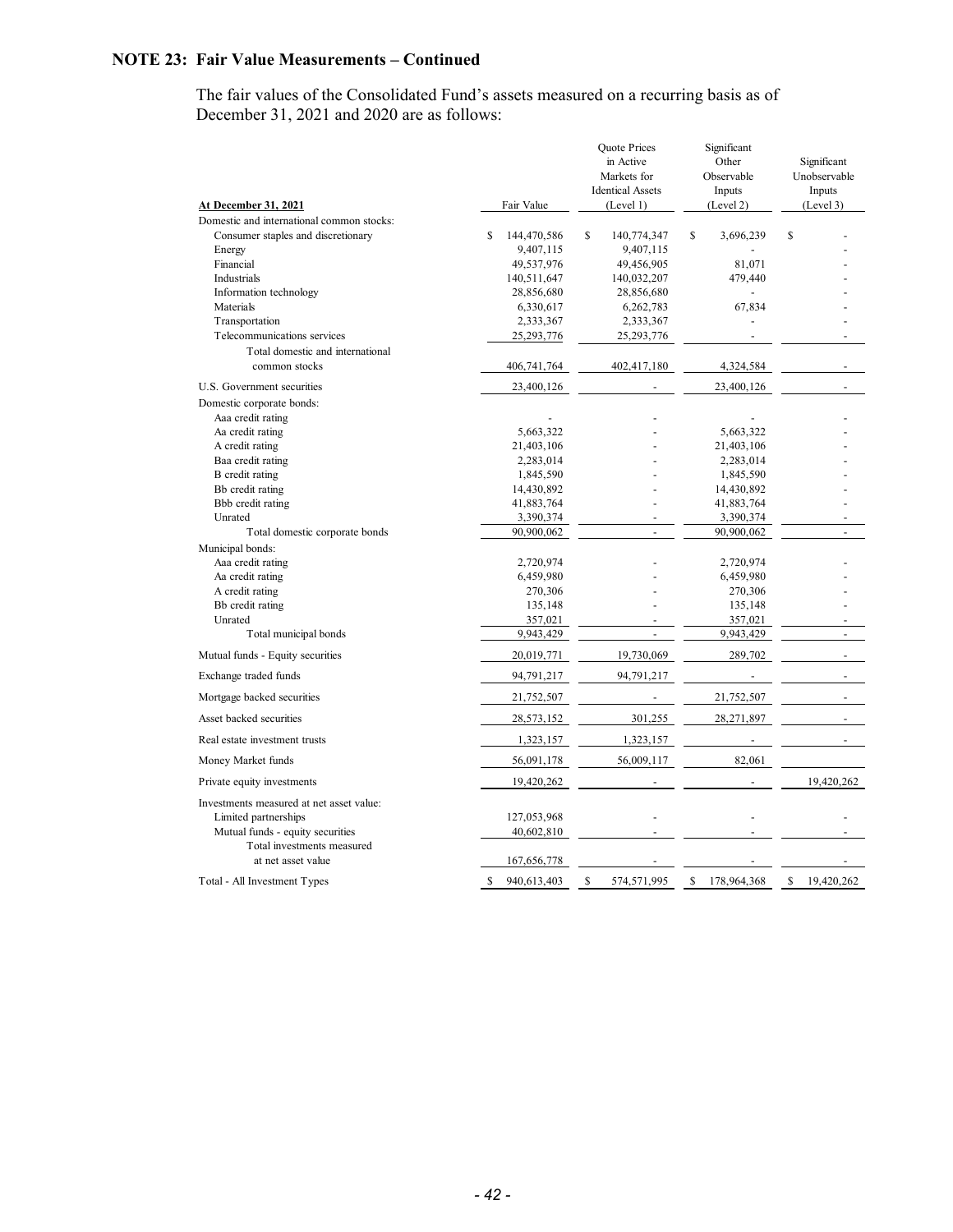## NOTE 23: Fair Value Measurements – Continued

The fair values of the Consolidated Fund's assets measured on a recurring basis as of December 31, 2021 and 2020 are as follows:

| At December 31, 2021 | Fair Value | Quote Prices in Active Markets for Identical Assets (Level 1) | Significant Other Observable Inputs (Level 2) | Significant Unobservable Inputs (Level 3) |
|---|---|---|---|---|
| Domestic and international common stocks: | | | | |
| Consumer staples and discretionary | $ 144,470,586 | $ 140,774,347 | $ 3,696,239 | $ - |
| Energy | 9,407,115 | 9,407,115 | - | - |
| Financial | 49,537,976 | 49,456,905 | 81,071 | - |
| Industrials | 140,511,647 | 140,032,207 | 479,440 | - |
| Information technology | 28,856,680 | 28,856,680 | - | - |
| Materials | 6,330,617 | 6,262,783 | 67,834 | - |
| Transportation | 2,333,367 | 2,333,367 | - | - |
| Telecommunications services | 25,293,776 | 25,293,776 | - | - |
| Total domestic and international common stocks | 406,741,764 | 402,417,180 | 4,324,584 | - |
| U.S. Government securities | 23,400,126 | - | 23,400,126 | - |
| Domestic corporate bonds: | | | | |
| Aaa credit rating | - | - | - | - |
| Aa credit rating | 5,663,322 | - | 5,663,322 | - |
| A credit rating | 21,403,106 | - | 21,403,106 | - |
| Baa credit rating | 2,283,014 | - | 2,283,014 | - |
| B credit rating | 1,845,590 | - | 1,845,590 | - |
| Bb credit rating | 14,430,892 | - | 14,430,892 | - |
| Bbb credit rating | 41,883,764 | - | 41,883,764 | - |
| Unrated | 3,390,374 | - | 3,390,374 | - |
| Total domestic corporate bonds | 90,900,062 | - | 90,900,062 | - |
| Municipal bonds: | | | | |
| Aaa credit rating | 2,720,974 | - | 2,720,974 | - |
| Aa credit rating | 6,459,980 | - | 6,459,980 | - |
| A credit rating | 270,306 | - | 270,306 | - |
| Bb credit rating | 135,148 | - | 135,148 | - |
| Unrated | 357,021 | - | 357,021 | - |
| Total municipal bonds | 9,943,429 | - | 9,943,429 | - |
| Mutual funds - Equity securities | 20,019,771 | 19,730,069 | 289,702 | - |
| Exchange traded funds | 94,791,217 | 94,791,217 | - | - |
| Mortgage backed securities | 21,752,507 | - | 21,752,507 | - |
| Asset backed securities | 28,573,152 | 301,255 | 28,271,897 | - |
| Real estate investment trusts | 1,323,157 | 1,323,157 | - | - |
| Money Market funds | 56,091,178 | 56,009,117 | 82,061 | |
| Private equity investments | 19,420,262 | - | - | 19,420,262 |
| Investments measured at net asset value: | | | | |
| Limited partnerships | 127,053,968 | - | - | - |
| Mutual funds - equity securities | 40,602,810 | - | - | - |
| Total investments measured at net asset value | 167,656,778 | - | - | - |
| Total - All Investment Types | $ 940,613,403 | $ 574,571,995 | $ 178,964,368 | $ 19,420,262 |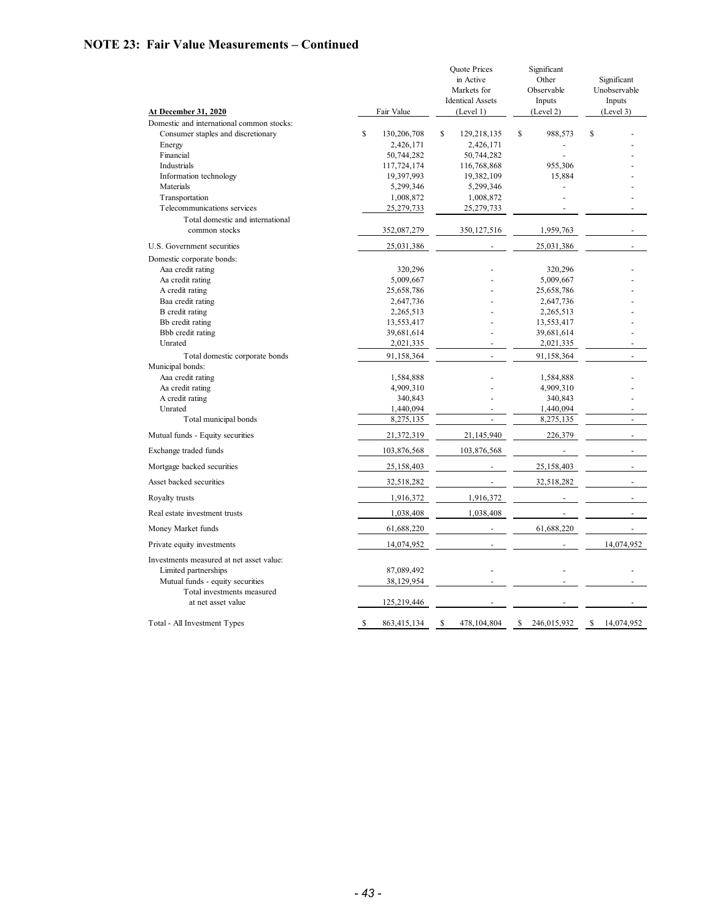## NOTE 23: Fair Value Measurements – Continued

| At December 31, 2020 | Fair Value | Quote Prices in Active Markets for Identical Assets (Level 1) | Significant Other Observable Inputs (Level 2) | Significant Unobservable Inputs (Level 3) |
|---|---|---|---|---|
| Domestic and international common stocks: | | | | |
| Consumer staples and discretionary | $ 130,206,708 | $ 129,218,135 | $ 988,573 | $ - |
| Energy | 2,426,171 | 2,426,171 | - | - |
| Financial | 50,744,282 | 50,744,282 | - | - |
| Industrials | 117,724,174 | 116,768,868 | 955,306 | - |
| Information technology | 19,397,993 | 19,382,109 | 15,884 | - |
| Materials | 5,299,346 | 5,299,346 | - | - |
| Transportation | 1,008,872 | 1,008,872 | - | - |
| Telecommunications services | 25,279,733 | 25,279,733 | - | - |
| Total domestic and international common stocks | 352,087,279 | 350,127,516 | 1,959,763 | - |
| U.S. Government securities | 25,031,386 | - | 25,031,386 | - |
| Domestic corporate bonds: | | | | |
| Aaa credit rating | 320,296 | - | 320,296 | - |
| Aa credit rating | 5,009,667 | - | 5,009,667 | - |
| A credit rating | 25,658,786 | - | 25,658,786 | - |
| Baa credit rating | 2,647,736 | - | 2,647,736 | - |
| B credit rating | 2,265,513 | - | 2,265,513 | - |
| Bb credit rating | 13,553,417 | - | 13,553,417 | - |
| Bbb credit rating | 39,681,614 | - | 39,681,614 | - |
| Unrated | 2,021,335 | - | 2,021,335 | - |
| Total domestic corporate bonds | 91,158,364 | - | 91,158,364 | - |
| Municipal bonds: | | | | |
| Aaa credit rating | 1,584,888 | - | 1,584,888 | - |
| Aa credit rating | 4,909,310 | - | 4,909,310 | - |
| A credit rating | 340,843 | - | 340,843 | - |
| Unrated | 1,440,094 | - | 1,440,094 | - |
| Total municipal bonds | 8,275,135 | - | 8,275,135 | - |
| Mutual funds - Equity securities | 21,372,319 | 21,145,940 | 226,379 | - |
| Exchange traded funds | 103,876,568 | 103,876,568 | - | - |
| Mortgage backed securities | 25,158,403 | - | 25,158,403 | - |
| Asset backed securities | 32,518,282 | - | 32,518,282 | - |
| Royalty trusts | 1,916,372 | 1,916,372 | - | - |
| Real estate investment trusts | 1,038,408 | 1,038,408 | - | - |
| Money Market funds | 61,688,220 | - | 61,688,220 | - |
| Private equity investments | 14,074,952 | - | - | 14,074,952 |
| Investments measured at net asset value: | | | | |
| Limited partnerships | 87,089,492 | - | - | - |
| Mutual funds - equity securities | 38,129,954 | - | - | - |
| Total investments measured at net asset value | 125,219,446 | - | - | - |
| Total - All Investment Types | $ 863,415,134 | $ 478,104,804 | $ 246,015,932 | $ 14,074,952 |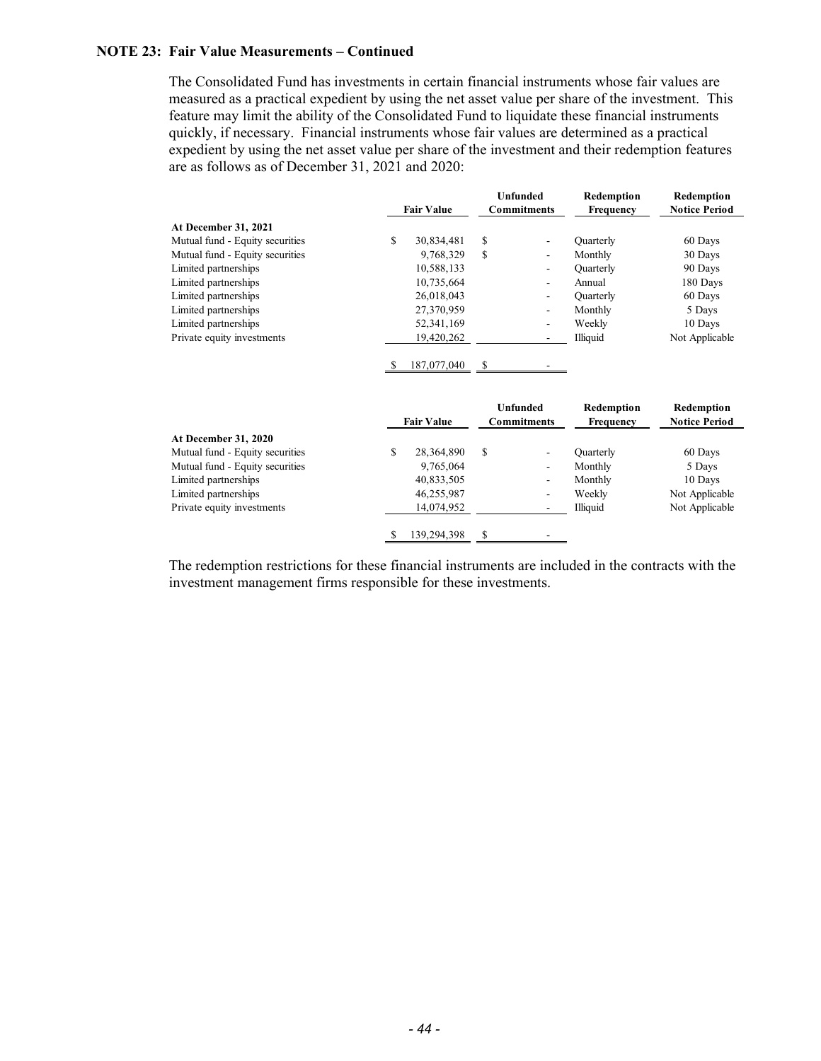**NOTE 23: Fair Value Measurements – Continued**

The Consolidated Fund has investments in certain financial instruments whose fair values are measured as a practical expedient by using the net asset value per share of the investment. This feature may limit the ability of the Consolidated Fund to liquidate these financial instruments quickly, if necessary. Financial instruments whose fair values are determined as a practical expedient by using the net asset value per share of the investment and their redemption features are as follows as of December 31, 2021 and 2020:

| | Fair Value | Unfunded Commitments | Redemption Frequency | Redemption Notice Period |
|---|---|---|---|---|
| **At December 31, 2021** | | | | |
| Mutual fund - Equity securities | $ 30,834,481 | $ - | Quarterly | 60 Days |
| Mutual fund - Equity securities | 9,768,329 | $ - | Monthly | 30 Days |
| Limited partnerships | 10,588,133 | - | Quarterly | 90 Days |
| Limited partnerships | 10,735,664 | - | Annual | 180 Days |
| Limited partnerships | 26,018,043 | - | Quarterly | 60 Days |
| Limited partnerships | 27,370,959 | - | Monthly | 5 Days |
| Limited partnerships | 52,341,169 | - | Weekly | 10 Days |
| Private equity investments | 19,420,262 | - | Illiquid | Not Applicable |
| | $ 187,077,040 | $ - | | |

| | Fair Value | Unfunded Commitments | Redemption Frequency | Redemption Notice Period |
|---|---|---|---|---|
| **At December 31, 2020** | | | | |
| Mutual fund - Equity securities | $ 28,364,890 | $ - | Quarterly | 60 Days |
| Mutual fund - Equity securities | 9,765,064 | - | Monthly | 5 Days |
| Limited partnerships | 40,833,505 | - | Monthly | 10 Days |
| Limited partnerships | 46,255,987 | - | Weekly | Not Applicable |
| Private equity investments | 14,074,952 | - | Illiquid | Not Applicable |
| | $ 139,294,398 | $ - | | |

The redemption restrictions for these financial instruments are included in the contracts with the investment management firms responsible for these investments.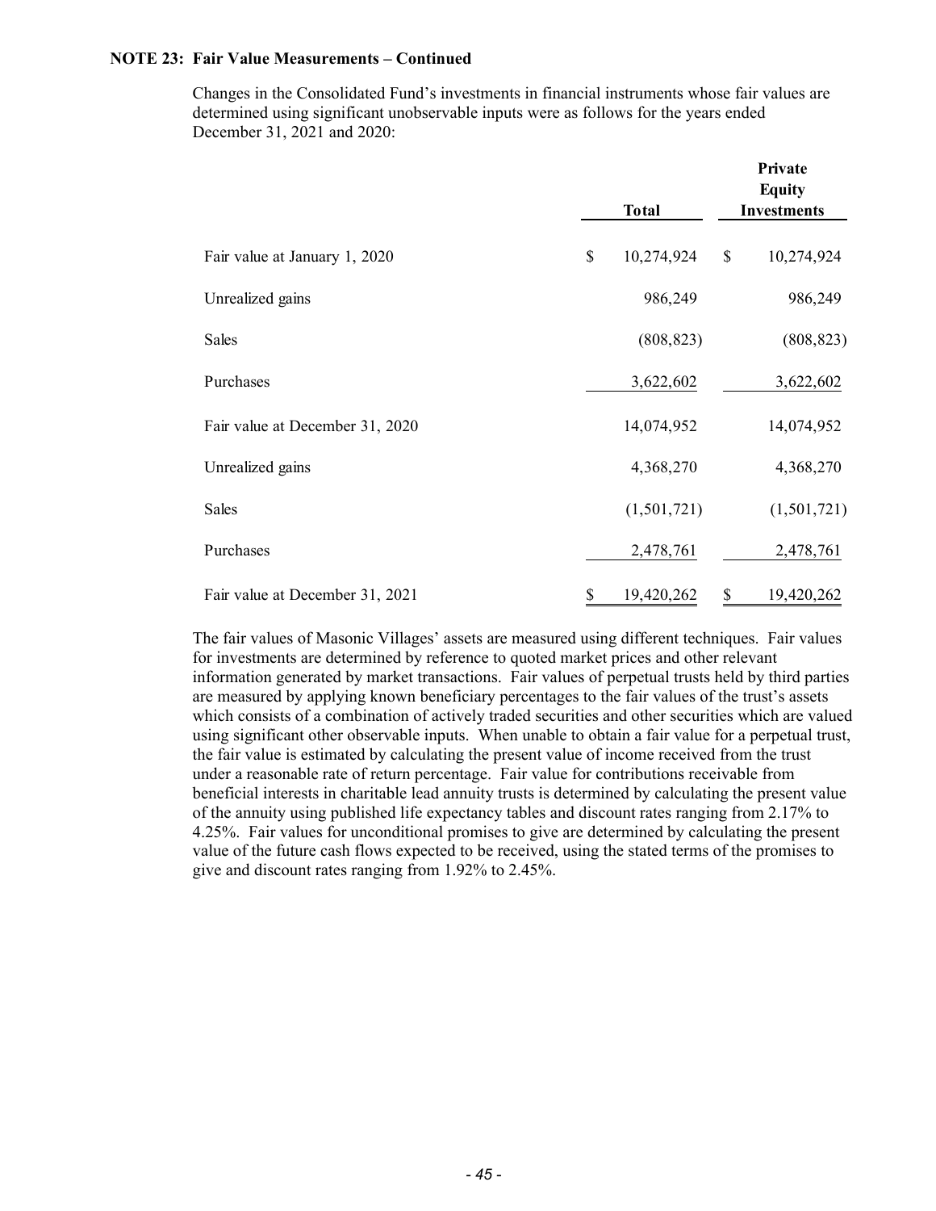**NOTE 23: Fair Value Measurements – Continued**

Changes in the Consolidated Fund's investments in financial instruments whose fair values are determined using significant unobservable inputs were as follows for the years ended December 31, 2021 and 2020:

| | Total | Private Equity Investments |
|---|---|---|
| Fair value at January 1, 2020 | $ 10,274,924 | $ 10,274,924 |
| Unrealized gains | 986,249 | 986,249 |
| Sales | (808,823) | (808,823) |
| Purchases | 3,622,602 | 3,622,602 |
| Fair value at December 31, 2020 | 14,074,952 | 14,074,952 |
| Unrealized gains | 4,368,270 | 4,368,270 |
| Sales | (1,501,721) | (1,501,721) |
| Purchases | 2,478,761 | 2,478,761 |
| Fair value at December 31, 2021 | $ 19,420,262 | $ 19,420,262 |

The fair values of Masonic Villages' assets are measured using different techniques. Fair values for investments are determined by reference to quoted market prices and other relevant information generated by market transactions. Fair values of perpetual trusts held by third parties are measured by applying known beneficiary percentages to the fair values of the trust's assets which consists of a combination of actively traded securities and other securities which are valued using significant other observable inputs. When unable to obtain a fair value for a perpetual trust, the fair value is estimated by calculating the present value of income received from the trust under a reasonable rate of return percentage. Fair value for contributions receivable from beneficial interests in charitable lead annuity trusts is determined by calculating the present value of the annuity using published life expectancy tables and discount rates ranging from 2.17% to 4.25%. Fair values for unconditional promises to give are determined by calculating the present value of the future cash flows expected to be received, using the stated terms of the promises to give and discount rates ranging from 1.92% to 2.45%.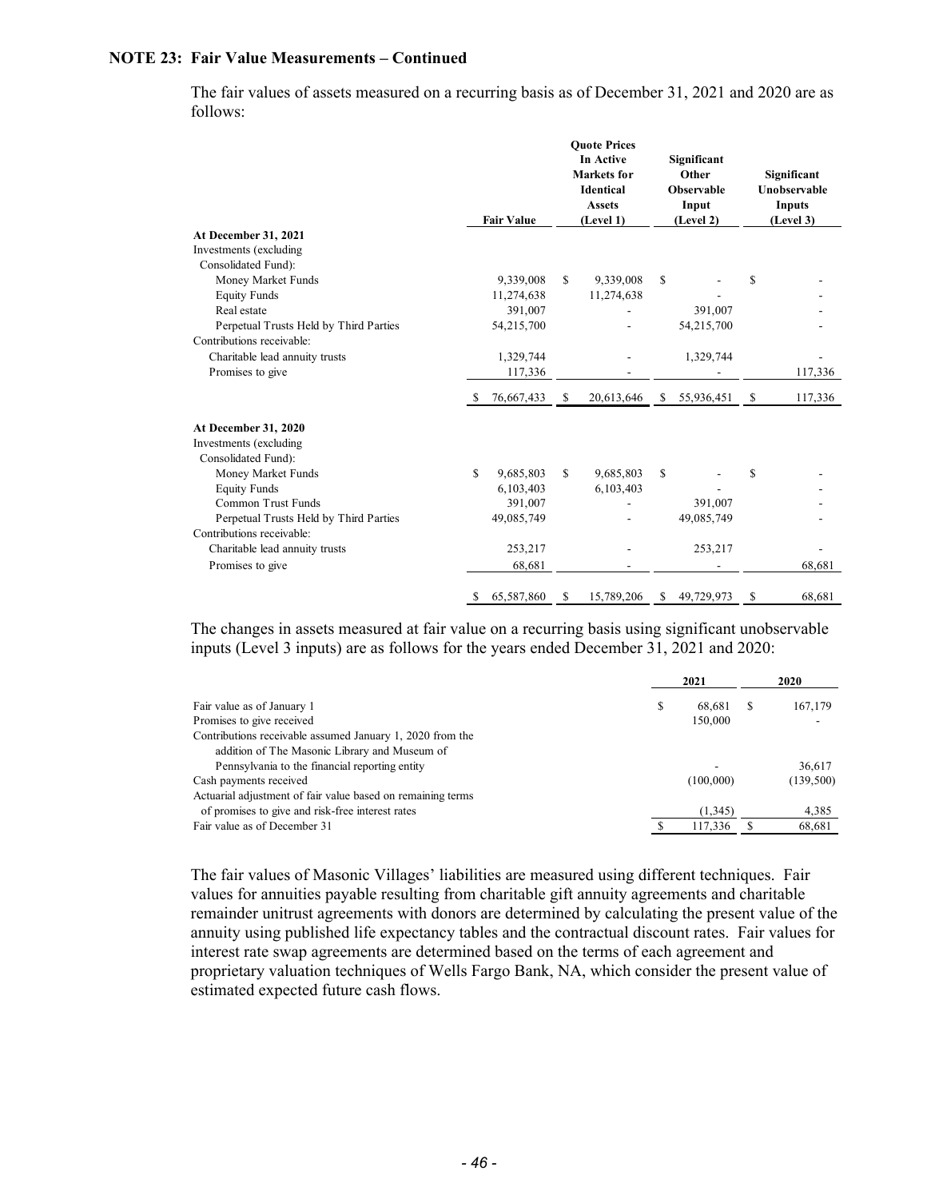**NOTE 23: Fair Value Measurements – Continued**

The fair values of assets measured on a recurring basis as of December 31, 2021 and 2020 are as follows:

| | Fair Value | Quote Prices In Active Markets for Identical Assets (Level 1) | Significant Other Observable Input (Level 2) | Significant Unobservable Inputs (Level 3) |
|---|---|---|---|---|
| **At December 31, 2021** | | | | |
| Investments (excluding Consolidated Fund): | | | | |
| Money Market Funds | 9,339,008 | $ 9,339,008 | $ - | $ - |
| Equity Funds | 11,274,638 | 11,274,638 | - | - |
| Real estate | 391,007 | - | 391,007 | - |
| Perpetual Trusts Held by Third Parties | 54,215,700 | - | 54,215,700 | - |
| Contributions receivable: | | | | |
| Charitable lead annuity trusts | 1,329,744 | - | 1,329,744 | - |
| Promises to give | 117,336 | - | - | 117,336 |
| | $ 76,667,433 | $ 20,613,646 | $ 55,936,451 | $ 117,336 |
| **At December 31, 2020** | | | | |
| Investments (excluding Consolidated Fund): | | | | |
| Money Market Funds | $ 9,685,803 | $ 9,685,803 | $ - | $ - |
| Equity Funds | 6,103,403 | 6,103,403 | - | - |
| Common Trust Funds | 391,007 | - | 391,007 | - |
| Perpetual Trusts Held by Third Parties | 49,085,749 | - | 49,085,749 | - |
| Contributions receivable: | | | | |
| Charitable lead annuity trusts | 253,217 | - | 253,217 | - |
| Promises to give | 68,681 | - | - | 68,681 |
| | $ 65,587,860 | $ 15,789,206 | $ 49,729,973 | $ 68,681 |

The changes in assets measured at fair value on a recurring basis using significant unobservable inputs (Level 3 inputs) are as follows for the years ended December 31, 2021 and 2020:

| | 2021 | 2020 |
|---|---|---|
| Fair value as of January 1 | $ 68,681 | $ 167,179 |
| Promises to give received | 150,000 | - |
| Contributions receivable assumed January 1, 2020 from the addition of The Masonic Library and Museum of Pennsylvania to the financial reporting entity | - | 36,617 |
| Cash payments received | (100,000) | (139,500) |
| Actuarial adjustment of fair value based on remaining terms of promises to give and risk-free interest rates | (1,345) | 4,385 |
| Fair value as of December 31 | $ 117,336 | $ 68,681 |

The fair values of Masonic Villages' liabilities are measured using different techniques. Fair values for annuities payable resulting from charitable gift annuity agreements and charitable remainder unitrust agreements with donors are determined by calculating the present value of the annuity using published life expectancy tables and the contractual discount rates. Fair values for interest rate swap agreements are determined based on the terms of each agreement and proprietary valuation techniques of Wells Fargo Bank, NA, which consider the present value of estimated expected future cash flows.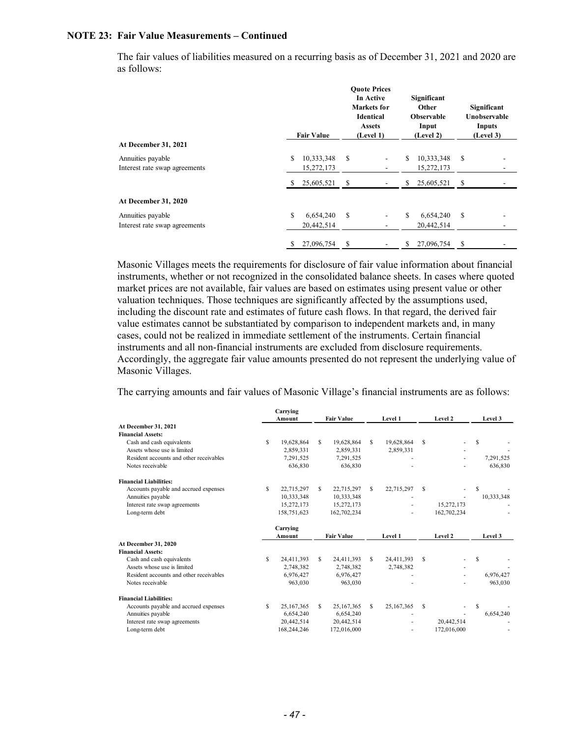**NOTE 23: Fair Value Measurements – Continued**

The fair values of liabilities measured on a recurring basis as of December 31, 2021 and 2020 are as follows:

| | Fair Value | Quote Prices In Active Markets for Identical Assets (Level 1) | Significant Other Observable Input (Level 2) | Significant Unobservable Inputs (Level 3) |
|---|---|---|---|---|
| **At December 31, 2021** | | | | |
| Annuities payable | $ 10,333,348 | $ - | $ 10,333,348 | $ - |
| Interest rate swap agreements | 15,272,173 | - | 15,272,173 | - |
| | $ 25,605,521 | $ - | $ 25,605,521 | $ - |
| **At December 31, 2020** | | | | |
| Annuities payable | $ 6,654,240 | $ - | $ 6,654,240 | $ - |
| Interest rate swap agreements | 20,442,514 | - | 20,442,514 | - |
| | $ 27,096,754 | $ - | $ 27,096,754 | $ - |

Masonic Villages meets the requirements for disclosure of fair value information about financial instruments, whether or not recognized in the consolidated balance sheets. In cases where quoted market prices are not available, fair values are based on estimates using present value or other valuation techniques. Those techniques are significantly affected by the assumptions used, including the discount rate and estimates of future cash flows. In that regard, the derived fair value estimates cannot be substantiated by comparison to independent markets and, in many cases, could not be realized in immediate settlement of the instruments. Certain financial instruments and all non-financial instruments are excluded from disclosure requirements. Accordingly, the aggregate fair value amounts presented do not represent the underlying value of Masonic Villages.

The carrying amounts and fair values of Masonic Village's financial instruments are as follows:

| | Carrying Amount | Fair Value | Level 1 | Level 2 | Level 3 |
|---|---|---|---|---|---|
| **At December 31, 2021** | | | | | |
| **Financial Assets:** | | | | | |
| Cash and cash equivalents | $ 19,628,864 | $ 19,628,864 | $ 19,628,864 | $ - | $ - |
| Assets whose use is limited | 2,859,331 | 2,859,331 | 2,859,331 | - | - |
| Resident accounts and other receivables | 7,291,525 | 7,291,525 | - | - | 7,291,525 |
| Notes receivable | 636,830 | 636,830 | - | - | 636,830 |
| **Financial Liabilities:** | | | | | |
| Accounts payable and accrued expenses | $ 22,715,297 | $ 22,715,297 | $ 22,715,297 | $ - | $ - |
| Annuities payable | 10,333,348 | 10,333,348 | - | - | 10,333,348 |
| Interest rate swap agreements | 15,272,173 | 15,272,173 | - | 15,272,173 | - |
| Long-term debt | 158,751,623 | 162,702,234 | - | 162,702,234 | - |

| | Carrying Amount | Fair Value | Level 1 | Level 2 | Level 3 |
|---|---|---|---|---|---|
| **At December 31, 2020** | | | | | |
| **Financial Assets:** | | | | | |
| Cash and cash equivalents | $ 24,411,393 | $ 24,411,393 | $ 24,411,393 | $ - | $ - |
| Assets whose use is limited | 2,748,382 | 2,748,382 | 2,748,382 | - | - |
| Resident accounts and other receivables | 6,976,427 | 6,976,427 | - | - | 6,976,427 |
| Notes receivable | 963,030 | 963,030 | - | - | 963,030 |
| **Financial Liabilities:** | | | | | |
| Accounts payable and accrued expenses | $ 25,167,365 | $ 25,167,365 | $ 25,167,365 | $ - | $ - |
| Annuities payable | 6,654,240 | 6,654,240 | - | - | 6,654,240 |
| Interest rate swap agreements | 20,442,514 | 20,442,514 | - | 20,442,514 | - |
| Long-term debt | 168,244,246 | 172,016,000 | - | 172,016,000 | - |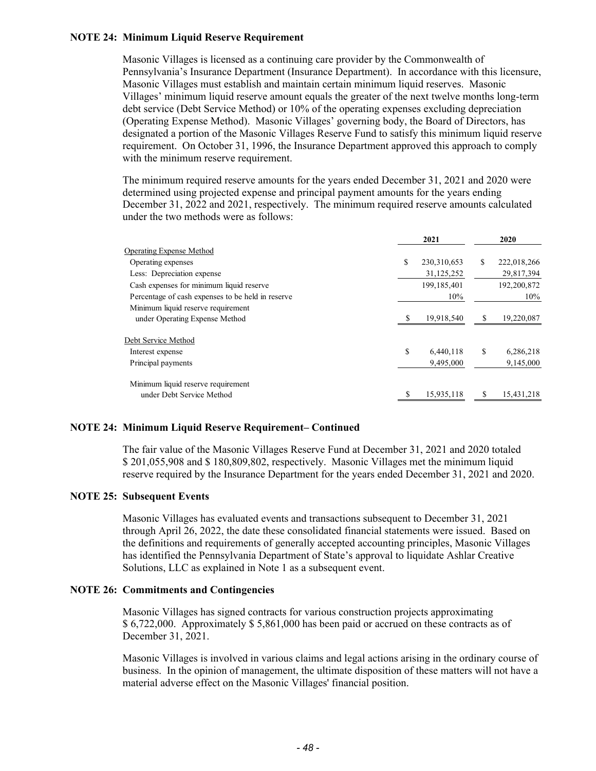### NOTE 24: Minimum Liquid Reserve Requirement

Masonic Villages is licensed as a continuing care provider by the Commonwealth of Pennsylvania's Insurance Department (Insurance Department). In accordance with this licensure, Masonic Villages must establish and maintain certain minimum liquid reserves. Masonic Villages' minimum liquid reserve amount equals the greater of the next twelve months long-term debt service (Debt Service Method) or 10% of the operating expenses excluding depreciation (Operating Expense Method). Masonic Villages' governing body, the Board of Directors, has designated a portion of the Masonic Villages Reserve Fund to satisfy this minimum liquid reserve requirement. On October 31, 1996, the Insurance Department approved this approach to comply with the minimum reserve requirement.

The minimum required reserve amounts for the years ended December 31, 2021 and 2020 were determined using projected expense and principal payment amounts for the years ending December 31, 2022 and 2021, respectively. The minimum required reserve amounts calculated under the two methods were as follows:

| | 2021 | 2020 |
|---|---|---|
| Operating Expense Method | | |
| Operating expenses | $ 230,310,653 | $ 222,018,266 |
| Less: Depreciation expense | 31,125,252 | 29,817,394 |
| Cash expenses for minimum liquid reserve | 199,185,401 | 192,200,872 |
| Percentage of cash expenses to be held in reserve | 10% | 10% |
| Minimum liquid reserve requirement under Operating Expense Method | $ 19,918,540 | $ 19,220,087 |
| Debt Service Method | | |
| Interest expense | $ 6,440,118 | $ 6,286,218 |
| Principal payments | 9,495,000 | 9,145,000 |
| Minimum liquid reserve requirement under Debt Service Method | $ 15,935,118 | $ 15,431,218 |

### NOTE 24: Minimum Liquid Reserve Requirement– Continued

The fair value of the Masonic Villages Reserve Fund at December 31, 2021 and 2020 totaled $ 201,055,908 and $ 180,809,802, respectively. Masonic Villages met the minimum liquid reserve required by the Insurance Department for the years ended December 31, 2021 and 2020.

### NOTE 25: Subsequent Events

Masonic Villages has evaluated events and transactions subsequent to December 31, 2021 through April 26, 2022, the date these consolidated financial statements were issued. Based on the definitions and requirements of generally accepted accounting principles, Masonic Villages has identified the Pennsylvania Department of State's approval to liquidate Ashlar Creative Solutions, LLC as explained in Note 1 as a subsequent event.

### NOTE 26: Commitments and Contingencies

Masonic Villages has signed contracts for various construction projects approximating $ 6,722,000. Approximately $ 5,861,000 has been paid or accrued on these contracts as of December 31, 2021.

Masonic Villages is involved in various claims and legal actions arising in the ordinary course of business. In the opinion of management, the ultimate disposition of these matters will not have a material adverse effect on the Masonic Villages' financial position.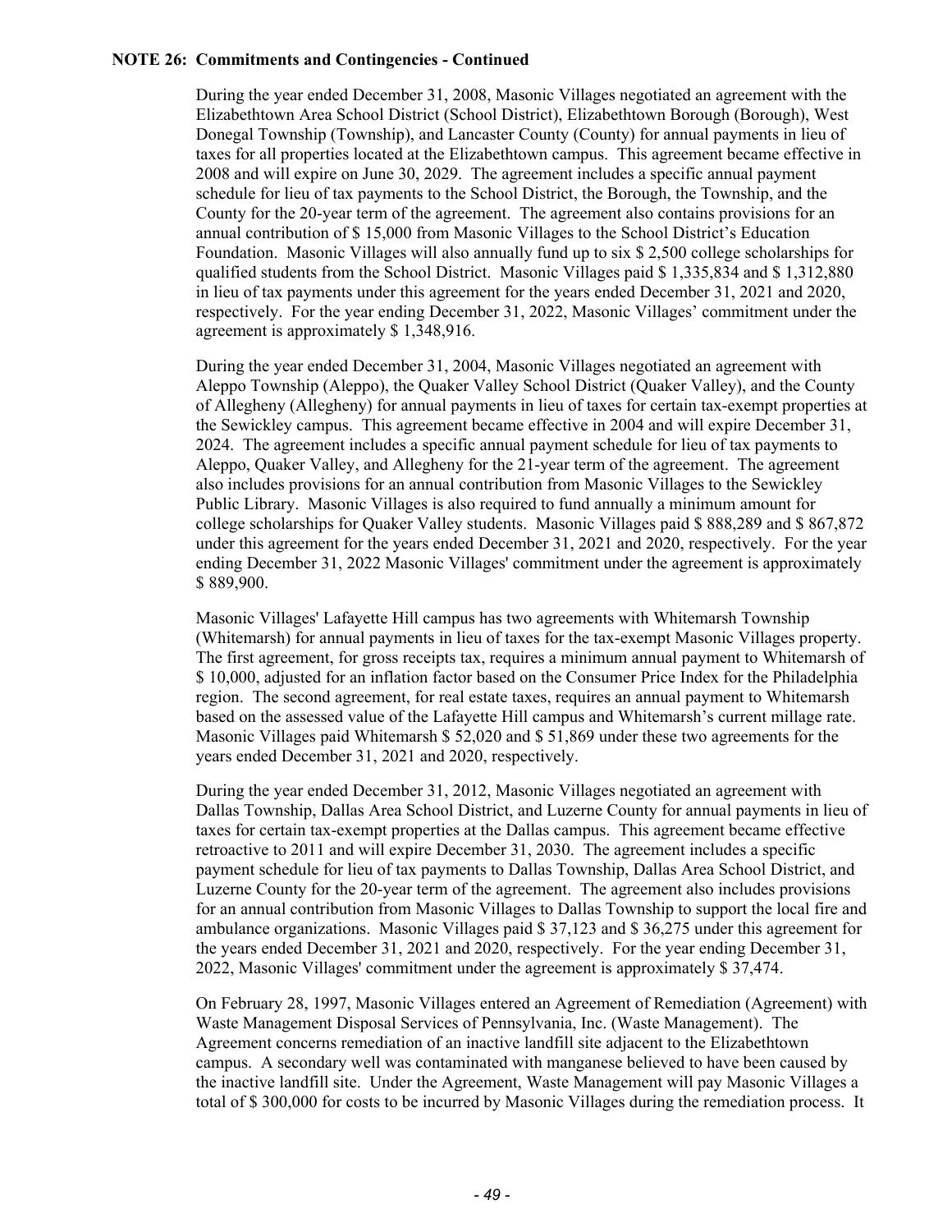**NOTE 26: Commitments and Contingencies - Continued**

During the year ended December 31, 2008, Masonic Villages negotiated an agreement with the Elizabethtown Area School District (School District), Elizabethtown Borough (Borough), West Donegal Township (Township), and Lancaster County (County) for annual payments in lieu of taxes for all properties located at the Elizabethtown campus. This agreement became effective in 2008 and will expire on June 30, 2029. The agreement includes a specific annual payment schedule for lieu of tax payments to the School District, the Borough, the Township, and the County for the 20-year term of the agreement. The agreement also contains provisions for an annual contribution of $ 15,000 from Masonic Villages to the School District's Education Foundation. Masonic Villages will also annually fund up to six $ 2,500 college scholarships for qualified students from the School District. Masonic Villages paid $ 1,335,834 and $ 1,312,880 in lieu of tax payments under this agreement for the years ended December 31, 2021 and 2020, respectively. For the year ending December 31, 2022, Masonic Villages' commitment under the agreement is approximately $ 1,348,916.

During the year ended December 31, 2004, Masonic Villages negotiated an agreement with Aleppo Township (Aleppo), the Quaker Valley School District (Quaker Valley), and the County of Allegheny (Allegheny) for annual payments in lieu of taxes for certain tax-exempt properties at the Sewickley campus. This agreement became effective in 2004 and will expire December 31, 2024. The agreement includes a specific annual payment schedule for lieu of tax payments to Aleppo, Quaker Valley, and Allegheny for the 21-year term of the agreement. The agreement also includes provisions for an annual contribution from Masonic Villages to the Sewickley Public Library. Masonic Villages is also required to fund annually a minimum amount for college scholarships for Quaker Valley students. Masonic Villages paid $ 888,289 and $ 867,872 under this agreement for the years ended December 31, 2021 and 2020, respectively. For the year ending December 31, 2022 Masonic Villages' commitment under the agreement is approximately $ 889,900.

Masonic Villages' Lafayette Hill campus has two agreements with Whitemarsh Township (Whitemarsh) for annual payments in lieu of taxes for the tax-exempt Masonic Villages property. The first agreement, for gross receipts tax, requires a minimum annual payment to Whitemarsh of $ 10,000, adjusted for an inflation factor based on the Consumer Price Index for the Philadelphia region. The second agreement, for real estate taxes, requires an annual payment to Whitemarsh based on the assessed value of the Lafayette Hill campus and Whitemarsh's current millage rate. Masonic Villages paid Whitemarsh $ 52,020 and $ 51,869 under these two agreements for the years ended December 31, 2021 and 2020, respectively.

During the year ended December 31, 2012, Masonic Villages negotiated an agreement with Dallas Township, Dallas Area School District, and Luzerne County for annual payments in lieu of taxes for certain tax-exempt properties at the Dallas campus. This agreement became effective retroactive to 2011 and will expire December 31, 2030. The agreement includes a specific payment schedule for lieu of tax payments to Dallas Township, Dallas Area School District, and Luzerne County for the 20-year term of the agreement. The agreement also includes provisions for an annual contribution from Masonic Villages to Dallas Township to support the local fire and ambulance organizations. Masonic Villages paid $ 37,123 and $ 36,275 under this agreement for the years ended December 31, 2021 and 2020, respectively. For the year ending December 31, 2022, Masonic Villages' commitment under the agreement is approximately $ 37,474.

On February 28, 1997, Masonic Villages entered an Agreement of Remediation (Agreement) with Waste Management Disposal Services of Pennsylvania, Inc. (Waste Management). The Agreement concerns remediation of an inactive landfill site adjacent to the Elizabethtown campus. A secondary well was contaminated with manganese believed to have been caused by the inactive landfill site. Under the Agreement, Waste Management will pay Masonic Villages a total of $ 300,000 for costs to be incurred by Masonic Villages during the remediation process. It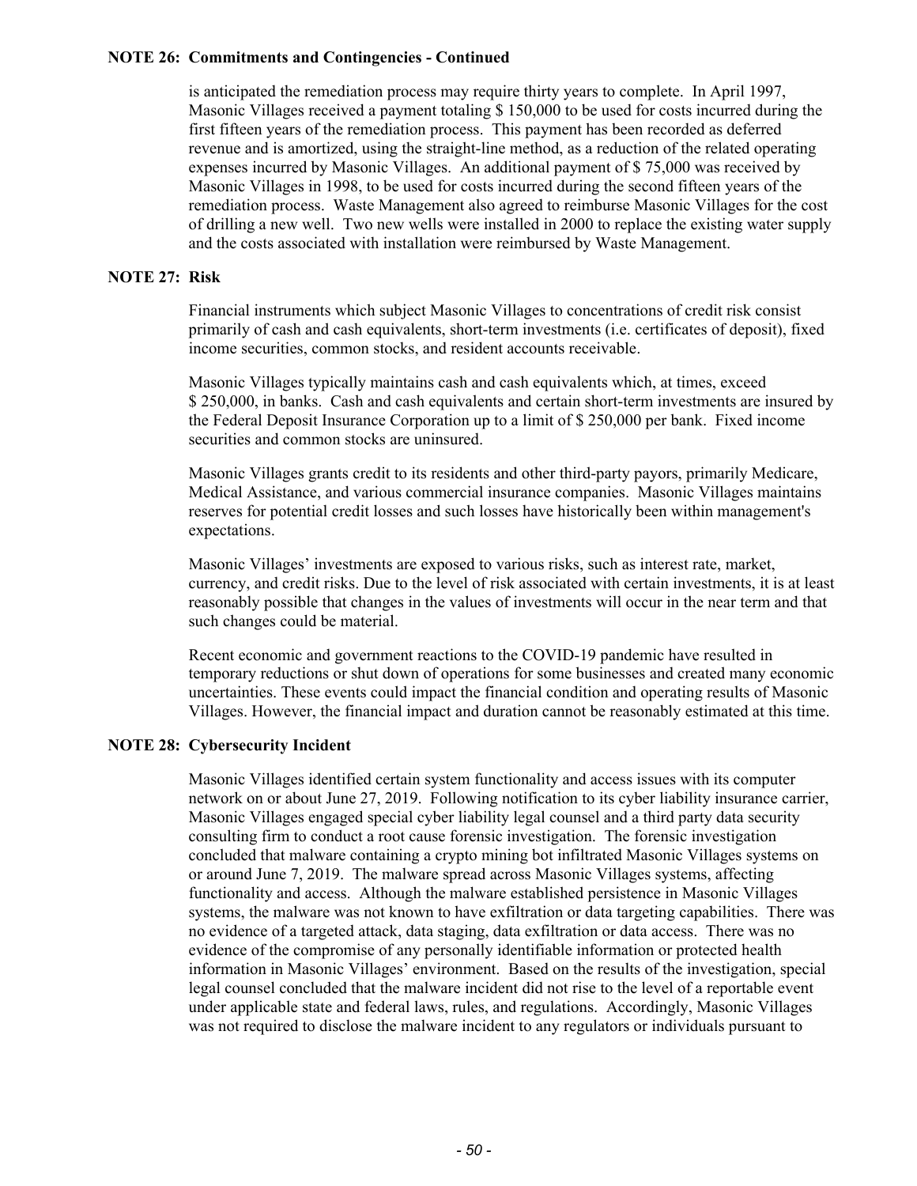**NOTE 26: Commitments and Contingencies - Continued**

is anticipated the remediation process may require thirty years to complete. In April 1997, Masonic Villages received a payment totaling $ 150,000 to be used for costs incurred during the first fifteen years of the remediation process. This payment has been recorded as deferred revenue and is amortized, using the straight-line method, as a reduction of the related operating expenses incurred by Masonic Villages. An additional payment of $ 75,000 was received by Masonic Villages in 1998, to be used for costs incurred during the second fifteen years of the remediation process. Waste Management also agreed to reimburse Masonic Villages for the cost of drilling a new well. Two new wells were installed in 2000 to replace the existing water supply and the costs associated with installation were reimbursed by Waste Management.

**NOTE 27: Risk**

Financial instruments which subject Masonic Villages to concentrations of credit risk consist primarily of cash and cash equivalents, short-term investments (i.e. certificates of deposit), fixed income securities, common stocks, and resident accounts receivable.

Masonic Villages typically maintains cash and cash equivalents which, at times, exceed $ 250,000, in banks. Cash and cash equivalents and certain short-term investments are insured by the Federal Deposit Insurance Corporation up to a limit of $ 250,000 per bank. Fixed income securities and common stocks are uninsured.

Masonic Villages grants credit to its residents and other third-party payors, primarily Medicare, Medical Assistance, and various commercial insurance companies. Masonic Villages maintains reserves for potential credit losses and such losses have historically been within management's expectations.

Masonic Villages' investments are exposed to various risks, such as interest rate, market, currency, and credit risks. Due to the level of risk associated with certain investments, it is at least reasonably possible that changes in the values of investments will occur in the near term and that such changes could be material.

Recent economic and government reactions to the COVID-19 pandemic have resulted in temporary reductions or shut down of operations for some businesses and created many economic uncertainties. These events could impact the financial condition and operating results of Masonic Villages. However, the financial impact and duration cannot be reasonably estimated at this time.

**NOTE 28: Cybersecurity Incident**

Masonic Villages identified certain system functionality and access issues with its computer network on or about June 27, 2019. Following notification to its cyber liability insurance carrier, Masonic Villages engaged special cyber liability legal counsel and a third party data security consulting firm to conduct a root cause forensic investigation. The forensic investigation concluded that malware containing a crypto mining bot infiltrated Masonic Villages systems on or around June 7, 2019. The malware spread across Masonic Villages systems, affecting functionality and access. Although the malware established persistence in Masonic Villages systems, the malware was not known to have exfiltration or data targeting capabilities. There was no evidence of a targeted attack, data staging, data exfiltration or data access. There was no evidence of the compromise of any personally identifiable information or protected health information in Masonic Villages' environment. Based on the results of the investigation, special legal counsel concluded that the malware incident did not rise to the level of a reportable event under applicable state and federal laws, rules, and regulations. Accordingly, Masonic Villages was not required to disclose the malware incident to any regulators or individuals pursuant to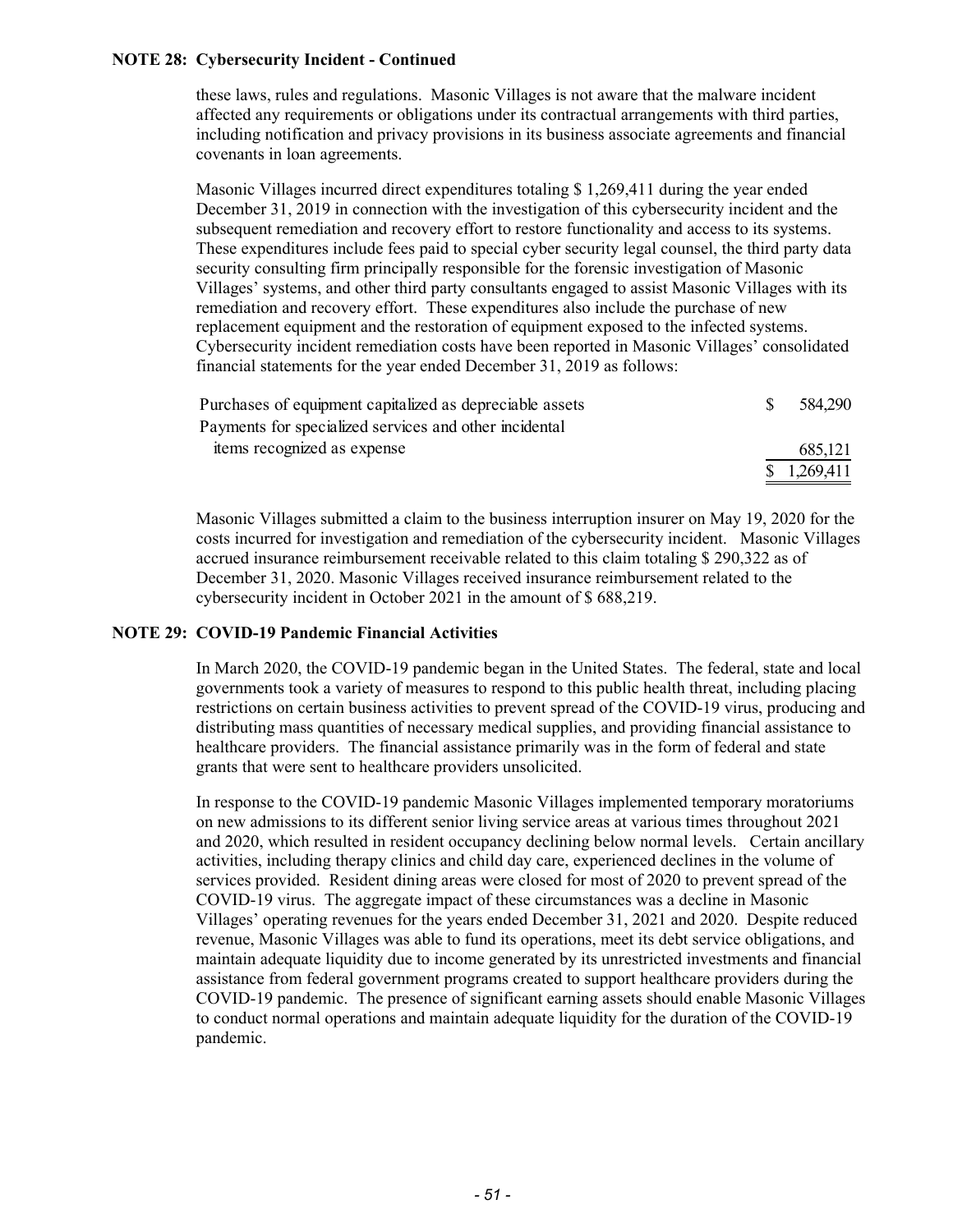**NOTE 28: Cybersecurity Incident - Continued**

these laws, rules and regulations. Masonic Villages is not aware that the malware incident affected any requirements or obligations under its contractual arrangements with third parties, including notification and privacy provisions in its business associate agreements and financial covenants in loan agreements.

Masonic Villages incurred direct expenditures totaling $ 1,269,411 during the year ended December 31, 2019 in connection with the investigation of this cybersecurity incident and the subsequent remediation and recovery effort to restore functionality and access to its systems. These expenditures include fees paid to special cyber security legal counsel, the third party data security consulting firm principally responsible for the forensic investigation of Masonic Villages' systems, and other third party consultants engaged to assist Masonic Villages with its remediation and recovery effort. These expenditures also include the purchase of new replacement equipment and the restoration of equipment exposed to the infected systems. Cybersecurity incident remediation costs have been reported in Masonic Villages' consolidated financial statements for the year ended December 31, 2019 as follows:

| | |
|---|---|
| Purchases of equipment capitalized as depreciable assets | $ 584,290 |
| Payments for specialized services and other incidental items recognized as expense | 685,121 |
| | $ 1,269,411 |

Masonic Villages submitted a claim to the business interruption insurer on May 19, 2020 for the costs incurred for investigation and remediation of the cybersecurity incident. Masonic Villages accrued insurance reimbursement receivable related to this claim totaling $ 290,322 as of December 31, 2020. Masonic Villages received insurance reimbursement related to the cybersecurity incident in October 2021 in the amount of $ 688,219.

**NOTE 29: COVID-19 Pandemic Financial Activities**

In March 2020, the COVID-19 pandemic began in the United States. The federal, state and local governments took a variety of measures to respond to this public health threat, including placing restrictions on certain business activities to prevent spread of the COVID-19 virus, producing and distributing mass quantities of necessary medical supplies, and providing financial assistance to healthcare providers. The financial assistance primarily was in the form of federal and state grants that were sent to healthcare providers unsolicited.

In response to the COVID-19 pandemic Masonic Villages implemented temporary moratoriums on new admissions to its different senior living service areas at various times throughout 2021 and 2020, which resulted in resident occupancy declining below normal levels. Certain ancillary activities, including therapy clinics and child day care, experienced declines in the volume of services provided. Resident dining areas were closed for most of 2020 to prevent spread of the COVID-19 virus. The aggregate impact of these circumstances was a decline in Masonic Villages' operating revenues for the years ended December 31, 2021 and 2020. Despite reduced revenue, Masonic Villages was able to fund its operations, meet its debt service obligations, and maintain adequate liquidity due to income generated by its unrestricted investments and financial assistance from federal government programs created to support healthcare providers during the COVID-19 pandemic. The presence of significant earning assets should enable Masonic Villages to conduct normal operations and maintain adequate liquidity for the duration of the COVID-19 pandemic.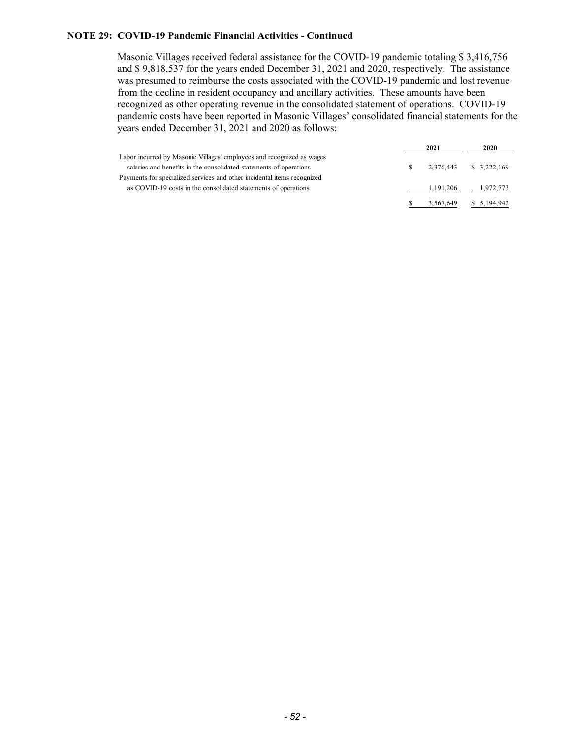**NOTE 29: COVID-19 Pandemic Financial Activities - Continued**

Masonic Villages received federal assistance for the COVID-19 pandemic totaling $ 3,416,756 and $ 9,818,537 for the years ended December 31, 2021 and 2020, respectively. The assistance was presumed to reimburse the costs associated with the COVID-19 pandemic and lost revenue from the decline in resident occupancy and ancillary activities. These amounts have been recognized as other operating revenue in the consolidated statement of operations. COVID-19 pandemic costs have been reported in Masonic Villages' consolidated financial statements for the years ended December 31, 2021 and 2020 as follows:

| | 2021 | 2020 |
|---|---|---|
| Labor incurred by Masonic Villages' employees and recognized as wages salaries and benefits in the consolidated statements of operations | $ 2,376,443 | $ 3,222,169 |
| Payments for specialized services and other incidental items recognized as COVID-19 costs in the consolidated statements of operations | 1,191,206 | 1,972,773 |
| | $ 3,567,649 | $ 5,194,942 |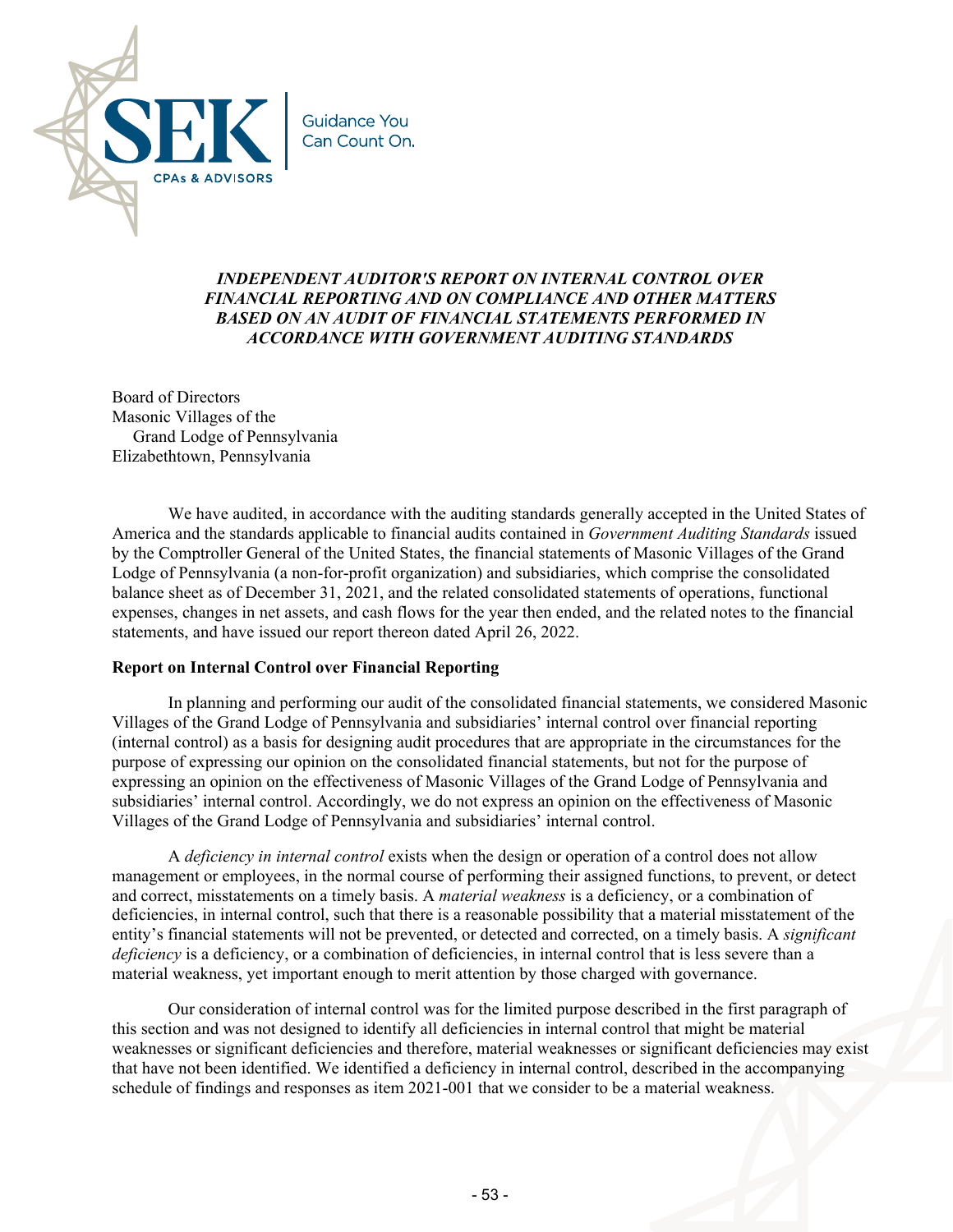SEK CPAs & ADVISORS

Guidance You Can Count On.

*INDEPENDENT AUDITOR'S REPORT ON INTERNAL CONTROL OVER FINANCIAL REPORTING AND ON COMPLIANCE AND OTHER MATTERS BASED ON AN AUDIT OF FINANCIAL STATEMENTS PERFORMED IN ACCORDANCE WITH GOVERNMENT AUDITING STANDARDS*

Board of Directors
Masonic Villages of the
Grand Lodge of Pennsylvania
Elizabethtown, Pennsylvania

We have audited, in accordance with the auditing standards generally accepted in the United States of America and the standards applicable to financial audits contained in *Government Auditing Standards* issued by the Comptroller General of the United States, the financial statements of Masonic Villages of the Grand Lodge of Pennsylvania (a non-for-profit organization) and subsidiaries, which comprise the consolidated balance sheet as of December 31, 2021, and the related consolidated statements of operations, functional expenses, changes in net assets, and cash flows for the year then ended, and the related notes to the financial statements, and have issued our report thereon dated April 26, 2022.

**Report on Internal Control over Financial Reporting**

In planning and performing our audit of the consolidated financial statements, we considered Masonic Villages of the Grand Lodge of Pennsylvania and subsidiaries' internal control over financial reporting (internal control) as a basis for designing audit procedures that are appropriate in the circumstances for the purpose of expressing our opinion on the consolidated financial statements, but not for the purpose of expressing an opinion on the effectiveness of Masonic Villages of the Grand Lodge of Pennsylvania and subsidiaries' internal control. Accordingly, we do not express an opinion on the effectiveness of Masonic Villages of the Grand Lodge of Pennsylvania and subsidiaries' internal control.

A *deficiency in internal control* exists when the design or operation of a control does not allow management or employees, in the normal course of performing their assigned functions, to prevent, or detect and correct, misstatements on a timely basis. A *material weakness* is a deficiency, or a combination of deficiencies, in internal control, such that there is a reasonable possibility that a material misstatement of the entity's financial statements will not be prevented, or detected and corrected, on a timely basis. A *significant deficiency* is a deficiency, or a combination of deficiencies, in internal control that is less severe than a material weakness, yet important enough to merit attention by those charged with governance.

Our consideration of internal control was for the limited purpose described in the first paragraph of this section and was not designed to identify all deficiencies in internal control that might be material weaknesses or significant deficiencies and therefore, material weaknesses or significant deficiencies may exist that have not been identified. We identified a deficiency in internal control, described in the accompanying schedule of findings and responses as item 2021-001 that we consider to be a material weakness.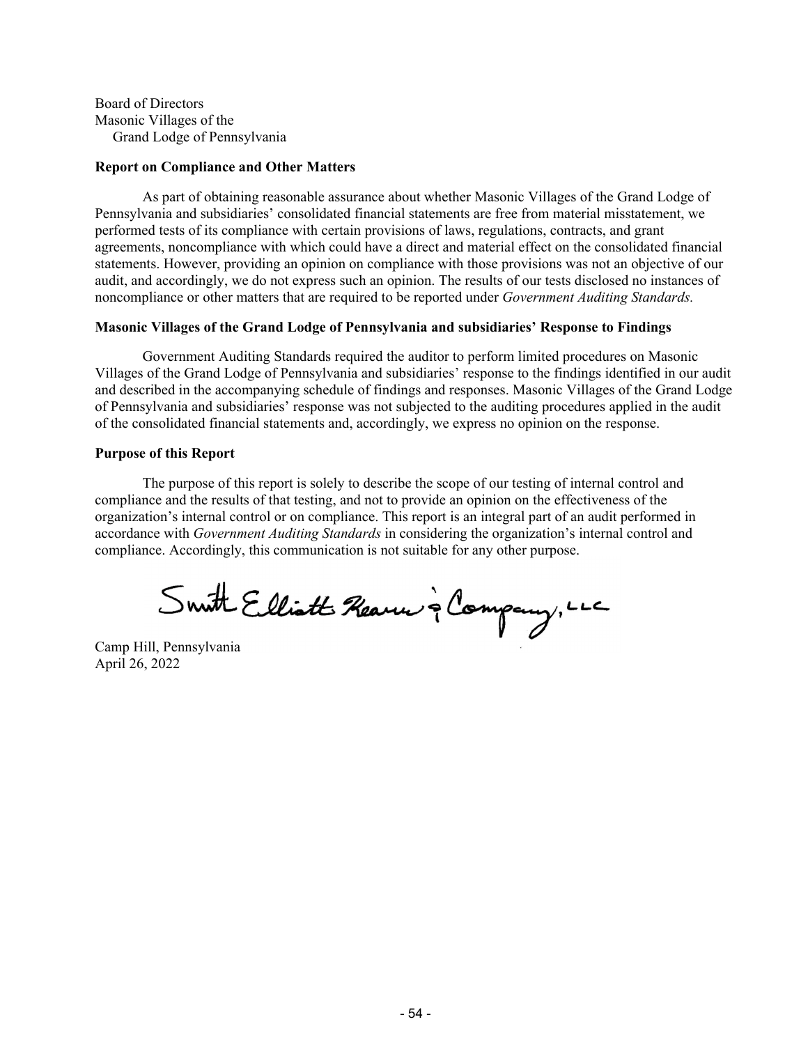Board of Directors
Masonic Villages of the
Grand Lodge of Pennsylvania

**Report on Compliance and Other Matters**

As part of obtaining reasonable assurance about whether Masonic Villages of the Grand Lodge of Pennsylvania and subsidiaries' consolidated financial statements are free from material misstatement, we performed tests of its compliance with certain provisions of laws, regulations, contracts, and grant agreements, noncompliance with which could have a direct and material effect on the consolidated financial statements. However, providing an opinion on compliance with those provisions was not an objective of our audit, and accordingly, we do not express such an opinion. The results of our tests disclosed no instances of noncompliance or other matters that are required to be reported under *Government Auditing Standards.*

**Masonic Villages of the Grand Lodge of Pennsylvania and subsidiaries' Response to Findings**

Government Auditing Standards required the auditor to perform limited procedures on Masonic Villages of the Grand Lodge of Pennsylvania and subsidiaries' response to the findings identified in our audit and described in the accompanying schedule of findings and responses. Masonic Villages of the Grand Lodge of Pennsylvania and subsidiaries' response was not subjected to the auditing procedures applied in the audit of the consolidated financial statements and, accordingly, we express no opinion on the response.

**Purpose of this Report**

The purpose of this report is solely to describe the scope of our testing of internal control and compliance and the results of that testing, and not to provide an opinion on the effectiveness of the organization's internal control or on compliance. This report is an integral part of an audit performed in accordance with *Government Auditing Standards* in considering the organization's internal control and compliance. Accordingly, this communication is not suitable for any other purpose.

Smith Elliott Kearns & Company, LLC

Camp Hill, Pennsylvania
April 26, 2022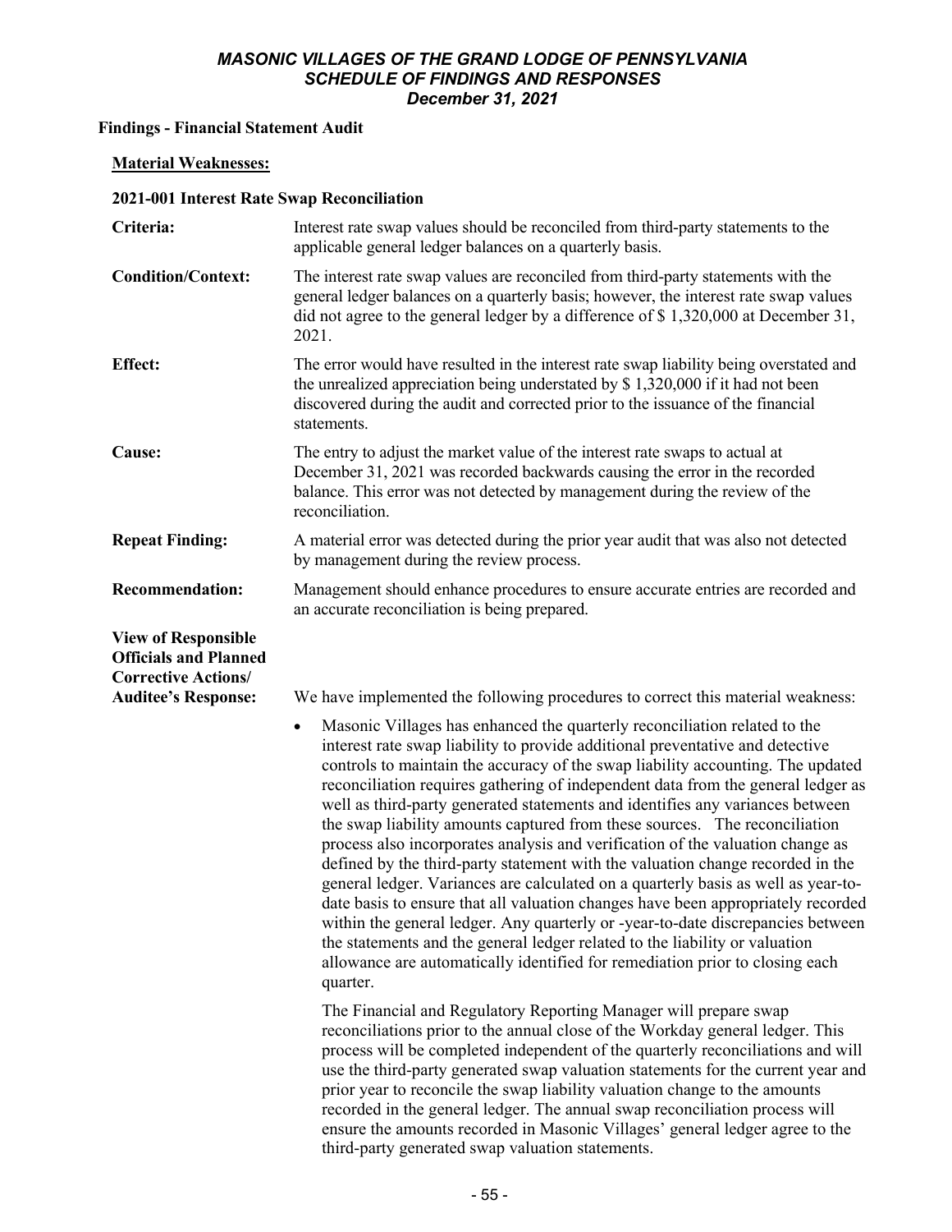# *MASONIC VILLAGES OF THE GRAND LODGE OF PENNSYLVANIA*
## *SCHEDULE OF FINDINGS AND RESPONSES*
### *December 31, 2021*

**Findings - Financial Statement Audit**

**Material Weaknesses:**

**2021-001 Interest Rate Swap Reconciliation**

**Criteria:** Interest rate swap values should be reconciled from third-party statements to the applicable general ledger balances on a quarterly basis.

**Condition/Context:** The interest rate swap values are reconciled from third-party statements with the general ledger balances on a quarterly basis; however, the interest rate swap values did not agree to the general ledger by a difference of $ 1,320,000 at December 31, 2021.

**Effect:** The error would have resulted in the interest rate swap liability being overstated and the unrealized appreciation being understated by $ 1,320,000 if it had not been discovered during the audit and corrected prior to the issuance of the financial statements.

**Cause:** The entry to adjust the market value of the interest rate swaps to actual at December 31, 2021 was recorded backwards causing the error in the recorded balance. This error was not detected by management during the review of the reconciliation.

**Repeat Finding:** A material error was detected during the prior year audit that was also not detected by management during the review process.

**Recommendation:** Management should enhance procedures to ensure accurate entries are recorded and an accurate reconciliation is being prepared.

**View of Responsible Officials and Planned Corrective Actions/ Auditee's Response:** We have implemented the following procedures to correct this material weakness:

- Masonic Villages has enhanced the quarterly reconciliation related to the interest rate swap liability to provide additional preventative and detective controls to maintain the accuracy of the swap liability accounting. The updated reconciliation requires gathering of independent data from the general ledger as well as third-party generated statements and identifies any variances between the swap liability amounts captured from these sources. The reconciliation process also incorporates analysis and verification of the valuation change as defined by the third-party statement with the valuation change recorded in the general ledger. Variances are calculated on a quarterly basis as well as year-to-date basis to ensure that all valuation changes have been appropriately recorded within the general ledger. Any quarterly or -year-to-date discrepancies between the statements and the general ledger related to the liability or valuation allowance are automatically identified for remediation prior to closing each quarter.

  The Financial and Regulatory Reporting Manager will prepare swap reconciliations prior to the annual close of the Workday general ledger. This process will be completed independent of the quarterly reconciliations and will use the third-party generated swap valuation statements for the current year and prior year to reconcile the swap liability valuation change to the amounts recorded in the general ledger. The annual swap reconciliation process will ensure the amounts recorded in Masonic Villages' general ledger agree to the third-party generated swap valuation statements.